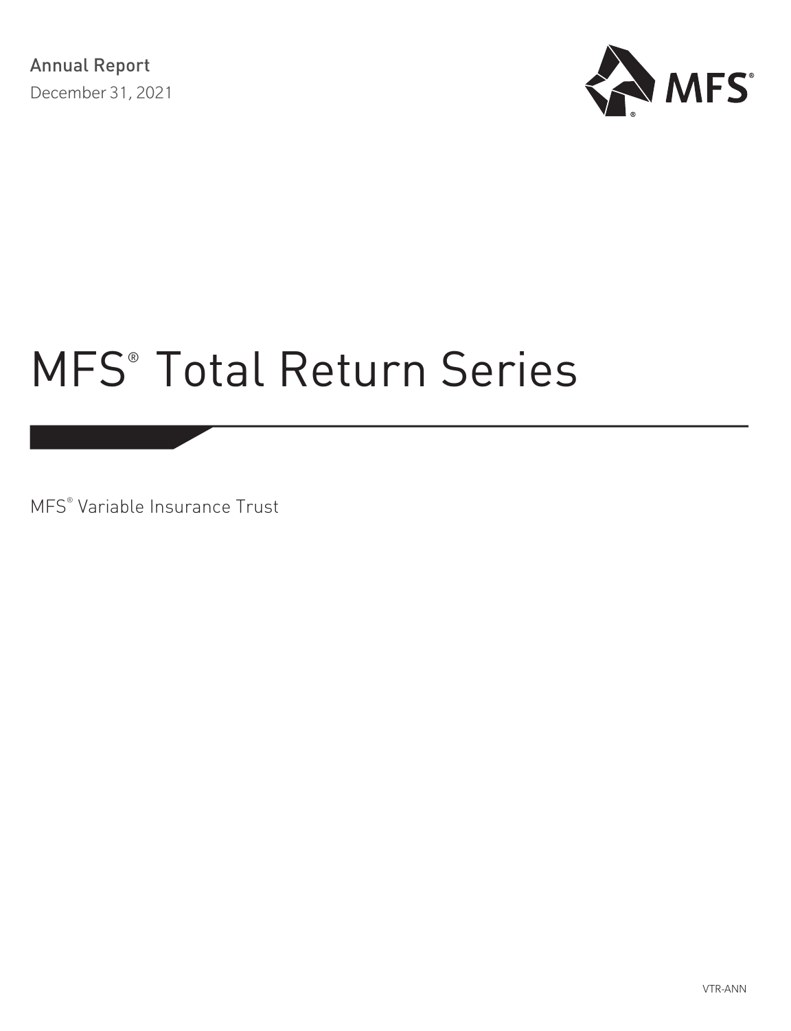Annual Report

December 31, 2021

MFS®

# MFS® Total Return Series

MFS® Variable Insurance Trust

VTR-ANN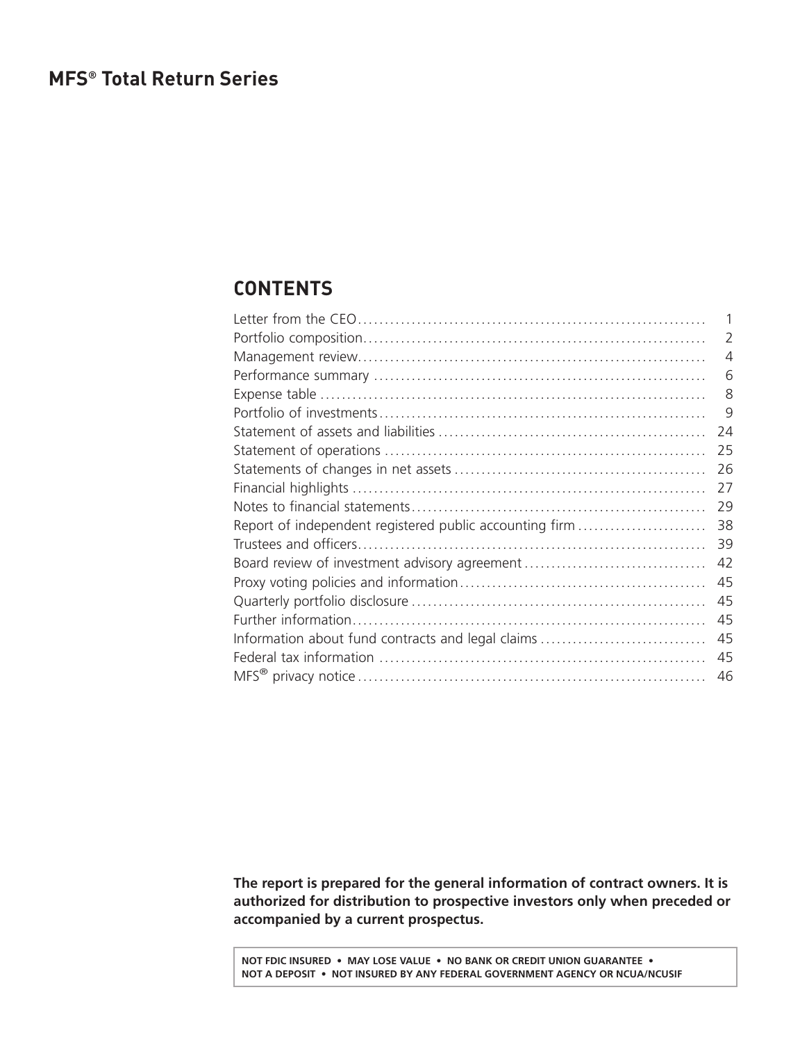# MFS® Total Return Series

## CONTENTS

| | |
|---|---|
| Letter from the CEO | 1 |
| Portfolio composition | 2 |
| Management review | 4 |
| Performance summary | 6 |
| Expense table | 8 |
| Portfolio of investments | 9 |
| Statement of assets and liabilities | 24 |
| Statement of operations | 25 |
| Statements of changes in net assets | 26 |
| Financial highlights | 27 |
| Notes to financial statements | 29 |
| Report of independent registered public accounting firm | 38 |
| Trustees and officers | 39 |
| Board review of investment advisory agreement | 42 |
| Proxy voting policies and information | 45 |
| Quarterly portfolio disclosure | 45 |
| Further information | 45 |
| Information about fund contracts and legal claims | 45 |
| Federal tax information | 45 |
| MFS® privacy notice | 46 |

**The report is prepared for the general information of contract owners. It is authorized for distribution to prospective investors only when preceded or accompanied by a current prospectus.**

**NOT FDIC INSURED • MAY LOSE VALUE • NO BANK OR CREDIT UNION GUARANTEE • NOT A DEPOSIT • NOT INSURED BY ANY FEDERAL GOVERNMENT AGENCY OR NCUA/NCUSIF**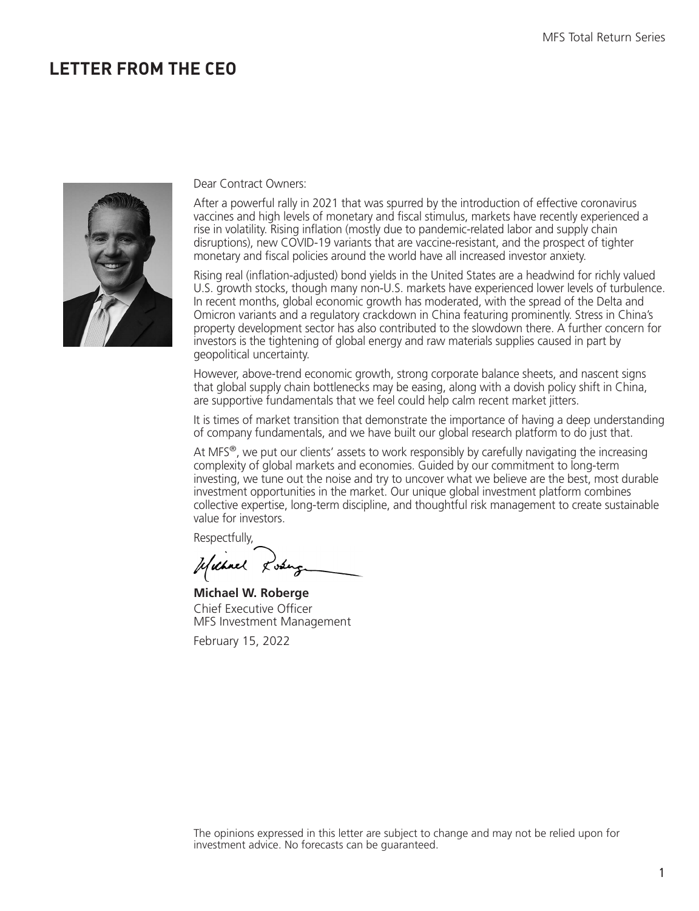# LETTER FROM THE CEO

Dear Contract Owners:

After a powerful rally in 2021 that was spurred by the introduction of effective coronavirus vaccines and high levels of monetary and fiscal stimulus, markets have recently experienced a rise in volatility. Rising inflation (mostly due to pandemic-related labor and supply chain disruptions), new COVID-19 variants that are vaccine-resistant, and the prospect of tighter monetary and fiscal policies around the world have all increased investor anxiety.

Rising real (inflation-adjusted) bond yields in the United States are a headwind for richly valued U.S. growth stocks, though many non-U.S. markets have experienced lower levels of turbulence. In recent months, global economic growth has moderated, with the spread of the Delta and Omicron variants and a regulatory crackdown in China featuring prominently. Stress in China's property development sector has also contributed to the slowdown there. A further concern for investors is the tightening of global energy and raw materials supplies caused in part by geopolitical uncertainty.

However, above-trend economic growth, strong corporate balance sheets, and nascent signs that global supply chain bottlenecks may be easing, along with a dovish policy shift in China, are supportive fundamentals that we feel could help calm recent market jitters.

It is times of market transition that demonstrate the importance of having a deep understanding of company fundamentals, and we have built our global research platform to do just that.

At MFS®, we put our clients' assets to work responsibly by carefully navigating the increasing complexity of global markets and economies. Guided by our commitment to long-term investing, we tune out the noise and try to uncover what we believe are the best, most durable investment opportunities in the market. Our unique global investment platform combines collective expertise, long-term discipline, and thoughtful risk management to create sustainable value for investors.

Respectfully,

**Michael W. Roberge**
Chief Executive Officer
MFS Investment Management

February 15, 2022

The opinions expressed in this letter are subject to change and may not be relied upon for investment advice. No forecasts can be guaranteed.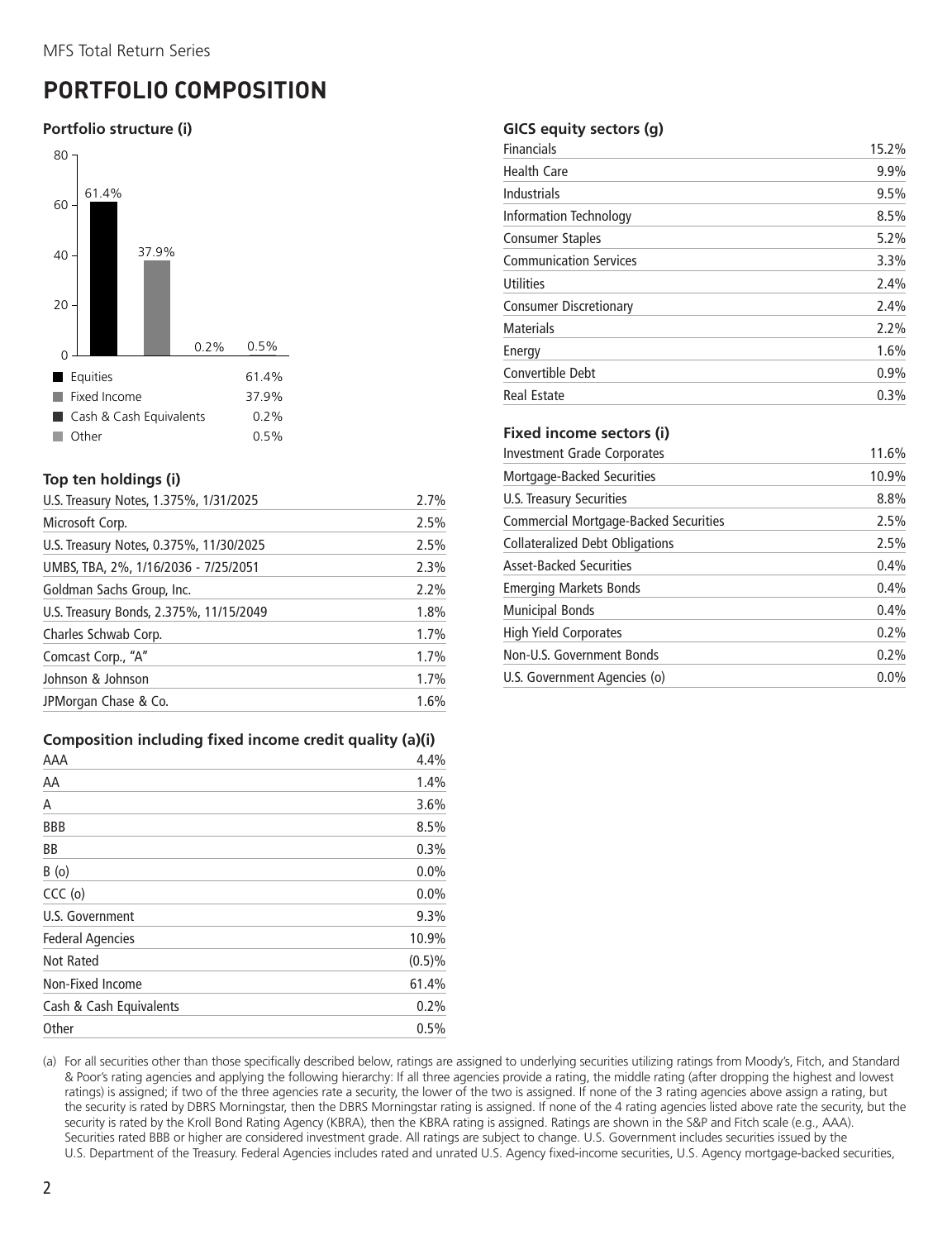# PORTFOLIO COMPOSITION

### Portfolio structure (i)

| | |
|---|---|
| Equities | 61.4% |
| Fixed Income | 37.9% |
| Cash & Cash Equivalents | 0.2% |
| Other | 0.5% |

### Top ten holdings (i)

| | |
|---|---|
| U.S. Treasury Notes, 1.375%, 1/31/2025 | 2.7% |
| Microsoft Corp. | 2.5% |
| U.S. Treasury Notes, 0.375%, 11/30/2025 | 2.5% |
| UMBS, TBA, 2%, 1/16/2036 - 7/25/2051 | 2.3% |
| Goldman Sachs Group, Inc. | 2.2% |
| U.S. Treasury Bonds, 2.375%, 11/15/2049 | 1.8% |
| Charles Schwab Corp. | 1.7% |
| Comcast Corp., "A" | 1.7% |
| Johnson & Johnson | 1.7% |
| JPMorgan Chase & Co. | 1.6% |

### Composition including fixed income credit quality (a)(i)

| | |
|---|---|
| AAA | 4.4% |
| AA | 1.4% |
| A | 3.6% |
| BBB | 8.5% |
| BB | 0.3% |
| B (o) | 0.0% |
| CCC (o) | 0.0% |
| U.S. Government | 9.3% |
| Federal Agencies | 10.9% |
| Not Rated | (0.5)% |
| Non-Fixed Income | 61.4% |
| Cash & Cash Equivalents | 0.2% |
| Other | 0.5% |

### GICS equity sectors (g)

| | |
|---|---|
| Financials | 15.2% |
| Health Care | 9.9% |
| Industrials | 9.5% |
| Information Technology | 8.5% |
| Consumer Staples | 5.2% |
| Communication Services | 3.3% |
| Utilities | 2.4% |
| Consumer Discretionary | 2.4% |
| Materials | 2.2% |
| Energy | 1.6% |
| Convertible Debt | 0.9% |
| Real Estate | 0.3% |

### Fixed income sectors (i)

| | |
|---|---|
| Investment Grade Corporates | 11.6% |
| Mortgage-Backed Securities | 10.9% |
| U.S. Treasury Securities | 8.8% |
| Commercial Mortgage-Backed Securities | 2.5% |
| Collateralized Debt Obligations | 2.5% |
| Asset-Backed Securities | 0.4% |
| Emerging Markets Bonds | 0.4% |
| Municipal Bonds | 0.4% |
| High Yield Corporates | 0.2% |
| Non-U.S. Government Bonds | 0.2% |
| U.S. Government Agencies (o) | 0.0% |

(a) For all securities other than those specifically described below, ratings are assigned to underlying securities utilizing ratings from Moody's, Fitch, and Standard & Poor's rating agencies and applying the following hierarchy: If all three agencies provide a rating, the middle rating (after dropping the highest and lowest ratings) is assigned; if two of the three agencies rate a security, the lower of the two is assigned. If none of the 3 rating agencies above assign a rating, but the security is rated by DBRS Morningstar, then the DBRS Morningstar rating is assigned. If none of the 4 rating agencies listed above rate the security, but the security is rated by the Kroll Bond Rating Agency (KBRA), then the KBRA rating is assigned. Ratings are shown in the S&P and Fitch scale (e.g., AAA). Securities rated BBB or higher are considered investment grade. All ratings are subject to change. U.S. Government includes securities issued by the U.S. Department of the Treasury. Federal Agencies includes rated and unrated U.S. Agency fixed-income securities, U.S. Agency mortgage-backed securities,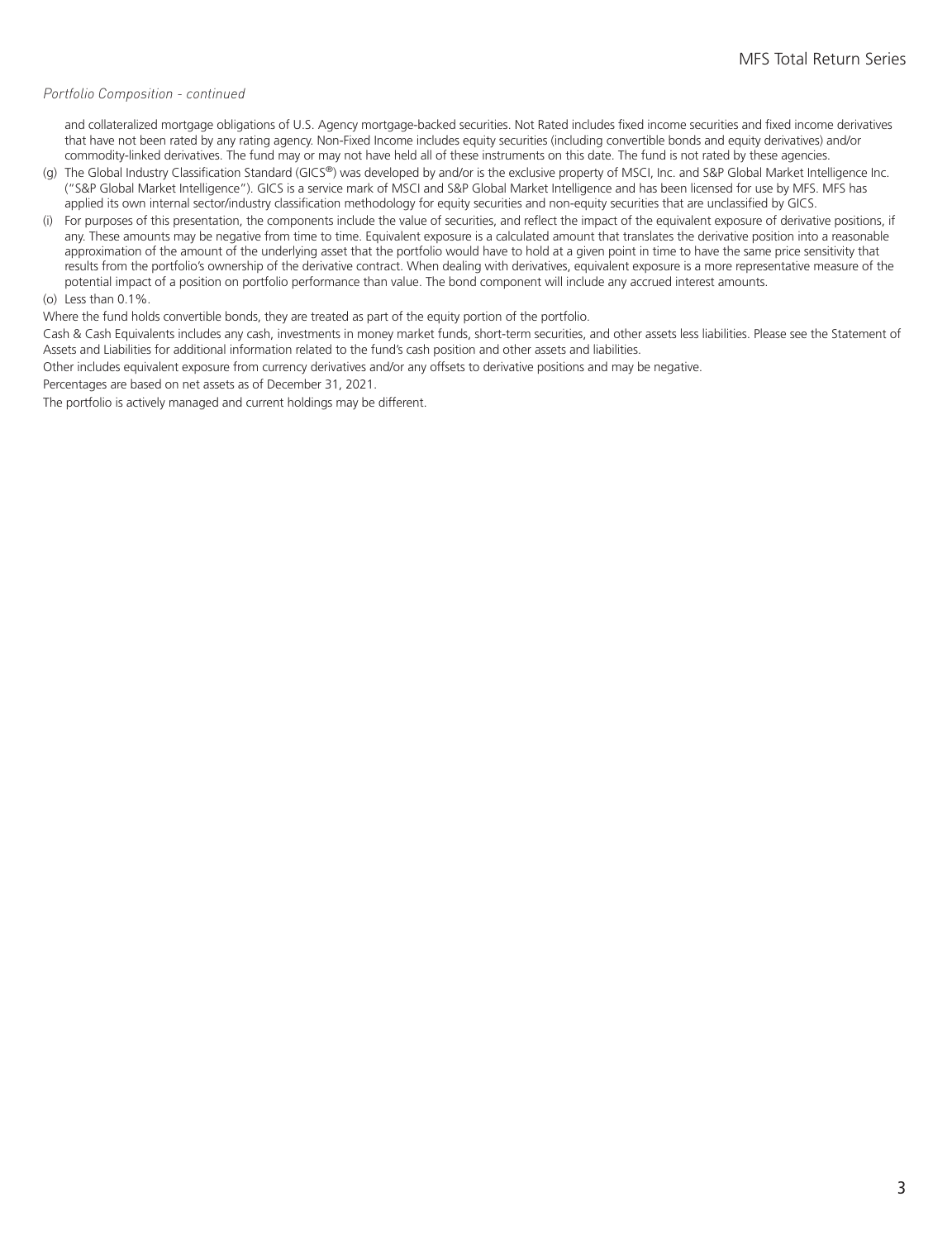*Portfolio Composition - continued*

and collateralized mortgage obligations of U.S. Agency mortgage-backed securities. Not Rated includes fixed income securities and fixed income derivatives that have not been rated by any rating agency. Non-Fixed Income includes equity securities (including convertible bonds and equity derivatives) and/or commodity-linked derivatives. The fund may or may not have held all of these instruments on this date. The fund is not rated by these agencies.

(g) The Global Industry Classification Standard (GICS®) was developed by and/or is the exclusive property of MSCI, Inc. and S&P Global Market Intelligence Inc. ("S&P Global Market Intelligence"). GICS is a service mark of MSCI and S&P Global Market Intelligence and has been licensed for use by MFS. MFS has applied its own internal sector/industry classification methodology for equity securities and non-equity securities that are unclassified by GICS.

(i) For purposes of this presentation, the components include the value of securities, and reflect the impact of the equivalent exposure of derivative positions, if any. These amounts may be negative from time to time. Equivalent exposure is a calculated amount that translates the derivative position into a reasonable approximation of the amount of the underlying asset that the portfolio would have to hold at a given point in time to have the same price sensitivity that results from the portfolio's ownership of the derivative contract. When dealing with derivatives, equivalent exposure is a more representative measure of the potential impact of a position on portfolio performance than value. The bond component will include any accrued interest amounts.

(o) Less than 0.1%.

Where the fund holds convertible bonds, they are treated as part of the equity portion of the portfolio.

Cash & Cash Equivalents includes any cash, investments in money market funds, short-term securities, and other assets less liabilities. Please see the Statement of Assets and Liabilities for additional information related to the fund's cash position and other assets and liabilities.

Other includes equivalent exposure from currency derivatives and/or any offsets to derivative positions and may be negative.

Percentages are based on net assets as of December 31, 2021.

The portfolio is actively managed and current holdings may be different.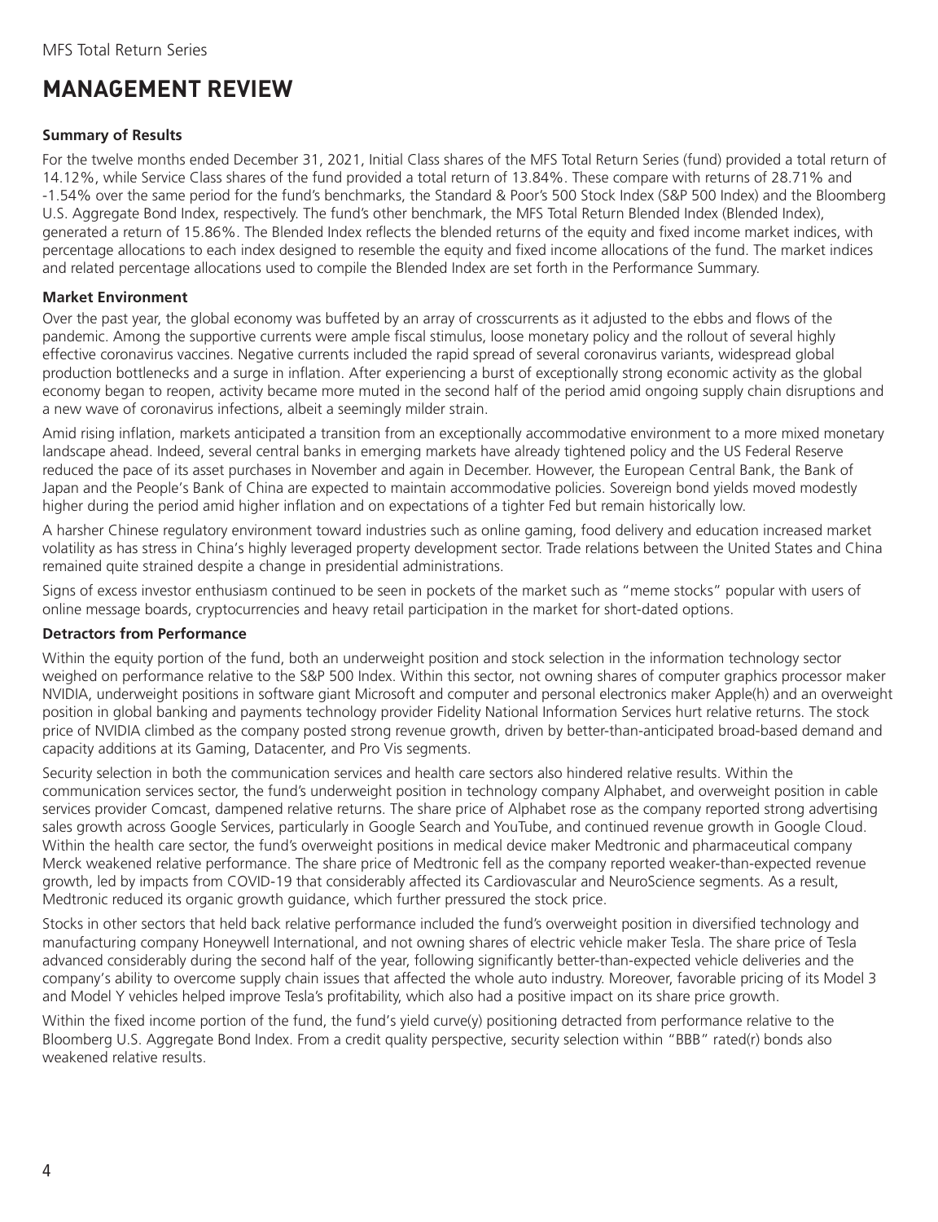MFS Total Return Series

# MANAGEMENT REVIEW

### Summary of Results

For the twelve months ended December 31, 2021, Initial Class shares of the MFS Total Return Series (fund) provided a total return of 14.12%, while Service Class shares of the fund provided a total return of 13.84%. These compare with returns of 28.71% and -1.54% over the same period for the fund's benchmarks, the Standard & Poor's 500 Stock Index (S&P 500 Index) and the Bloomberg U.S. Aggregate Bond Index, respectively. The fund's other benchmark, the MFS Total Return Blended Index (Blended Index), generated a return of 15.86%. The Blended Index reflects the blended returns of the equity and fixed income market indices, with percentage allocations to each index designed to resemble the equity and fixed income allocations of the fund. The market indices and related percentage allocations used to compile the Blended Index are set forth in the Performance Summary.

### Market Environment

Over the past year, the global economy was buffeted by an array of crosscurrents as it adjusted to the ebbs and flows of the pandemic. Among the supportive currents were ample fiscal stimulus, loose monetary policy and the rollout of several highly effective coronavirus vaccines. Negative currents included the rapid spread of several coronavirus variants, widespread global production bottlenecks and a surge in inflation. After experiencing a burst of exceptionally strong economic activity as the global economy began to reopen, activity became more muted in the second half of the period amid ongoing supply chain disruptions and a new wave of coronavirus infections, albeit a seemingly milder strain.

Amid rising inflation, markets anticipated a transition from an exceptionally accommodative environment to a more mixed monetary landscape ahead. Indeed, several central banks in emerging markets have already tightened policy and the US Federal Reserve reduced the pace of its asset purchases in November and again in December. However, the European Central Bank, the Bank of Japan and the People's Bank of China are expected to maintain accommodative policies. Sovereign bond yields moved modestly higher during the period amid higher inflation and on expectations of a tighter Fed but remain historically low.

A harsher Chinese regulatory environment toward industries such as online gaming, food delivery and education increased market volatility as has stress in China's highly leveraged property development sector. Trade relations between the United States and China remained quite strained despite a change in presidential administrations.

Signs of excess investor enthusiasm continued to be seen in pockets of the market such as "meme stocks" popular with users of online message boards, cryptocurrencies and heavy retail participation in the market for short-dated options.

### Detractors from Performance

Within the equity portion of the fund, both an underweight position and stock selection in the information technology sector weighed on performance relative to the S&P 500 Index. Within this sector, not owning shares of computer graphics processor maker NVIDIA, underweight positions in software giant Microsoft and computer and personal electronics maker Apple(h) and an overweight position in global banking and payments technology provider Fidelity National Information Services hurt relative returns. The stock price of NVIDIA climbed as the company posted strong revenue growth, driven by better-than-anticipated broad-based demand and capacity additions at its Gaming, Datacenter, and Pro Vis segments.

Security selection in both the communication services and health care sectors also hindered relative results. Within the communication services sector, the fund's underweight position in technology company Alphabet, and overweight position in cable services provider Comcast, dampened relative returns. The share price of Alphabet rose as the company reported strong advertising sales growth across Google Services, particularly in Google Search and YouTube, and continued revenue growth in Google Cloud. Within the health care sector, the fund's overweight positions in medical device maker Medtronic and pharmaceutical company Merck weakened relative performance. The share price of Medtronic fell as the company reported weaker-than-expected revenue growth, led by impacts from COVID-19 that considerably affected its Cardiovascular and NeuroScience segments. As a result, Medtronic reduced its organic growth guidance, which further pressured the stock price.

Stocks in other sectors that held back relative performance included the fund's overweight position in diversified technology and manufacturing company Honeywell International, and not owning shares of electric vehicle maker Tesla. The share price of Tesla advanced considerably during the second half of the year, following significantly better-than-expected vehicle deliveries and the company's ability to overcome supply chain issues that affected the whole auto industry. Moreover, favorable pricing of its Model 3 and Model Y vehicles helped improve Tesla's profitability, which also had a positive impact on its share price growth.

Within the fixed income portion of the fund, the fund's yield curve(y) positioning detracted from performance relative to the Bloomberg U.S. Aggregate Bond Index. From a credit quality perspective, security selection within "BBB" rated(r) bonds also weakened relative results.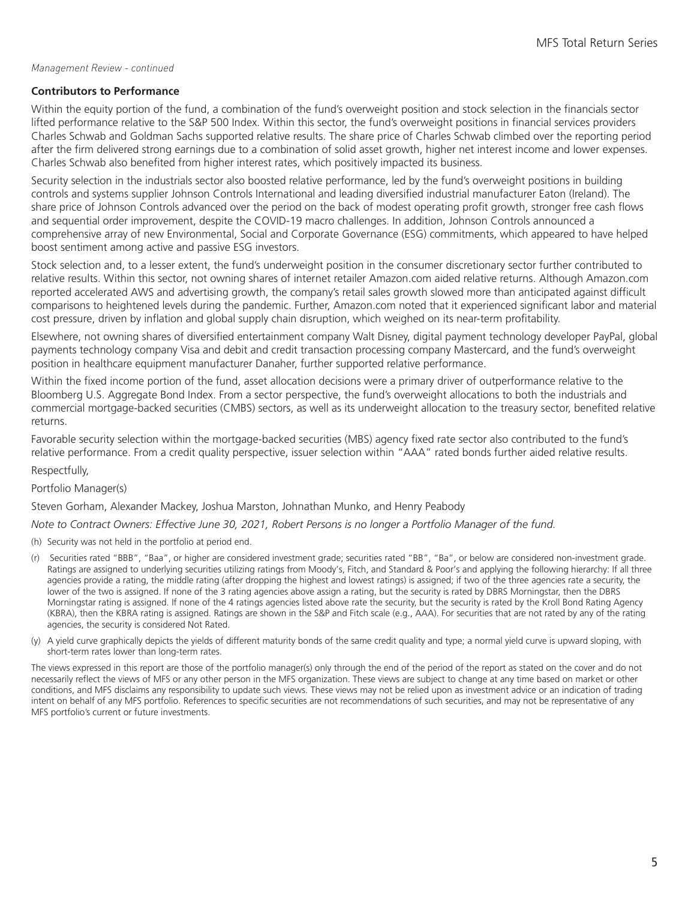*Management Review - continued*

**Contributors to Performance**

Within the equity portion of the fund, a combination of the fund's overweight position and stock selection in the financials sector lifted performance relative to the S&P 500 Index. Within this sector, the fund's overweight positions in financial services providers Charles Schwab and Goldman Sachs supported relative results. The share price of Charles Schwab climbed over the reporting period after the firm delivered strong earnings due to a combination of solid asset growth, higher net interest income and lower expenses. Charles Schwab also benefited from higher interest rates, which positively impacted its business.

Security selection in the industrials sector also boosted relative performance, led by the fund's overweight positions in building controls and systems supplier Johnson Controls International and leading diversified industrial manufacturer Eaton (Ireland). The share price of Johnson Controls advanced over the period on the back of modest operating profit growth, stronger free cash flows and sequential order improvement, despite the COVID-19 macro challenges. In addition, Johnson Controls announced a comprehensive array of new Environmental, Social and Corporate Governance (ESG) commitments, which appeared to have helped boost sentiment among active and passive ESG investors.

Stock selection and, to a lesser extent, the fund's underweight position in the consumer discretionary sector further contributed to relative results. Within this sector, not owning shares of internet retailer Amazon.com aided relative returns. Although Amazon.com reported accelerated AWS and advertising growth, the company's retail sales growth slowed more than anticipated against difficult comparisons to heightened levels during the pandemic. Further, Amazon.com noted that it experienced significant labor and material cost pressure, driven by inflation and global supply chain disruption, which weighed on its near-term profitability.

Elsewhere, not owning shares of diversified entertainment company Walt Disney, digital payment technology developer PayPal, global payments technology company Visa and debit and credit transaction processing company Mastercard, and the fund's overweight position in healthcare equipment manufacturer Danaher, further supported relative performance.

Within the fixed income portion of the fund, asset allocation decisions were a primary driver of outperformance relative to the Bloomberg U.S. Aggregate Bond Index. From a sector perspective, the fund's overweight allocations to both the industrials and commercial mortgage-backed securities (CMBS) sectors, as well as its underweight allocation to the treasury sector, benefited relative returns.

Favorable security selection within the mortgage-backed securities (MBS) agency fixed rate sector also contributed to the fund's relative performance. From a credit quality perspective, issuer selection within "AAA" rated bonds further aided relative results.

Respectfully,

Portfolio Manager(s)

Steven Gorham, Alexander Mackey, Joshua Marston, Johnathan Munko, and Henry Peabody

*Note to Contract Owners: Effective June 30, 2021, Robert Persons is no longer a Portfolio Manager of the fund.*

(h) Security was not held in the portfolio at period end.

(r) Securities rated "BBB", "Baa", or higher are considered investment grade; securities rated "BB", "Ba", or below are considered non-investment grade. Ratings are assigned to underlying securities utilizing ratings from Moody's, Fitch, and Standard & Poor's and applying the following hierarchy: If all three agencies provide a rating, the middle rating (after dropping the highest and lowest ratings) is assigned; if two of the three agencies rate a security, the lower of the two is assigned. If none of the 3 rating agencies above assign a rating, but the security is rated by DBRS Morningstar, then the DBRS Morningstar rating is assigned. If none of the 4 ratings agencies listed above rate the security, but the security is rated by the Kroll Bond Rating Agency (KBRA), then the KBRA rating is assigned. Ratings are shown in the S&P and Fitch scale (e.g., AAA). For securities that are not rated by any of the rating agencies, the security is considered Not Rated.

(y) A yield curve graphically depicts the yields of different maturity bonds of the same credit quality and type; a normal yield curve is upward sloping, with short-term rates lower than long-term rates.

The views expressed in this report are those of the portfolio manager(s) only through the end of the period of the report as stated on the cover and do not necessarily reflect the views of MFS or any other person in the MFS organization. These views are subject to change at any time based on market or other conditions, and MFS disclaims any responsibility to update such views. These views may not be relied upon as investment advice or an indication of trading intent on behalf of any MFS portfolio. References to specific securities are not recommendations of such securities, and may not be representative of any MFS portfolio's current or future investments.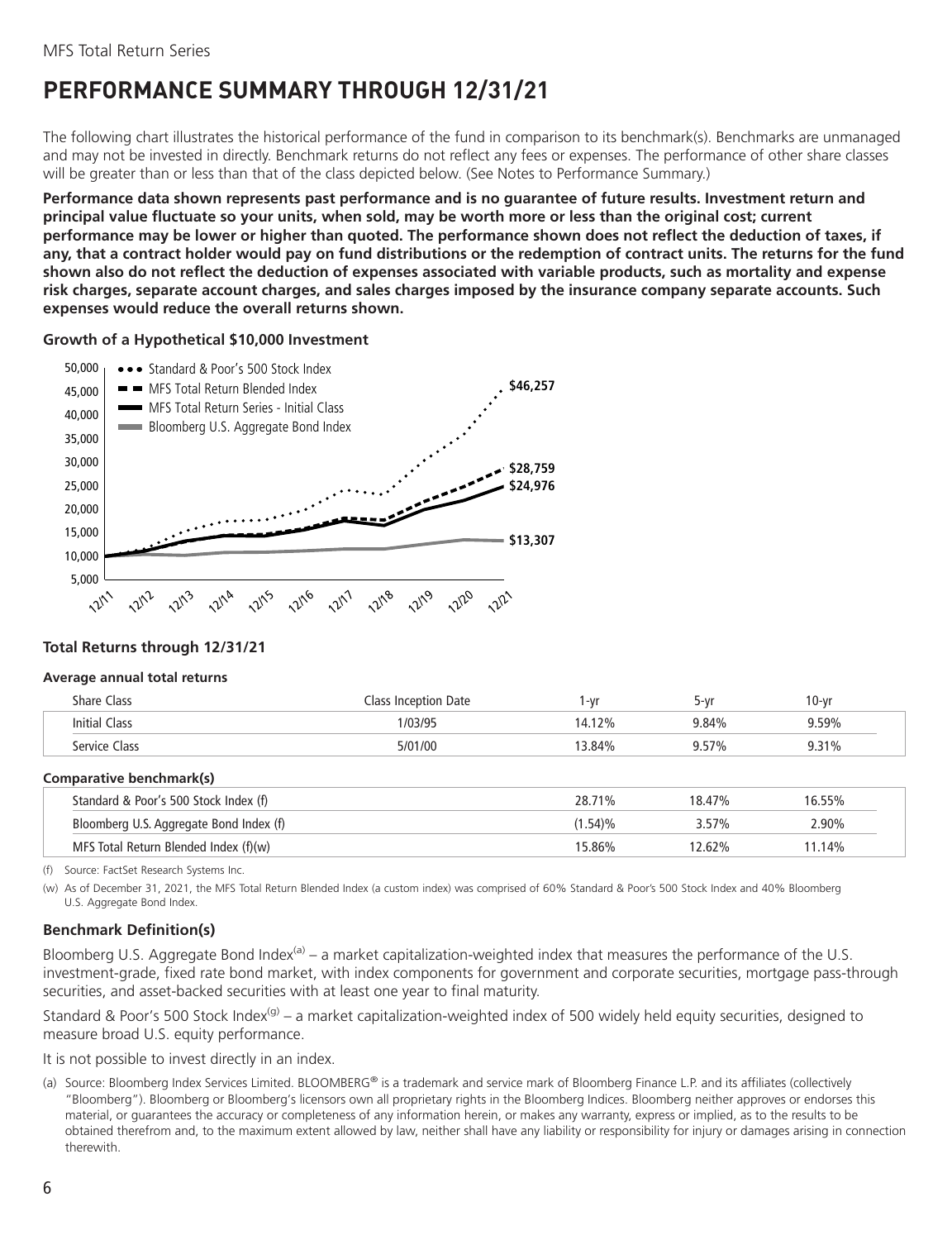# PERFORMANCE SUMMARY THROUGH 12/31/21

The following chart illustrates the historical performance of the fund in comparison to its benchmark(s). Benchmarks are unmanaged and may not be invested in directly. Benchmark returns do not reflect any fees or expenses. The performance of other share classes will be greater than or less than that of the class depicted below. (See Notes to Performance Summary.)

**Performance data shown represents past performance and is no guarantee of future results. Investment return and principal value fluctuate so your units, when sold, may be worth more or less than the original cost; current performance may be lower or higher than quoted. The performance shown does not reflect the deduction of taxes, if any, that a contract holder would pay on fund distributions or the redemption of contract units. The returns for the fund shown also do not reflect the deduction of expenses associated with variable products, such as mortality and expense risk charges, separate account charges, and sales charges imposed by the insurance company separate accounts. Such expenses would reduce the overall returns shown.**

**Growth of a Hypothetical $10,000 Investment**

- Standard & Poor's 500 Stock Index: $46,257
- MFS Total Return Blended Index: $28,759
- MFS Total Return Series - Initial Class: $24,976
- Bloomberg U.S. Aggregate Bond Index: $13,307

### Total Returns through 12/31/21

**Average annual total returns**

| Share Class | Class Inception Date | 1-yr | 5-yr | 10-yr |
|---|---|---|---|---|
| Initial Class | 1/03/95 | 14.12% | 9.84% | 9.59% |
| Service Class | 5/01/00 | 13.84% | 9.57% | 9.31% |

**Comparative benchmark(s)**

| | 1-yr | 5-yr | 10-yr |
|---|---|---|---|
| Standard & Poor's 500 Stock Index (f) | 28.71% | 18.47% | 16.55% |
| Bloomberg U.S. Aggregate Bond Index (f) | (1.54)% | 3.57% | 2.90% |
| MFS Total Return Blended Index (f)(w) | 15.86% | 12.62% | 11.14% |

(f) Source: FactSet Research Systems Inc.

(w) As of December 31, 2021, the MFS Total Return Blended Index (a custom index) was comprised of 60% Standard & Poor's 500 Stock Index and 40% Bloomberg U.S. Aggregate Bond Index.

### Benchmark Definition(s)

Bloomberg U.S. Aggregate Bond Index[(a)] – a market capitalization-weighted index that measures the performance of the U.S. investment-grade, fixed rate bond market, with index components for government and corporate securities, mortgage pass-through securities, and asset-backed securities with at least one year to final maturity.

Standard & Poor's 500 Stock Index[(g)] – a market capitalization-weighted index of 500 widely held equity securities, designed to measure broad U.S. equity performance.

It is not possible to invest directly in an index.

(a) Source: Bloomberg Index Services Limited. BLOOMBERG® is a trademark and service mark of Bloomberg Finance L.P. and its affiliates (collectively "Bloomberg"). Bloomberg or Bloomberg's licensors own all proprietary rights in the Bloomberg Indices. Bloomberg neither approves or endorses this material, or guarantees the accuracy or completeness of any information herein, or makes any warranty, express or implied, as to the results to be obtained therefrom and, to the maximum extent allowed by law, neither shall have any liability or responsibility for injury or damages arising in connection therewith.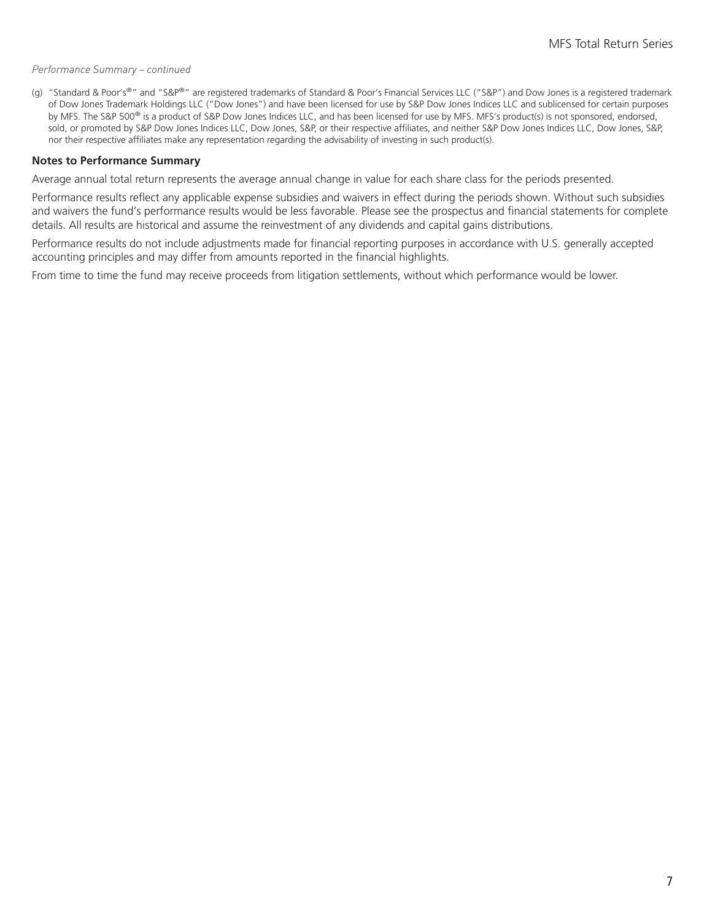*Performance Summary – continued*

(g) "Standard & Poor's®" and "S&P®" are registered trademarks of Standard & Poor's Financial Services LLC ("S&P") and Dow Jones is a registered trademark of Dow Jones Trademark Holdings LLC ("Dow Jones") and have been licensed for use by S&P Dow Jones Indices LLC and sublicensed for certain purposes by MFS. The S&P 500® is a product of S&P Dow Jones Indices LLC, and has been licensed for use by MFS. MFS's product(s) is not sponsored, endorsed, sold, or promoted by S&P Dow Jones Indices LLC, Dow Jones, S&P, or their respective affiliates, and neither S&P Dow Jones Indices LLC, Dow Jones, S&P, nor their respective affiliates make any representation regarding the advisability of investing in such product(s).

**Notes to Performance Summary**

Average annual total return represents the average annual change in value for each share class for the periods presented.

Performance results reflect any applicable expense subsidies and waivers in effect during the periods shown. Without such subsidies and waivers the fund's performance results would be less favorable. Please see the prospectus and financial statements for complete details. All results are historical and assume the reinvestment of any dividends and capital gains distributions.

Performance results do not include adjustments made for financial reporting purposes in accordance with U.S. generally accepted accounting principles and may differ from amounts reported in the financial highlights.

From time to time the fund may receive proceeds from litigation settlements, without which performance would be lower.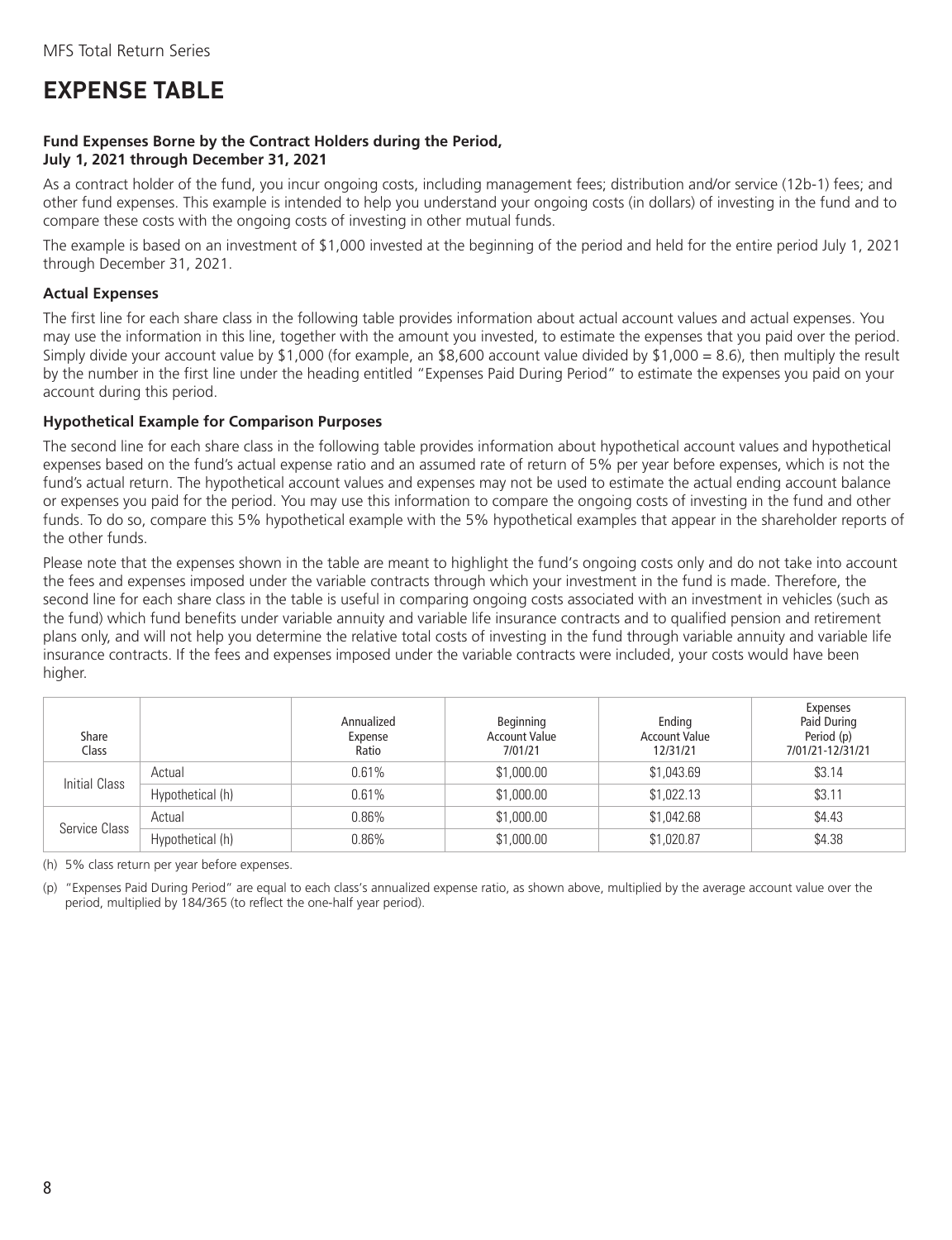# EXPENSE TABLE

**Fund Expenses Borne by the Contract Holders during the Period, July 1, 2021 through December 31, 2021**

As a contract holder of the fund, you incur ongoing costs, including management fees; distribution and/or service (12b-1) fees; and other fund expenses. This example is intended to help you understand your ongoing costs (in dollars) of investing in the fund and to compare these costs with the ongoing costs of investing in other mutual funds.

The example is based on an investment of $1,000 invested at the beginning of the period and held for the entire period July 1, 2021 through December 31, 2021.

### Actual Expenses

The first line for each share class in the following table provides information about actual account values and actual expenses. You may use the information in this line, together with the amount you invested, to estimate the expenses that you paid over the period. Simply divide your account value by $1,000 (for example, an $8,600 account value divided by $1,000 = 8.6), then multiply the result by the number in the first line under the heading entitled "Expenses Paid During Period" to estimate the expenses you paid on your account during this period.

### Hypothetical Example for Comparison Purposes

The second line for each share class in the following table provides information about hypothetical account values and hypothetical expenses based on the fund's actual expense ratio and an assumed rate of return of 5% per year before expenses, which is not the fund's actual return. The hypothetical account values and expenses may not be used to estimate the actual ending account balance or expenses you paid for the period. You may use this information to compare the ongoing costs of investing in the fund and other funds. To do so, compare this 5% hypothetical example with the 5% hypothetical examples that appear in the shareholder reports of the other funds.

Please note that the expenses shown in the table are meant to highlight the fund's ongoing costs only and do not take into account the fees and expenses imposed under the variable contracts through which your investment in the fund is made. Therefore, the second line for each share class in the table is useful in comparing ongoing costs associated with an investment in vehicles (such as the fund) which fund benefits under variable annuity and variable life insurance contracts and to qualified pension and retirement plans only, and will not help you determine the relative total costs of investing in the fund through variable annuity and variable life insurance contracts. If the fees and expenses imposed under the variable contracts were included, your costs would have been higher.

| Share Class | | Annualized Expense Ratio | Beginning Account Value 7/01/21 | Ending Account Value 12/31/21 | Expenses Paid During Period (p) 7/01/21-12/31/21 |
|---|---|---|---|---|---|
| Initial Class | Actual | 0.61% | $1,000.00 | $1,043.69 | $3.14 |
| | Hypothetical (h) | 0.61% | $1,000.00 | $1,022.13 | $3.11 |
| Service Class | Actual | 0.86% | $1,000.00 | $1,042.68 | $4.43 |
| | Hypothetical (h) | 0.86% | $1,000.00 | $1,020.87 | $4.38 |

(h) 5% class return per year before expenses.

(p) "Expenses Paid During Period" are equal to each class's annualized expense ratio, as shown above, multiplied by the average account value over the period, multiplied by 184/365 (to reflect the one-half year period).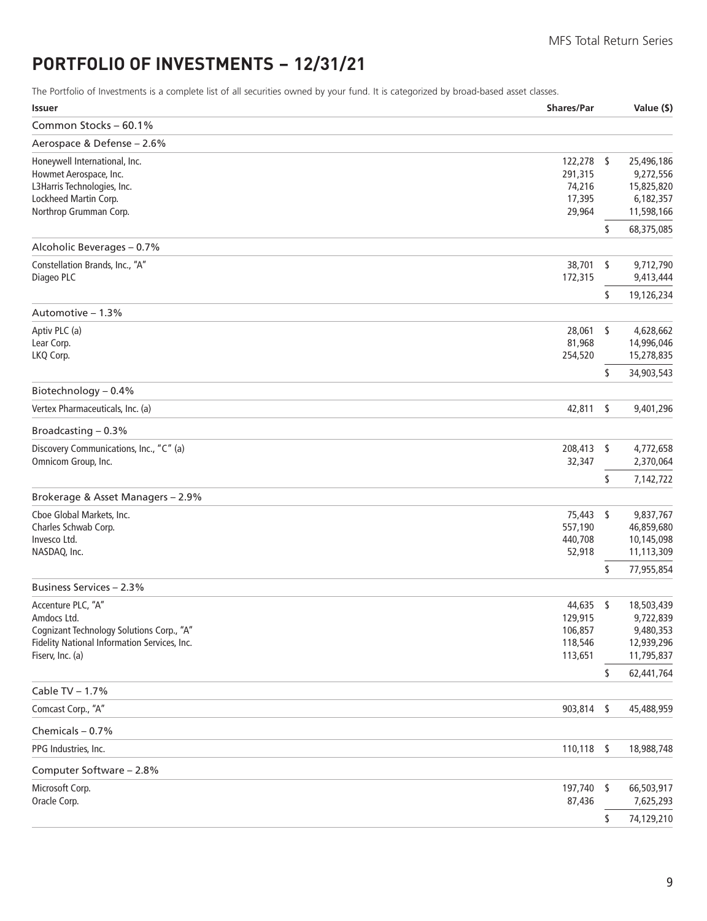# PORTFOLIO OF INVESTMENTS – 12/31/21

The Portfolio of Investments is a complete list of all securities owned by your fund. It is categorized by broad-based asset classes.

| Issuer | Shares/Par | Value ($) |
|---|---|---|
| **Common Stocks – 60.1%** | | |
| **Aerospace & Defense – 2.6%** | | |
| Honeywell International, Inc. | 122,278 | $ 25,496,186 |
| Howmet Aerospace, Inc. | 291,315 | 9,272,556 |
| L3Harris Technologies, Inc. | 74,216 | 15,825,820 |
| Lockheed Martin Corp. | 17,395 | 6,182,357 |
| Northrop Grumman Corp. | 29,964 | 11,598,166 |
| | | $ 68,375,085 |
| **Alcoholic Beverages – 0.7%** | | |
| Constellation Brands, Inc., "A" | 38,701 | $ 9,712,790 |
| Diageo PLC | 172,315 | 9,413,444 |
| | | $ 19,126,234 |
| **Automotive – 1.3%** | | |
| Aptiv PLC (a) | 28,061 | $ 4,628,662 |
| Lear Corp. | 81,968 | 14,996,046 |
| LKQ Corp. | 254,520 | 15,278,835 |
| | | $ 34,903,543 |
| **Biotechnology – 0.4%** | | |
| Vertex Pharmaceuticals, Inc. (a) | 42,811 | $ 9,401,296 |
| **Broadcasting – 0.3%** | | |
| Discovery Communications, Inc., "C" (a) | 208,413 | $ 4,772,658 |
| Omnicom Group, Inc. | 32,347 | 2,370,064 |
| | | $ 7,142,722 |
| **Brokerage & Asset Managers – 2.9%** | | |
| Cboe Global Markets, Inc. | 75,443 | $ 9,837,767 |
| Charles Schwab Corp. | 557,190 | 46,859,680 |
| Invesco Ltd. | 440,708 | 10,145,098 |
| NASDAQ, Inc. | 52,918 | 11,113,309 |
| | | $ 77,955,854 |
| **Business Services – 2.3%** | | |
| Accenture PLC, "A" | 44,635 | $ 18,503,439 |
| Amdocs Ltd. | 129,915 | 9,722,839 |
| Cognizant Technology Solutions Corp., "A" | 106,857 | 9,480,353 |
| Fidelity National Information Services, Inc. | 118,546 | 12,939,296 |
| Fiserv, Inc. (a) | 113,651 | 11,795,837 |
| | | $ 62,441,764 |
| **Cable TV – 1.7%** | | |
| Comcast Corp., "A" | 903,814 | $ 45,488,959 |
| **Chemicals – 0.7%** | | |
| PPG Industries, Inc. | 110,118 | $ 18,988,748 |
| **Computer Software – 2.8%** | | |
| Microsoft Corp. | 197,740 | $ 66,503,917 |
| Oracle Corp. | 87,436 | 7,625,293 |
| | | $ 74,129,210 |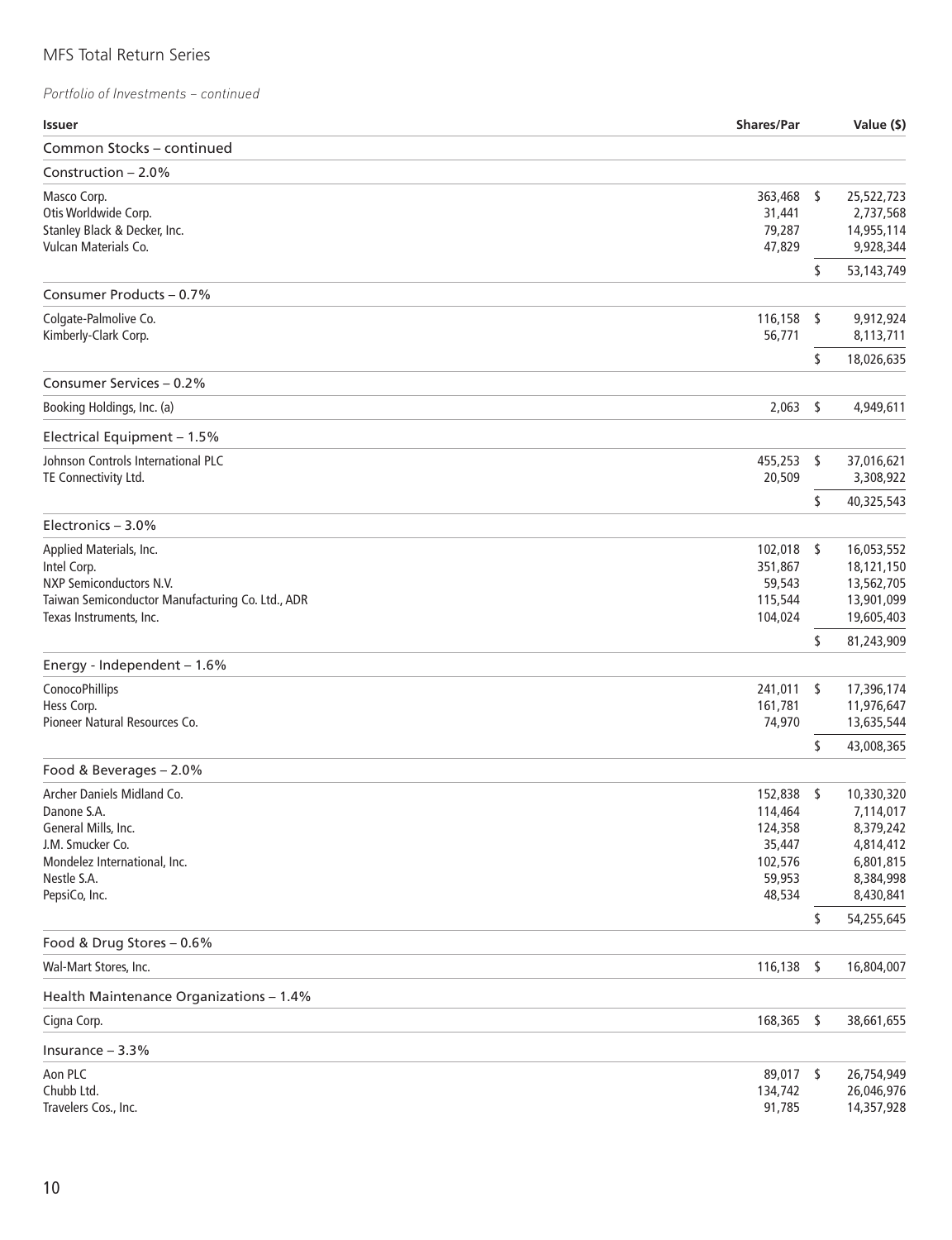MFS Total Return Series

*Portfolio of Investments – continued*

| Issuer | Shares/Par | Value ($) |
|---|---|---|
| **Common Stocks – continued** | | |
| **Construction – 2.0%** | | |
| Masco Corp. | 363,468 | $ 25,522,723 |
| Otis Worldwide Corp. | 31,441 | 2,737,568 |
| Stanley Black & Decker, Inc. | 79,287 | 14,955,114 |
| Vulcan Materials Co. | 47,829 | 9,928,344 |
| | | $ 53,143,749 |
| **Consumer Products – 0.7%** | | |
| Colgate-Palmolive Co. | 116,158 | $ 9,912,924 |
| Kimberly-Clark Corp. | 56,771 | 8,113,711 |
| | | $ 18,026,635 |
| **Consumer Services – 0.2%** | | |
| Booking Holdings, Inc. (a) | 2,063 | $ 4,949,611 |
| **Electrical Equipment – 1.5%** | | |
| Johnson Controls International PLC | 455,253 | $ 37,016,621 |
| TE Connectivity Ltd. | 20,509 | 3,308,922 |
| | | $ 40,325,543 |
| **Electronics – 3.0%** | | |
| Applied Materials, Inc. | 102,018 | $ 16,053,552 |
| Intel Corp. | 351,867 | 18,121,150 |
| NXP Semiconductors N.V. | 59,543 | 13,562,705 |
| Taiwan Semiconductor Manufacturing Co. Ltd., ADR | 115,544 | 13,901,099 |
| Texas Instruments, Inc. | 104,024 | 19,605,403 |
| | | $ 81,243,909 |
| **Energy - Independent – 1.6%** | | |
| ConocoPhillips | 241,011 | $ 17,396,174 |
| Hess Corp. | 161,781 | 11,976,647 |
| Pioneer Natural Resources Co. | 74,970 | 13,635,544 |
| | | $ 43,008,365 |
| **Food & Beverages – 2.0%** | | |
| Archer Daniels Midland Co. | 152,838 | $ 10,330,320 |
| Danone S.A. | 114,464 | 7,114,017 |
| General Mills, Inc. | 124,358 | 8,379,242 |
| J.M. Smucker Co. | 35,447 | 4,814,412 |
| Mondelez International, Inc. | 102,576 | 6,801,815 |
| Nestle S.A. | 59,953 | 8,384,998 |
| PepsiCo, Inc. | 48,534 | 8,430,841 |
| | | $ 54,255,645 |
| **Food & Drug Stores – 0.6%** | | |
| Wal-Mart Stores, Inc. | 116,138 | $ 16,804,007 |
| **Health Maintenance Organizations – 1.4%** | | |
| Cigna Corp. | 168,365 | $ 38,661,655 |
| **Insurance – 3.3%** | | |
| Aon PLC | 89,017 | $ 26,754,949 |
| Chubb Ltd. | 134,742 | 26,046,976 |
| Travelers Cos., Inc. | 91,785 | 14,357,928 |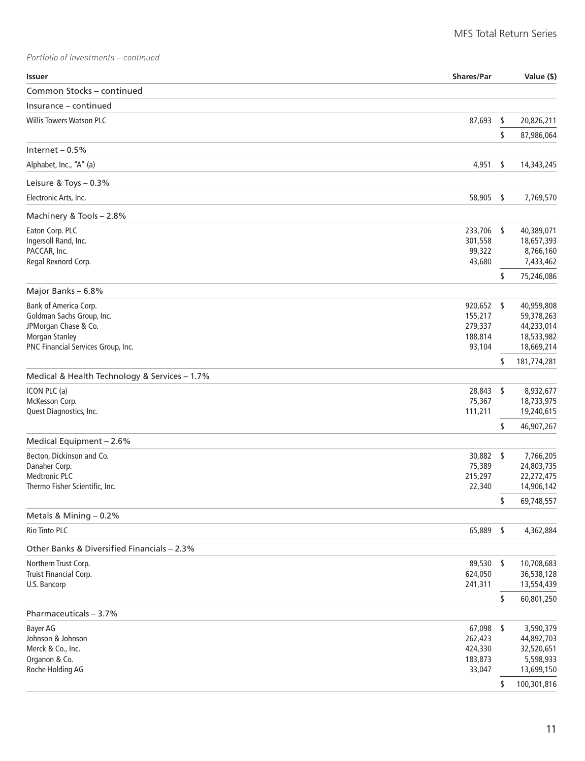*Portfolio of Investments – continued*

| Issuer | Shares/Par | Value ($) |
|---|---|---|
| **Common Stocks – continued** | | |
| **Insurance – continued** | | |
| Willis Towers Watson PLC | 87,693 | $ 20,826,211 |
| | | $ 87,986,064 |
| **Internet – 0.5%** | | |
| Alphabet, Inc., "A" (a) | 4,951 | $ 14,343,245 |
| **Leisure & Toys – 0.3%** | | |
| Electronic Arts, Inc. | 58,905 | $ 7,769,570 |
| **Machinery & Tools – 2.8%** | | |
| Eaton Corp. PLC | 233,706 | $ 40,389,071 |
| Ingersoll Rand, Inc. | 301,558 | 18,657,393 |
| PACCAR, Inc. | 99,322 | 8,766,160 |
| Regal Rexnord Corp. | 43,680 | 7,433,462 |
| | | $ 75,246,086 |
| **Major Banks – 6.8%** | | |
| Bank of America Corp. | 920,652 | $ 40,959,808 |
| Goldman Sachs Group, Inc. | 155,217 | 59,378,263 |
| JPMorgan Chase & Co. | 279,337 | 44,233,014 |
| Morgan Stanley | 188,814 | 18,533,982 |
| PNC Financial Services Group, Inc. | 93,104 | 18,669,214 |
| | | $ 181,774,281 |
| **Medical & Health Technology & Services – 1.7%** | | |
| ICON PLC (a) | 28,843 | $ 8,932,677 |
| McKesson Corp. | 75,367 | 18,733,975 |
| Quest Diagnostics, Inc. | 111,211 | 19,240,615 |
| | | $ 46,907,267 |
| **Medical Equipment – 2.6%** | | |
| Becton, Dickinson and Co. | 30,882 | $ 7,766,205 |
| Danaher Corp. | 75,389 | 24,803,735 |
| Medtronic PLC | 215,297 | 22,272,475 |
| Thermo Fisher Scientific, Inc. | 22,340 | 14,906,142 |
| | | $ 69,748,557 |
| **Metals & Mining – 0.2%** | | |
| Rio Tinto PLC | 65,889 | $ 4,362,884 |
| **Other Banks & Diversified Financials – 2.3%** | | |
| Northern Trust Corp. | 89,530 | $ 10,708,683 |
| Truist Financial Corp. | 624,050 | 36,538,128 |
| U.S. Bancorp | 241,311 | 13,554,439 |
| | | $ 60,801,250 |
| **Pharmaceuticals – 3.7%** | | |
| Bayer AG | 67,098 | $ 3,590,379 |
| Johnson & Johnson | 262,423 | 44,892,703 |
| Merck & Co., Inc. | 424,330 | 32,520,651 |
| Organon & Co. | 183,873 | 5,598,933 |
| Roche Holding AG | 33,047 | 13,699,150 |
| | | $ 100,301,816 |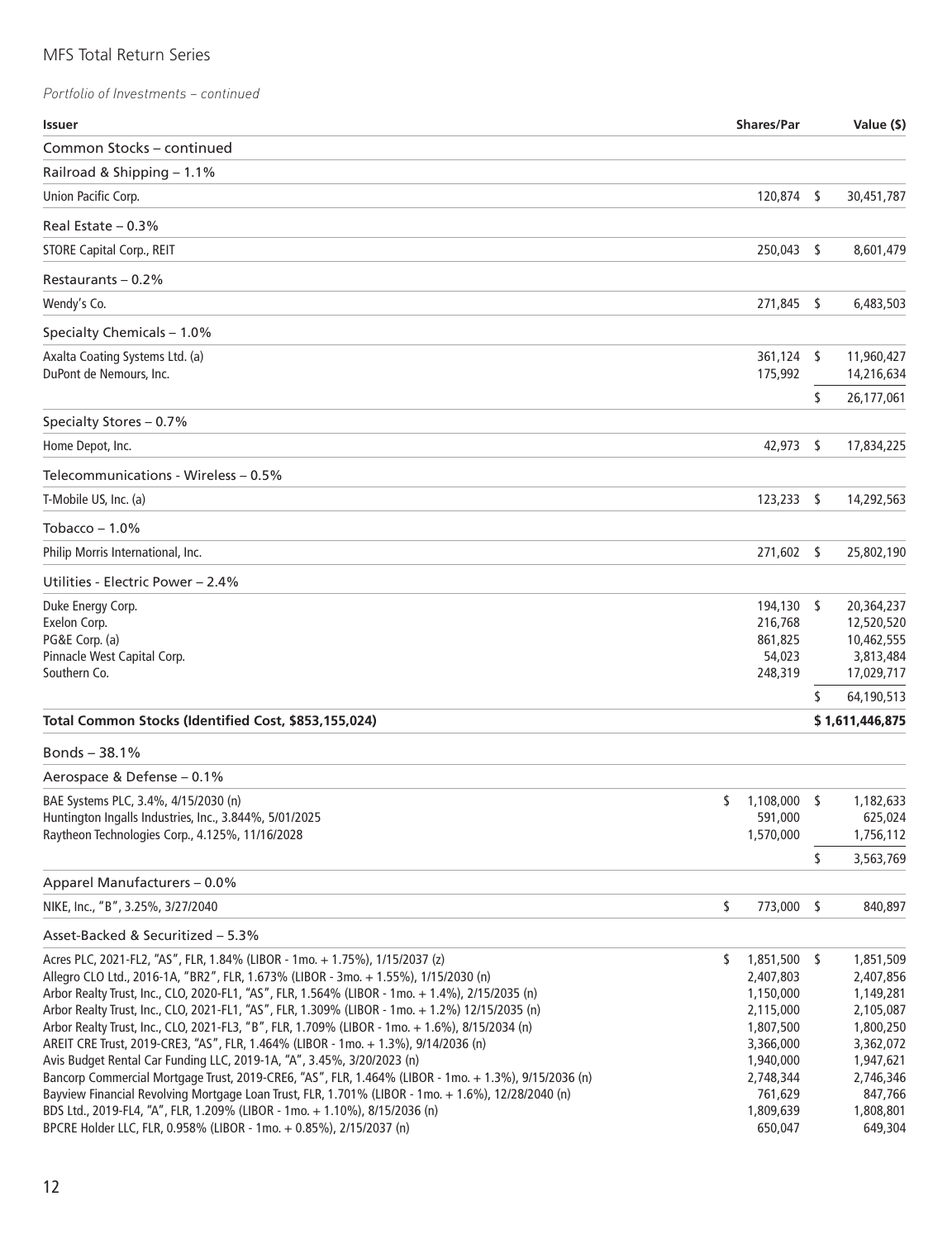*Portfolio of Investments – continued*

| Issuer | Shares/Par | Value ($) |
|---|---|---|
| **Common Stocks – continued** | | |
| **Railroad & Shipping – 1.1%** | | |
| Union Pacific Corp. | 120,874 | $ 30,451,787 |
| **Real Estate – 0.3%** | | |
| STORE Capital Corp., REIT | 250,043 | $ 8,601,479 |
| **Restaurants – 0.2%** | | |
| Wendy's Co. | 271,845 | $ 6,483,503 |
| **Specialty Chemicals – 1.0%** | | |
| Axalta Coating Systems Ltd. (a) | 361,124 | $ 11,960,427 |
| DuPont de Nemours, Inc. | 175,992 | 14,216,634 |
| | | $ 26,177,061 |
| **Specialty Stores – 0.7%** | | |
| Home Depot, Inc. | 42,973 | $ 17,834,225 |
| **Telecommunications - Wireless – 0.5%** | | |
| T-Mobile US, Inc. (a) | 123,233 | $ 14,292,563 |
| **Tobacco – 1.0%** | | |
| Philip Morris International, Inc. | 271,602 | $ 25,802,190 |
| **Utilities - Electric Power – 2.4%** | | |
| Duke Energy Corp. | 194,130 | $ 20,364,237 |
| Exelon Corp. | 216,768 | 12,520,520 |
| PG&E Corp. (a) | 861,825 | 10,462,555 |
| Pinnacle West Capital Corp. | 54,023 | 3,813,484 |
| Southern Co. | 248,319 | 17,029,717 |
| | | $ 64,190,513 |
| **Total Common Stocks (Identified Cost, $853,155,024)** | | **$ 1,611,446,875** |
| **Bonds – 38.1%** | | |
| **Aerospace & Defense – 0.1%** | | |
| BAE Systems PLC, 3.4%, 4/15/2030 (n) | $ 1,108,000 | $ 1,182,633 |
| Huntington Ingalls Industries, Inc., 3.844%, 5/01/2025 | 591,000 | 625,024 |
| Raytheon Technologies Corp., 4.125%, 11/16/2028 | 1,570,000 | 1,756,112 |
| | | $ 3,563,769 |
| **Apparel Manufacturers – 0.0%** | | |
| NIKE, Inc., "B", 3.25%, 3/27/2040 | $ 773,000 | $ 840,897 |
| **Asset-Backed & Securitized – 5.3%** | | |
| Acres PLC, 2021-FL2, "AS", FLR, 1.84% (LIBOR - 1mo. + 1.75%), 1/15/2037 (z) | $ 1,851,500 | $ 1,851,509 |
| Allegro CLO Ltd., 2016-1A, "BR2", FLR, 1.673% (LIBOR - 3mo. + 1.55%), 1/15/2030 (n) | 2,407,803 | 2,407,856 |
| Arbor Realty Trust, Inc., CLO, 2020-FL1, "AS", FLR, 1.564% (LIBOR - 1mo. + 1.4%), 2/15/2035 (n) | 1,150,000 | 1,149,281 |
| Arbor Realty Trust, Inc., CLO, 2021-FL1, "AS", FLR, 1.309% (LIBOR - 1mo. + 1.2%) 12/15/2035 (n) | 2,115,000 | 2,105,087 |
| Arbor Realty Trust, Inc., CLO, 2021-FL3, "B", FLR, 1.709% (LIBOR - 1mo. + 1.6%), 8/15/2034 (n) | 1,807,500 | 1,800,250 |
| AREIT CRE Trust, 2019-CRE3, "AS", FLR, 1.464% (LIBOR - 1mo. + 1.3%), 9/14/2036 (n) | 3,366,000 | 3,362,072 |
| Avis Budget Rental Car Funding LLC, 2019-1A, "A", 3.45%, 3/20/2023 (n) | 1,940,000 | 1,947,621 |
| Bancorp Commercial Mortgage Trust, 2019-CRE6, "AS", FLR, 1.464% (LIBOR - 1mo. + 1.3%), 9/15/2036 (n) | 2,748,344 | 2,746,346 |
| Bayview Financial Revolving Mortgage Loan Trust, FLR, 1.701% (LIBOR - 1mo. + 1.6%), 12/28/2040 (n) | 761,629 | 847,766 |
| BDS Ltd., 2019-FL4, "A", FLR, 1.209% (LIBOR - 1mo. + 1.10%), 8/15/2036 (n) | 1,809,639 | 1,808,801 |
| BPCRE Holder LLC, FLR, 0.958% (LIBOR - 1mo. + 0.85%), 2/15/2037 (n) | 650,047 | 649,304 |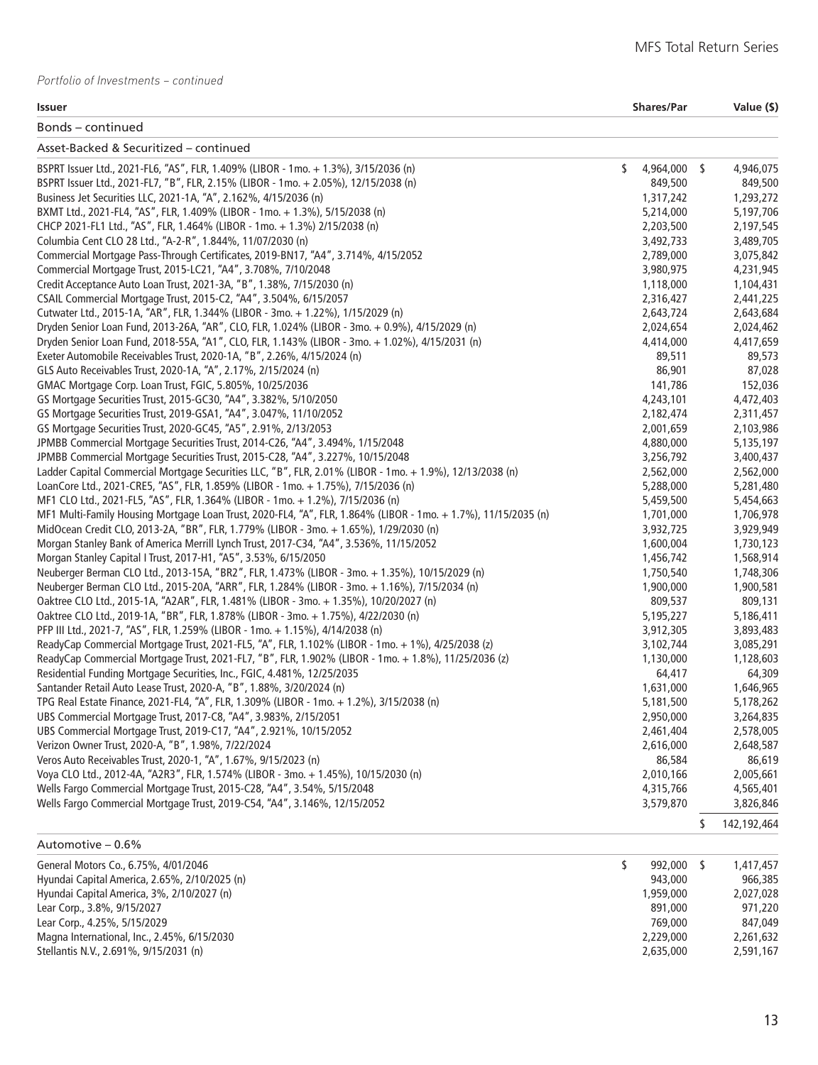*Portfolio of Investments – continued*

| Issuer | Shares/Par | Value ($) |
|---|---|---|
| **Bonds – continued** | | |
| **Asset-Backed & Securitized – continued** | | |
| BSPRT Issuer Ltd., 2021-FL6, "AS", FLR, 1.409% (LIBOR - 1mo. + 1.3%), 3/15/2036 (n) | $ 4,964,000 | $ 4,946,075 |
| BSPRT Issuer Ltd., 2021-FL7, "B", FLR, 2.15% (LIBOR - 1mo. + 2.05%), 12/15/2038 (n) | 849,500 | 849,500 |
| Business Jet Securities LLC, 2021-1A, "A", 2.162%, 4/15/2036 (n) | 1,317,242 | 1,293,272 |
| BXMT Ltd., 2021-FL4, "AS", FLR, 1.409% (LIBOR - 1mo. + 1.3%), 5/15/2038 (n) | 5,214,000 | 5,197,706 |
| CHCP 2021-FL1 Ltd., "AS", FLR, 1.464% (LIBOR - 1mo. + 1.3%) 2/15/2038 (n) | 2,203,500 | 2,197,545 |
| Columbia Cent CLO 28 Ltd., "A-2-R", 1.844%, 11/07/2030 (n) | 3,492,733 | 3,489,705 |
| Commercial Mortgage Pass-Through Certificates, 2019-BN17, "A4", 3.714%, 4/15/2052 | 2,789,000 | 3,075,842 |
| Commercial Mortgage Trust, 2015-LC21, "A4", 3.708%, 7/10/2048 | 3,980,975 | 4,231,945 |
| Credit Acceptance Auto Loan Trust, 2021-3A, "B", 1.38%, 7/15/2030 (n) | 1,118,000 | 1,104,431 |
| CSAIL Commercial Mortgage Trust, 2015-C2, "A4", 3.504%, 6/15/2057 | 2,316,427 | 2,441,225 |
| Cutwater Ltd., 2015-1A, "AR", FLR, 1.344% (LIBOR - 3mo. + 1.22%), 1/15/2029 (n) | 2,643,724 | 2,643,684 |
| Dryden Senior Loan Fund, 2013-26A, "AR", CLO, FLR, 1.024% (LIBOR - 3mo. + 0.9%), 4/15/2029 (n) | 2,024,654 | 2,024,462 |
| Dryden Senior Loan Fund, 2018-55A, "A1", CLO, FLR, 1.143% (LIBOR - 3mo. + 1.02%), 4/15/2031 (n) | 4,414,000 | 4,417,659 |
| Exeter Automobile Receivables Trust, 2020-1A, "B", 2.26%, 4/15/2024 (n) | 89,511 | 89,573 |
| GLS Auto Receivables Trust, 2020-1A, "A", 2.17%, 2/15/2024 (n) | 86,901 | 87,028 |
| GMAC Mortgage Corp. Loan Trust, FGIC, 5.805%, 10/25/2036 | 141,786 | 152,036 |
| GS Mortgage Securities Trust, 2015-GC30, "A4", 3.382%, 5/10/2050 | 4,243,101 | 4,472,403 |
| GS Mortgage Securities Trust, 2019-GSA1, "A4", 3.047%, 11/10/2052 | 2,182,474 | 2,311,457 |
| GS Mortgage Securities Trust, 2020-GC45, "A5", 2.91%, 2/13/2053 | 2,001,659 | 2,103,986 |
| JPMBB Commercial Mortgage Securities Trust, 2014-C26, "A4", 3.494%, 1/15/2048 | 4,880,000 | 5,135,197 |
| JPMBB Commercial Mortgage Securities Trust, 2015-C28, "A4", 3.227%, 10/15/2048 | 3,256,792 | 3,400,437 |
| Ladder Capital Commercial Mortgage Securities LLC, "B", FLR, 2.01% (LIBOR - 1mo. + 1.9%), 12/13/2038 (n) | 2,562,000 | 2,562,000 |
| LoanCore Ltd., 2021-CRE5, "AS", FLR, 1.859% (LIBOR - 1mo. + 1.75%), 7/15/2036 (n) | 5,288,000 | 5,281,480 |
| MF1 CLO Ltd., 2021-FL5, "AS", FLR, 1.364% (LIBOR - 1mo. + 1.2%), 7/15/2036 (n) | 5,459,500 | 5,454,663 |
| MF1 Multi-Family Housing Mortgage Loan Trust, 2020-FL4, "A", FLR, 1.864% (LIBOR - 1mo. + 1.7%), 11/15/2035 (n) | 1,701,000 | 1,706,978 |
| MidOcean Credit CLO, 2013-2A, "BR", FLR, 1.779% (LIBOR - 3mo. + 1.65%), 1/29/2030 (n) | 3,932,725 | 3,929,949 |
| Morgan Stanley Bank of America Merrill Lynch Trust, 2017-C34, "A4", 3.536%, 11/15/2052 | 1,600,004 | 1,730,123 |
| Morgan Stanley Capital I Trust, 2017-H1, "A5", 3.53%, 6/15/2050 | 1,456,742 | 1,568,914 |
| Neuberger Berman CLO Ltd., 2013-15A, "BR2", FLR, 1.473% (LIBOR - 3mo. + 1.35%), 10/15/2029 (n) | 1,750,540 | 1,748,306 |
| Neuberger Berman CLO Ltd., 2015-20A, "ARR", FLR, 1.284% (LIBOR - 3mo. + 1.16%), 7/15/2034 (n) | 1,900,000 | 1,900,581 |
| Oaktree CLO Ltd., 2015-1A, "A2AR", FLR, 1.481% (LIBOR - 3mo. + 1.35%), 10/20/2027 (n) | 809,537 | 809,131 |
| Oaktree CLO Ltd., 2019-1A, "BR", FLR, 1.878% (LIBOR - 3mo. + 1.75%), 4/22/2030 (n) | 5,195,227 | 5,186,411 |
| PFP III Ltd., 2021-7, "AS", FLR, 1.259% (LIBOR - 1mo. + 1.15%), 4/14/2038 (n) | 3,912,305 | 3,893,483 |
| ReadyCap Commercial Mortgage Trust, 2021-FL5, "A", FLR, 1.102% (LIBOR - 1mo. + 1%), 4/25/2038 (z) | 3,102,744 | 3,085,291 |
| ReadyCap Commercial Mortgage Trust, 2021-FL7, "B", FLR, 1.902% (LIBOR - 1mo. + 1.8%), 11/25/2036 (z) | 1,130,000 | 1,128,603 |
| Residential Funding Mortgage Securities, Inc., FGIC, 4.481%, 12/25/2035 | 64,417 | 64,309 |
| Santander Retail Auto Lease Trust, 2020-A, "B", 1.88%, 3/20/2024 (n) | 1,631,000 | 1,646,965 |
| TPG Real Estate Finance, 2021-FL4, "A", FLR, 1.309% (LIBOR - 1mo. + 1.2%), 3/15/2038 (n) | 5,181,500 | 5,178,262 |
| UBS Commercial Mortgage Trust, 2017-C8, "A4", 3.983%, 2/15/2051 | 2,950,000 | 3,264,835 |
| UBS Commercial Mortgage Trust, 2019-C17, "A4", 2.921%, 10/15/2052 | 2,461,404 | 2,578,005 |
| Verizon Owner Trust, 2020-A, "B", 1.98%, 7/22/2024 | 2,616,000 | 2,648,587 |
| Veros Auto Receivables Trust, 2020-1, "A", 1.67%, 9/15/2023 (n) | 86,584 | 86,619 |
| Voya CLO Ltd., 2012-4A, "A2R3", FLR, 1.574% (LIBOR - 3mo. + 1.45%), 10/15/2030 (n) | 2,010,166 | 2,005,661 |
| Wells Fargo Commercial Mortgage Trust, 2015-C28, "A4", 3.54%, 5/15/2048 | 4,315,766 | 4,565,401 |
| Wells Fargo Commercial Mortgage Trust, 2019-C54, "A4", 3.146%, 12/15/2052 | 3,579,870 | 3,826,846 |
| | | $ 142,192,464 |
| **Automotive – 0.6%** | | |
| General Motors Co., 6.75%, 4/01/2046 | $ 992,000 | $ 1,417,457 |
| Hyundai Capital America, 2.65%, 2/10/2025 (n) | 943,000 | 966,385 |
| Hyundai Capital America, 3%, 2/10/2027 (n) | 1,959,000 | 2,027,028 |
| Lear Corp., 3.8%, 9/15/2027 | 891,000 | 971,220 |
| Lear Corp., 4.25%, 5/15/2029 | 769,000 | 847,049 |
| Magna International, Inc., 2.45%, 6/15/2030 | 2,229,000 | 2,261,632 |
| Stellantis N.V., 2.691%, 9/15/2031 (n) | 2,635,000 | 2,591,167 |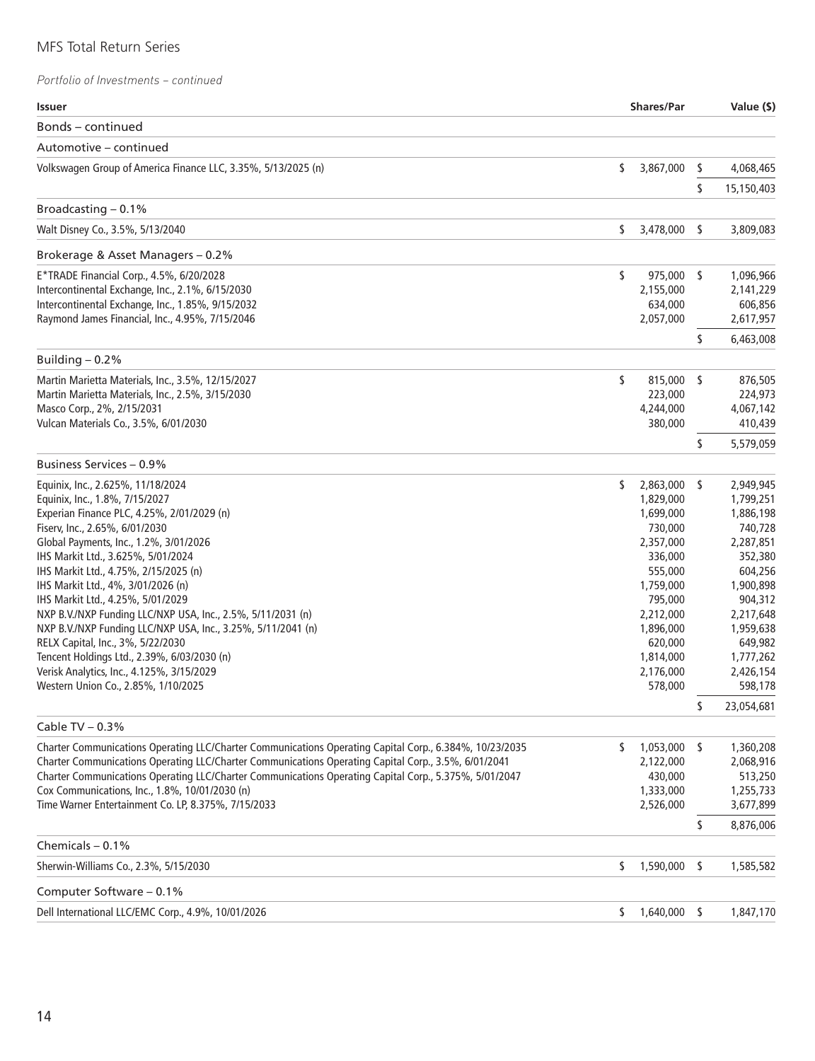Portfolio of Investments – continued

| Issuer | Shares/Par | Value ($) |
|---|---|---|
| **Bonds – continued** | | |
| **Automotive – continued** | | |
| Volkswagen Group of America Finance LLC, 3.35%, 5/13/2025 (n) | $ 3,867,000 | $ 4,068,465 |
| | | $ 15,150,403 |
| **Broadcasting – 0.1%** | | |
| Walt Disney Co., 3.5%, 5/13/2040 | $ 3,478,000 | $ 3,809,083 |
| **Brokerage & Asset Managers – 0.2%** | | |
| E*TRADE Financial Corp., 4.5%, 6/20/2028 | $ 975,000 | $ 1,096,966 |
| Intercontinental Exchange, Inc., 2.1%, 6/15/2030 | 2,155,000 | 2,141,229 |
| Intercontinental Exchange, Inc., 1.85%, 9/15/2032 | 634,000 | 606,856 |
| Raymond James Financial, Inc., 4.95%, 7/15/2046 | 2,057,000 | 2,617,957 |
| | | $ 6,463,008 |
| **Building – 0.2%** | | |
| Martin Marietta Materials, Inc., 3.5%, 12/15/2027 | $ 815,000 | $ 876,505 |
| Martin Marietta Materials, Inc., 2.5%, 3/15/2030 | 223,000 | 224,973 |
| Masco Corp., 2%, 2/15/2031 | 4,244,000 | 4,067,142 |
| Vulcan Materials Co., 3.5%, 6/01/2030 | 380,000 | 410,439 |
| | | $ 5,579,059 |
| **Business Services – 0.9%** | | |
| Equinix, Inc., 2.625%, 11/18/2024 | $ 2,863,000 | $ 2,949,945 |
| Equinix, Inc., 1.8%, 7/15/2027 | 1,829,000 | 1,799,251 |
| Experian Finance PLC, 4.25%, 2/01/2029 (n) | 1,699,000 | 1,886,198 |
| Fiserv, Inc., 2.65%, 6/01/2030 | 730,000 | 740,728 |
| Global Payments, Inc., 1.2%, 3/01/2026 | 2,357,000 | 2,287,851 |
| IHS Markit Ltd., 3.625%, 5/01/2024 | 336,000 | 352,380 |
| IHS Markit Ltd., 4.75%, 2/15/2025 (n) | 555,000 | 604,256 |
| IHS Markit Ltd., 4%, 3/01/2026 (n) | 1,759,000 | 1,900,898 |
| IHS Markit Ltd., 4.25%, 5/01/2029 | 795,000 | 904,312 |
| NXP B.V./NXP Funding LLC/NXP USA, Inc., 2.5%, 5/11/2031 (n) | 2,212,000 | 2,217,648 |
| NXP B.V./NXP Funding LLC/NXP USA, Inc., 3.25%, 5/11/2041 (n) | 1,896,000 | 1,959,638 |
| RELX Capital, Inc., 3%, 5/22/2030 | 620,000 | 649,982 |
| Tencent Holdings Ltd., 2.39%, 6/03/2030 (n) | 1,814,000 | 1,777,262 |
| Verisk Analytics, Inc., 4.125%, 3/15/2029 | 2,176,000 | 2,426,154 |
| Western Union Co., 2.85%, 1/10/2025 | 578,000 | 598,178 |
| | | $ 23,054,681 |
| **Cable TV – 0.3%** | | |
| Charter Communications Operating LLC/Charter Communications Operating Capital Corp., 6.384%, 10/23/2035 | $ 1,053,000 | $ 1,360,208 |
| Charter Communications Operating LLC/Charter Communications Operating Capital Corp., 3.5%, 6/01/2041 | 2,122,000 | 2,068,916 |
| Charter Communications Operating LLC/Charter Communications Operating Capital Corp., 5.375%, 5/01/2047 | 430,000 | 513,250 |
| Cox Communications, Inc., 1.8%, 10/01/2030 (n) | 1,333,000 | 1,255,733 |
| Time Warner Entertainment Co. LP, 8.375%, 7/15/2033 | 2,526,000 | 3,677,899 |
| | | $ 8,876,006 |
| **Chemicals – 0.1%** | | |
| Sherwin-Williams Co., 2.3%, 5/15/2030 | $ 1,590,000 | $ 1,585,582 |
| **Computer Software – 0.1%** | | |
| Dell International LLC/EMC Corp., 4.9%, 10/01/2026 | $ 1,640,000 | $ 1,847,170 |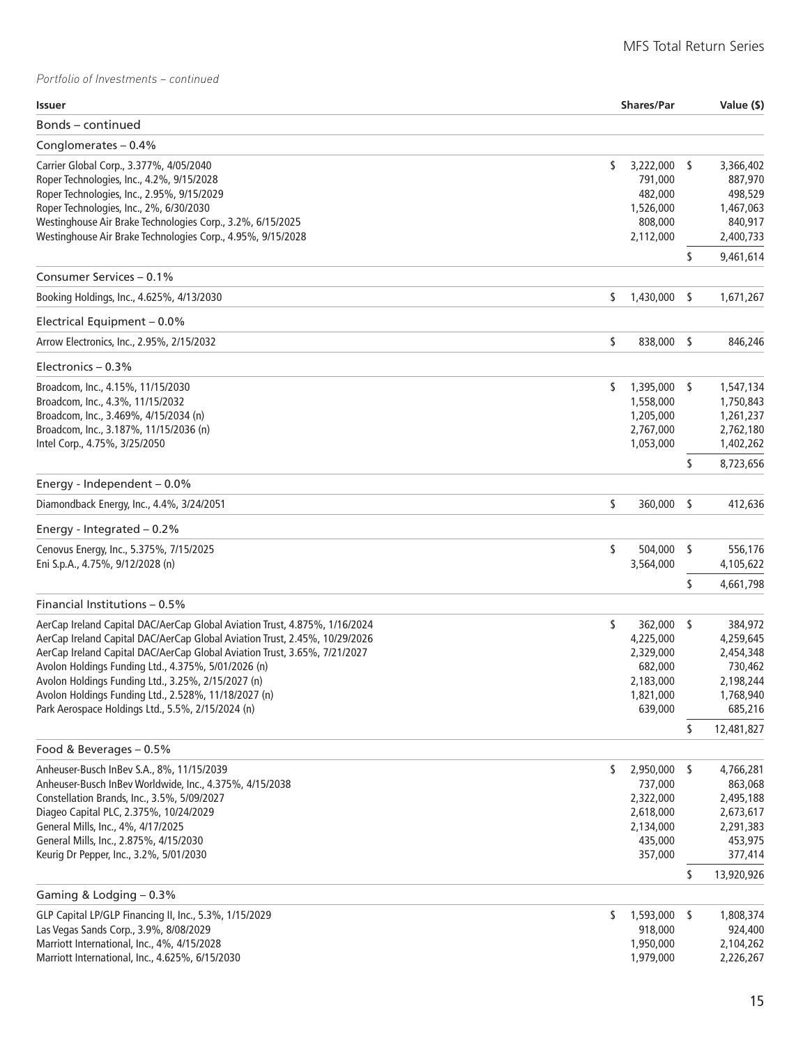*Portfolio of Investments – continued*

| Issuer | Shares/Par | Value ($) |
|---|---|---|
| **Bonds – continued** | | |
| **Conglomerates – 0.4%** | | |
| Carrier Global Corp., 3.377%, 4/05/2040 | $ 3,222,000 | $ 3,366,402 |
| Roper Technologies, Inc., 4.2%, 9/15/2028 | 791,000 | 887,970 |
| Roper Technologies, Inc., 2.95%, 9/15/2029 | 482,000 | 498,529 |
| Roper Technologies, Inc., 2%, 6/30/2030 | 1,526,000 | 1,467,063 |
| Westinghouse Air Brake Technologies Corp., 3.2%, 6/15/2025 | 808,000 | 840,917 |
| Westinghouse Air Brake Technologies Corp., 4.95%, 9/15/2028 | 2,112,000 | 2,400,733 |
| | | $ 9,461,614 |
| **Consumer Services – 0.1%** | | |
| Booking Holdings, Inc., 4.625%, 4/13/2030 | $ 1,430,000 | $ 1,671,267 |
| **Electrical Equipment – 0.0%** | | |
| Arrow Electronics, Inc., 2.95%, 2/15/2032 | $ 838,000 | $ 846,246 |
| **Electronics – 0.3%** | | |
| Broadcom, Inc., 4.15%, 11/15/2030 | $ 1,395,000 | $ 1,547,134 |
| Broadcom, Inc., 4.3%, 11/15/2032 | 1,558,000 | 1,750,843 |
| Broadcom, Inc., 3.469%, 4/15/2034 (n) | 1,205,000 | 1,261,237 |
| Broadcom, Inc., 3.187%, 11/15/2036 (n) | 2,767,000 | 2,762,180 |
| Intel Corp., 4.75%, 3/25/2050 | 1,053,000 | 1,402,262 |
| | | $ 8,723,656 |
| **Energy - Independent – 0.0%** | | |
| Diamondback Energy, Inc., 4.4%, 3/24/2051 | $ 360,000 | $ 412,636 |
| **Energy - Integrated – 0.2%** | | |
| Cenovus Energy, Inc., 5.375%, 7/15/2025 | $ 504,000 | $ 556,176 |
| Eni S.p.A., 4.75%, 9/12/2028 (n) | 3,564,000 | 4,105,622 |
| | | $ 4,661,798 |
| **Financial Institutions – 0.5%** | | |
| AerCap Ireland Capital DAC/AerCap Global Aviation Trust, 4.875%, 1/16/2024 | $ 362,000 | $ 384,972 |
| AerCap Ireland Capital DAC/AerCap Global Aviation Trust, 2.45%, 10/29/2026 | 4,225,000 | 4,259,645 |
| AerCap Ireland Capital DAC/AerCap Global Aviation Trust, 3.65%, 7/21/2027 | 2,329,000 | 2,454,348 |
| Avolon Holdings Funding Ltd., 4.375%, 5/01/2026 (n) | 682,000 | 730,462 |
| Avolon Holdings Funding Ltd., 3.25%, 2/15/2027 (n) | 2,183,000 | 2,198,244 |
| Avolon Holdings Funding Ltd., 2.528%, 11/18/2027 (n) | 1,821,000 | 1,768,940 |
| Park Aerospace Holdings Ltd., 5.5%, 2/15/2024 (n) | 639,000 | 685,216 |
| | | $ 12,481,827 |
| **Food & Beverages – 0.5%** | | |
| Anheuser-Busch InBev S.A., 8%, 11/15/2039 | $ 2,950,000 | $ 4,766,281 |
| Anheuser-Busch InBev Worldwide, Inc., 4.375%, 4/15/2038 | 737,000 | 863,068 |
| Constellation Brands, Inc., 3.5%, 5/09/2027 | 2,322,000 | 2,495,188 |
| Diageo Capital PLC, 2.375%, 10/24/2029 | 2,618,000 | 2,673,617 |
| General Mills, Inc., 4%, 4/17/2025 | 2,134,000 | 2,291,383 |
| General Mills, Inc., 2.875%, 4/15/2030 | 435,000 | 453,975 |
| Keurig Dr Pepper, Inc., 3.2%, 5/01/2030 | 357,000 | 377,414 |
| | | $ 13,920,926 |
| **Gaming & Lodging – 0.3%** | | |
| GLP Capital LP/GLP Financing II, Inc., 5.3%, 1/15/2029 | $ 1,593,000 | $ 1,808,374 |
| Las Vegas Sands Corp., 3.9%, 8/08/2029 | 918,000 | 924,400 |
| Marriott International, Inc., 4%, 4/15/2028 | 1,950,000 | 2,104,262 |
| Marriott International, Inc., 4.625%, 6/15/2030 | 1,979,000 | 2,226,267 |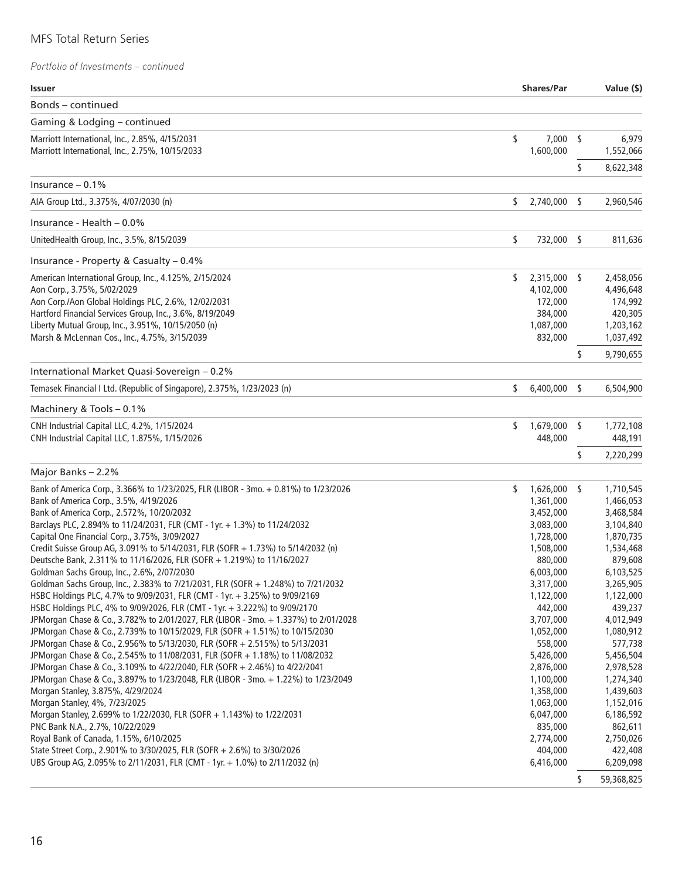*Portfolio of Investments – continued*

| Issuer | Shares/Par | Value ($) |
|---|---|---|
| **Bonds – continued** | | |
| **Gaming & Lodging – continued** | | |
| Marriott International, Inc., 2.85%, 4/15/2031 | $ 7,000 | $ 6,979 |
| Marriott International, Inc., 2.75%, 10/15/2033 | 1,600,000 | 1,552,066 |
| | | $ 8,622,348 |
| **Insurance – 0.1%** | | |
| AIA Group Ltd., 3.375%, 4/07/2030 (n) | $ 2,740,000 | $ 2,960,546 |
| **Insurance - Health – 0.0%** | | |
| UnitedHealth Group, Inc., 3.5%, 8/15/2039 | $ 732,000 | $ 811,636 |
| **Insurance - Property & Casualty – 0.4%** | | |
| American International Group, Inc., 4.125%, 2/15/2024 | $ 2,315,000 | $ 2,458,056 |
| Aon Corp., 3.75%, 5/02/2029 | 4,102,000 | 4,496,648 |
| Aon Corp./Aon Global Holdings PLC, 2.6%, 12/02/2031 | 172,000 | 174,992 |
| Hartford Financial Services Group, Inc., 3.6%, 8/19/2049 | 384,000 | 420,305 |
| Liberty Mutual Group, Inc., 3.951%, 10/15/2050 (n) | 1,087,000 | 1,203,162 |
| Marsh & McLennan Cos., Inc., 4.75%, 3/15/2039 | 832,000 | 1,037,492 |
| | | $ 9,790,655 |
| **International Market Quasi-Sovereign – 0.2%** | | |
| Temasek Financial I Ltd. (Republic of Singapore), 2.375%, 1/23/2023 (n) | $ 6,400,000 | $ 6,504,900 |
| **Machinery & Tools – 0.1%** | | |
| CNH Industrial Capital LLC, 4.2%, 1/15/2024 | $ 1,679,000 | $ 1,772,108 |
| CNH Industrial Capital LLC, 1.875%, 1/15/2026 | 448,000 | 448,191 |
| | | $ 2,220,299 |
| **Major Banks – 2.2%** | | |
| Bank of America Corp., 3.366% to 1/23/2025, FLR (LIBOR - 3mo. + 0.81%) to 1/23/2026 | $ 1,626,000 | $ 1,710,545 |
| Bank of America Corp., 3.5%, 4/19/2026 | 1,361,000 | 1,466,053 |
| Bank of America Corp., 2.572%, 10/20/2032 | 3,452,000 | 3,468,584 |
| Barclays PLC, 2.894% to 11/24/2031, FLR (CMT - 1yr. + 1.3%) to 11/24/2032 | 3,083,000 | 3,104,840 |
| Capital One Financial Corp., 3.75%, 3/09/2027 | 1,728,000 | 1,870,735 |
| Credit Suisse Group AG, 3.091% to 5/14/2031, FLR (SOFR + 1.73%) to 5/14/2032 (n) | 1,508,000 | 1,534,468 |
| Deutsche Bank, 2.311% to 11/16/2026, FLR (SOFR + 1.219%) to 11/16/2027 | 880,000 | 879,608 |
| Goldman Sachs Group, Inc., 2.6%, 2/07/2030 | 6,003,000 | 6,103,525 |
| Goldman Sachs Group, Inc., 2.383% to 7/21/2031, FLR (SOFR + 1.248%) to 7/21/2032 | 3,317,000 | 3,265,905 |
| HSBC Holdings PLC, 4.7% to 9/09/2031, FLR (CMT - 1yr. + 3.25%) to 9/09/2169 | 1,122,000 | 1,122,000 |
| HSBC Holdings PLC, 4% to 9/09/2026, FLR (CMT - 1yr. + 3.222%) to 9/09/2170 | 442,000 | 439,237 |
| JPMorgan Chase & Co., 3.782% to 2/01/2027, FLR (LIBOR - 3mo. + 1.337%) to 2/01/2028 | 3,707,000 | 4,012,949 |
| JPMorgan Chase & Co., 2.739% to 10/15/2029, FLR (SOFR + 1.51%) to 10/15/2030 | 1,052,000 | 1,080,912 |
| JPMorgan Chase & Co., 2.956% to 5/13/2030, FLR (SOFR + 2.515%) to 5/13/2031 | 558,000 | 577,738 |
| JPMorgan Chase & Co., 2.545% to 11/08/2031, FLR (SOFR + 1.18%) to 11/08/2032 | 5,426,000 | 5,456,504 |
| JPMorgan Chase & Co., 3.109% to 4/22/2040, FLR (SOFR + 2.46%) to 4/22/2041 | 2,876,000 | 2,978,528 |
| JPMorgan Chase & Co., 3.897% to 1/23/2048, FLR (LIBOR - 3mo. + 1.22%) to 1/23/2049 | 1,100,000 | 1,274,340 |
| Morgan Stanley, 3.875%, 4/29/2024 | 1,358,000 | 1,439,603 |
| Morgan Stanley, 4%, 7/23/2025 | 1,063,000 | 1,152,016 |
| Morgan Stanley, 2.699% to 1/22/2030, FLR (SOFR + 1.143%) to 1/22/2031 | 6,047,000 | 6,186,592 |
| PNC Bank N.A., 2.7%, 10/22/2029 | 835,000 | 862,611 |
| Royal Bank of Canada, 1.15%, 6/10/2025 | 2,774,000 | 2,750,026 |
| State Street Corp., 2.901% to 3/30/2025, FLR (SOFR + 2.6%) to 3/30/2026 | 404,000 | 422,408 |
| UBS Group AG, 2.095% to 2/11/2031, FLR (CMT - 1yr. + 1.0%) to 2/11/2032 (n) | 6,416,000 | 6,209,098 |
| | | $ 59,368,825 |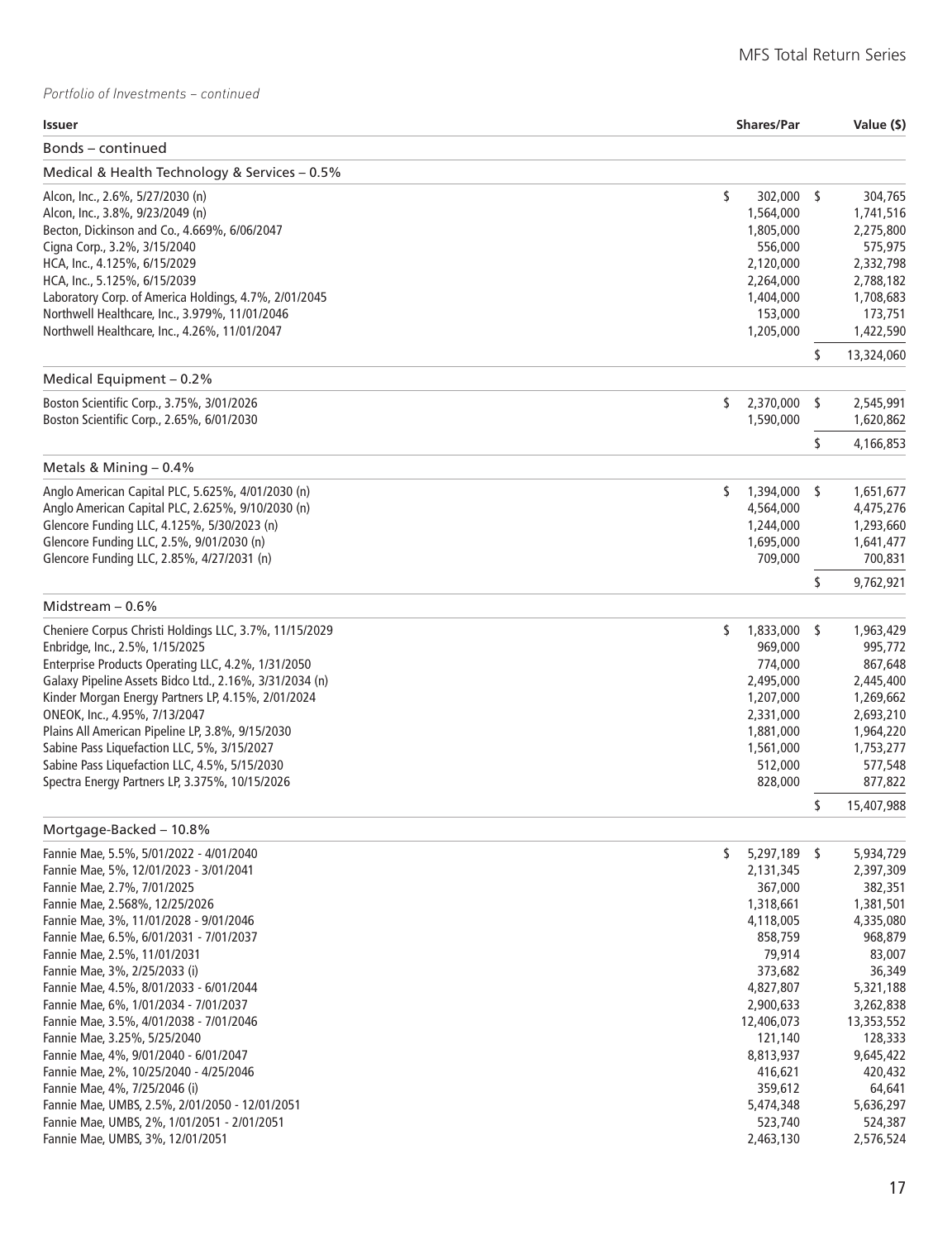*Portfolio of Investments – continued*

| Issuer | Shares/Par | Value ($) |
|---|---|---|
| **Bonds – continued** | | |
| **Medical & Health Technology & Services – 0.5%** | | |
| Alcon, Inc., 2.6%, 5/27/2030 (n) | $ 302,000 | $ 304,765 |
| Alcon, Inc., 3.8%, 9/23/2049 (n) | 1,564,000 | 1,741,516 |
| Becton, Dickinson and Co., 4.669%, 6/06/2047 | 1,805,000 | 2,275,800 |
| Cigna Corp., 3.2%, 3/15/2040 | 556,000 | 575,975 |
| HCA, Inc., 4.125%, 6/15/2029 | 2,120,000 | 2,332,798 |
| HCA, Inc., 5.125%, 6/15/2039 | 2,264,000 | 2,788,182 |
| Laboratory Corp. of America Holdings, 4.7%, 2/01/2045 | 1,404,000 | 1,708,683 |
| Northwell Healthcare, Inc., 3.979%, 11/01/2046 | 153,000 | 173,751 |
| Northwell Healthcare, Inc., 4.26%, 11/01/2047 | 1,205,000 | 1,422,590 |
| | | $ 13,324,060 |
| **Medical Equipment – 0.2%** | | |
| Boston Scientific Corp., 3.75%, 3/01/2026 | $ 2,370,000 | $ 2,545,991 |
| Boston Scientific Corp., 2.65%, 6/01/2030 | 1,590,000 | 1,620,862 |
| | | $ 4,166,853 |
| **Metals & Mining – 0.4%** | | |
| Anglo American Capital PLC, 5.625%, 4/01/2030 (n) | $ 1,394,000 | $ 1,651,677 |
| Anglo American Capital PLC, 2.625%, 9/10/2030 (n) | 4,564,000 | 4,475,276 |
| Glencore Funding LLC, 4.125%, 5/30/2023 (n) | 1,244,000 | 1,293,660 |
| Glencore Funding LLC, 2.5%, 9/01/2030 (n) | 1,695,000 | 1,641,477 |
| Glencore Funding LLC, 2.85%, 4/27/2031 (n) | 709,000 | 700,831 |
| | | $ 9,762,921 |
| **Midstream – 0.6%** | | |
| Cheniere Corpus Christi Holdings LLC, 3.7%, 11/15/2029 | $ 1,833,000 | $ 1,963,429 |
| Enbridge, Inc., 2.5%, 1/15/2025 | 969,000 | 995,772 |
| Enterprise Products Operating LLC, 4.2%, 1/31/2050 | 774,000 | 867,648 |
| Galaxy Pipeline Assets Bidco Ltd., 2.16%, 3/31/2034 (n) | 2,495,000 | 2,445,400 |
| Kinder Morgan Energy Partners LP, 4.15%, 2/01/2024 | 1,207,000 | 1,269,662 |
| ONEOK, Inc., 4.95%, 7/13/2047 | 2,331,000 | 2,693,210 |
| Plains All American Pipeline LP, 3.8%, 9/15/2030 | 1,881,000 | 1,964,220 |
| Sabine Pass Liquefaction LLC, 5%, 3/15/2027 | 1,561,000 | 1,753,277 |
| Sabine Pass Liquefaction LLC, 4.5%, 5/15/2030 | 512,000 | 577,548 |
| Spectra Energy Partners LP, 3.375%, 10/15/2026 | 828,000 | 877,822 |
| | | $ 15,407,988 |
| **Mortgage-Backed – 10.8%** | | |
| Fannie Mae, 5.5%, 5/01/2022 - 4/01/2040 | $ 5,297,189 | $ 5,934,729 |
| Fannie Mae, 5%, 12/01/2023 - 3/01/2041 | 2,131,345 | 2,397,309 |
| Fannie Mae, 2.7%, 7/01/2025 | 367,000 | 382,351 |
| Fannie Mae, 2.568%, 12/25/2026 | 1,318,661 | 1,381,501 |
| Fannie Mae, 3%, 11/01/2028 - 9/01/2046 | 4,118,005 | 4,335,080 |
| Fannie Mae, 6.5%, 6/01/2031 - 7/01/2037 | 858,759 | 968,879 |
| Fannie Mae, 2.5%, 11/01/2031 | 79,914 | 83,007 |
| Fannie Mae, 3%, 2/25/2033 (i) | 373,682 | 36,349 |
| Fannie Mae, 4.5%, 8/01/2033 - 6/01/2044 | 4,827,807 | 5,321,188 |
| Fannie Mae, 6%, 1/01/2034 - 7/01/2037 | 2,900,633 | 3,262,838 |
| Fannie Mae, 3.5%, 4/01/2038 - 7/01/2046 | 12,406,073 | 13,353,552 |
| Fannie Mae, 3.25%, 5/25/2040 | 121,140 | 128,333 |
| Fannie Mae, 4%, 9/01/2040 - 6/01/2047 | 8,813,937 | 9,645,422 |
| Fannie Mae, 2%, 10/25/2040 - 4/25/2046 | 416,621 | 420,432 |
| Fannie Mae, 4%, 7/25/2046 (i) | 359,612 | 64,641 |
| Fannie Mae, UMBS, 2.5%, 2/01/2050 - 12/01/2051 | 5,474,348 | 5,636,297 |
| Fannie Mae, UMBS, 2%, 1/01/2051 - 2/01/2051 | 523,740 | 524,387 |
| Fannie Mae, UMBS, 3%, 12/01/2051 | 2,463,130 | 2,576,524 |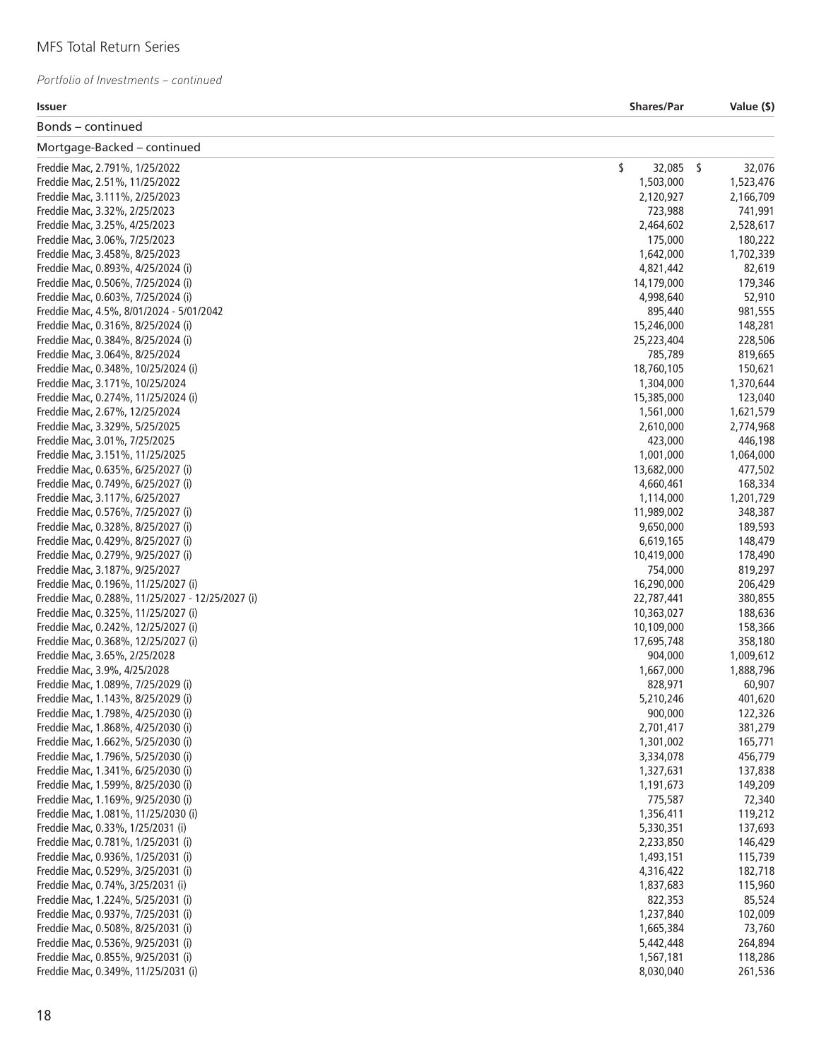MFS Total Return Series

*Portfolio of Investments – continued*

| Issuer | Shares/Par | Value ($) |
|---|---|---|
| **Bonds – continued** | | |
| **Mortgage-Backed – continued** | | |
| Freddie Mac, 2.791%, 1/25/2022 | $ 32,085 | $ 32,076 |
| Freddie Mac, 2.51%, 11/25/2022 | 1,503,000 | 1,523,476 |
| Freddie Mac, 3.111%, 2/25/2023 | 2,120,927 | 2,166,709 |
| Freddie Mac, 3.32%, 2/25/2023 | 723,988 | 741,991 |
| Freddie Mac, 3.25%, 4/25/2023 | 2,464,602 | 2,528,617 |
| Freddie Mac, 3.06%, 7/25/2023 | 175,000 | 180,222 |
| Freddie Mac, 3.458%, 8/25/2023 | 1,642,000 | 1,702,339 |
| Freddie Mac, 0.893%, 4/25/2024 (i) | 4,821,442 | 82,619 |
| Freddie Mac, 0.506%, 7/25/2024 (i) | 14,179,000 | 179,346 |
| Freddie Mac, 0.603%, 7/25/2024 (i) | 4,998,640 | 52,910 |
| Freddie Mac, 4.5%, 8/01/2024 - 5/01/2042 | 895,440 | 981,555 |
| Freddie Mac, 0.316%, 8/25/2024 (i) | 15,246,000 | 148,281 |
| Freddie Mac, 0.384%, 8/25/2024 (i) | 25,223,404 | 228,506 |
| Freddie Mac, 3.064%, 8/25/2024 | 785,789 | 819,665 |
| Freddie Mac, 0.348%, 10/25/2024 (i) | 18,760,105 | 150,621 |
| Freddie Mac, 3.171%, 10/25/2024 | 1,304,000 | 1,370,644 |
| Freddie Mac, 0.274%, 11/25/2024 (i) | 15,385,000 | 123,040 |
| Freddie Mac, 2.67%, 12/25/2024 | 1,561,000 | 1,621,579 |
| Freddie Mac, 3.329%, 5/25/2025 | 2,610,000 | 2,774,968 |
| Freddie Mac, 3.01%, 7/25/2025 | 423,000 | 446,198 |
| Freddie Mac, 3.151%, 11/25/2025 | 1,001,000 | 1,064,000 |
| Freddie Mac, 0.635%, 6/25/2027 (i) | 13,682,000 | 477,502 |
| Freddie Mac, 0.749%, 6/25/2027 (i) | 4,660,461 | 168,334 |
| Freddie Mac, 3.117%, 6/25/2027 | 1,114,000 | 1,201,729 |
| Freddie Mac, 0.576%, 7/25/2027 (i) | 11,989,002 | 348,387 |
| Freddie Mac, 0.328%, 8/25/2027 (i) | 9,650,000 | 189,593 |
| Freddie Mac, 0.429%, 8/25/2027 (i) | 6,619,165 | 148,479 |
| Freddie Mac, 0.279%, 9/25/2027 (i) | 10,419,000 | 178,490 |
| Freddie Mac, 3.187%, 9/25/2027 | 754,000 | 819,297 |
| Freddie Mac, 0.196%, 11/25/2027 (i) | 16,290,000 | 206,429 |
| Freddie Mac, 0.288%, 11/25/2027 - 12/25/2027 (i) | 22,787,441 | 380,855 |
| Freddie Mac, 0.325%, 11/25/2027 (i) | 10,363,027 | 188,636 |
| Freddie Mac, 0.242%, 12/25/2027 (i) | 10,109,000 | 158,366 |
| Freddie Mac, 0.368%, 12/25/2027 (i) | 17,695,748 | 358,180 |
| Freddie Mac, 3.65%, 2/25/2028 | 904,000 | 1,009,612 |
| Freddie Mac, 3.9%, 4/25/2028 | 1,667,000 | 1,888,796 |
| Freddie Mac, 1.089%, 7/25/2029 (i) | 828,971 | 60,907 |
| Freddie Mac, 1.143%, 8/25/2029 (i) | 5,210,246 | 401,620 |
| Freddie Mac, 1.798%, 4/25/2030 (i) | 900,000 | 122,326 |
| Freddie Mac, 1.868%, 4/25/2030 (i) | 2,701,417 | 381,279 |
| Freddie Mac, 1.662%, 5/25/2030 (i) | 1,301,002 | 165,771 |
| Freddie Mac, 1.796%, 5/25/2030 (i) | 3,334,078 | 456,779 |
| Freddie Mac, 1.341%, 6/25/2030 (i) | 1,327,631 | 137,838 |
| Freddie Mac, 1.599%, 8/25/2030 (i) | 1,191,673 | 149,209 |
| Freddie Mac, 1.169%, 9/25/2030 (i) | 775,587 | 72,340 |
| Freddie Mac, 1.081%, 11/25/2030 (i) | 1,356,411 | 119,212 |
| Freddie Mac, 0.33%, 1/25/2031 (i) | 5,330,351 | 137,693 |
| Freddie Mac, 0.781%, 1/25/2031 (i) | 2,233,850 | 146,429 |
| Freddie Mac, 0.936%, 1/25/2031 (i) | 1,493,151 | 115,739 |
| Freddie Mac, 0.529%, 3/25/2031 (i) | 4,316,422 | 182,718 |
| Freddie Mac, 0.74%, 3/25/2031 (i) | 1,837,683 | 115,960 |
| Freddie Mac, 1.224%, 5/25/2031 (i) | 822,353 | 85,524 |
| Freddie Mac, 0.937%, 7/25/2031 (i) | 1,237,840 | 102,009 |
| Freddie Mac, 0.508%, 8/25/2031 (i) | 1,665,384 | 73,760 |
| Freddie Mac, 0.536%, 9/25/2031 (i) | 5,442,448 | 264,894 |
| Freddie Mac, 0.855%, 9/25/2031 (i) | 1,567,181 | 118,286 |
| Freddie Mac, 0.349%, 11/25/2031 (i) | 8,030,040 | 261,536 |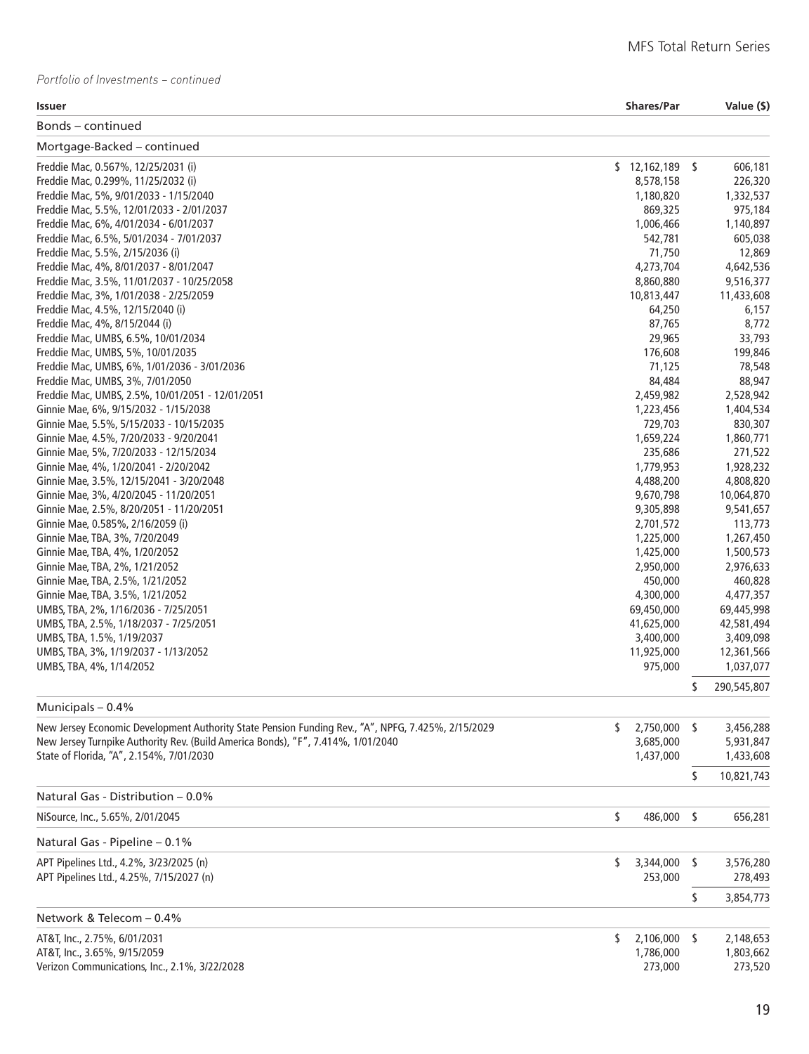*Portfolio of Investments – continued*

| Issuer | Shares/Par | Value ($) |
|---|---|---|
| Bonds – continued | | |
| Mortgage-Backed – continued | | |
| Freddie Mac, 0.567%, 12/25/2031 (i) | $ 12,162,189 | $ 606,181 |
| Freddie Mac, 0.299%, 11/25/2032 (i) | 8,578,158 | 226,320 |
| Freddie Mac, 5%, 9/01/2033 - 1/15/2040 | 1,180,820 | 1,332,537 |
| Freddie Mac, 5.5%, 12/01/2033 - 2/01/2037 | 869,325 | 975,184 |
| Freddie Mac, 6%, 4/01/2034 - 6/01/2037 | 1,006,466 | 1,140,897 |
| Freddie Mac, 6.5%, 5/01/2034 - 7/01/2037 | 542,781 | 605,038 |
| Freddie Mac, 5.5%, 2/15/2036 (i) | 71,750 | 12,869 |
| Freddie Mac, 4%, 8/01/2037 - 8/01/2047 | 4,273,704 | 4,642,536 |
| Freddie Mac, 3.5%, 11/01/2037 - 10/25/2058 | 8,860,880 | 9,516,377 |
| Freddie Mac, 3%, 1/01/2038 - 2/25/2059 | 10,813,447 | 11,433,608 |
| Freddie Mac, 4.5%, 12/15/2040 (i) | 64,250 | 6,157 |
| Freddie Mac, 4%, 8/15/2044 (i) | 87,765 | 8,772 |
| Freddie Mac, UMBS, 6.5%, 10/01/2034 | 29,965 | 33,793 |
| Freddie Mac, UMBS, 5%, 10/01/2035 | 176,608 | 199,846 |
| Freddie Mac, UMBS, 6%, 1/01/2036 - 3/01/2036 | 71,125 | 78,548 |
| Freddie Mac, UMBS, 3%, 7/01/2050 | 84,484 | 88,947 |
| Freddie Mac, UMBS, 2.5%, 10/01/2051 - 12/01/2051 | 2,459,982 | 2,528,942 |
| Ginnie Mae, 6%, 9/15/2032 - 1/15/2038 | 1,223,456 | 1,404,534 |
| Ginnie Mae, 5.5%, 5/15/2033 - 10/15/2035 | 729,703 | 830,307 |
| Ginnie Mae, 4.5%, 7/20/2033 - 9/20/2041 | 1,659,224 | 1,860,771 |
| Ginnie Mae, 5%, 7/20/2033 - 12/15/2034 | 235,686 | 271,522 |
| Ginnie Mae, 4%, 1/20/2041 - 2/20/2042 | 1,779,953 | 1,928,232 |
| Ginnie Mae, 3.5%, 12/15/2041 - 3/20/2048 | 4,488,200 | 4,808,820 |
| Ginnie Mae, 3%, 4/20/2045 - 11/20/2051 | 9,670,798 | 10,064,870 |
| Ginnie Mae, 2.5%, 8/20/2051 - 11/20/2051 | 9,305,898 | 9,541,657 |
| Ginnie Mae, 0.585%, 2/16/2059 (i) | 2,701,572 | 113,773 |
| Ginnie Mae, TBA, 3%, 7/20/2049 | 1,225,000 | 1,267,450 |
| Ginnie Mae, TBA, 4%, 1/20/2052 | 1,425,000 | 1,500,573 |
| Ginnie Mae, TBA, 2%, 1/21/2052 | 2,950,000 | 2,976,633 |
| Ginnie Mae, TBA, 2.5%, 1/21/2052 | 450,000 | 460,828 |
| Ginnie Mae, TBA, 3.5%, 1/21/2052 | 4,300,000 | 4,477,357 |
| UMBS, TBA, 2%, 1/16/2036 - 7/25/2051 | 69,450,000 | 69,445,998 |
| UMBS, TBA, 2.5%, 1/18/2037 - 7/25/2051 | 41,625,000 | 42,581,494 |
| UMBS, TBA, 1.5%, 1/19/2037 | 3,400,000 | 3,409,098 |
| UMBS, TBA, 3%, 1/19/2037 - 1/13/2052 | 11,925,000 | 12,361,566 |
| UMBS, TBA, 4%, 1/14/2052 | 975,000 | 1,037,077 |
| | | $ 290,545,807 |
| Municipals – 0.4% | | |
| New Jersey Economic Development Authority State Pension Funding Rev., "A", NPFG, 7.425%, 2/15/2029 | $ 2,750,000 | $ 3,456,288 |
| New Jersey Turnpike Authority Rev. (Build America Bonds), "F", 7.414%, 1/01/2040 | 3,685,000 | 5,931,847 |
| State of Florida, "A", 2.154%, 7/01/2030 | 1,437,000 | 1,433,608 |
| | | $ 10,821,743 |
| Natural Gas - Distribution – 0.0% | | |
| NiSource, Inc., 5.65%, 2/01/2045 | $ 486,000 | $ 656,281 |
| Natural Gas - Pipeline – 0.1% | | |
| APT Pipelines Ltd., 4.2%, 3/23/2025 (n) | $ 3,344,000 | $ 3,576,280 |
| APT Pipelines Ltd., 4.25%, 7/15/2027 (n) | 253,000 | 278,493 |
| | | $ 3,854,773 |
| Network & Telecom – 0.4% | | |
| AT&T, Inc., 2.75%, 6/01/2031 | $ 2,106,000 | $ 2,148,653 |
| AT&T, Inc., 3.65%, 9/15/2059 | 1,786,000 | 1,803,662 |
| Verizon Communications, Inc., 2.1%, 3/22/2028 | 273,000 | 273,520 |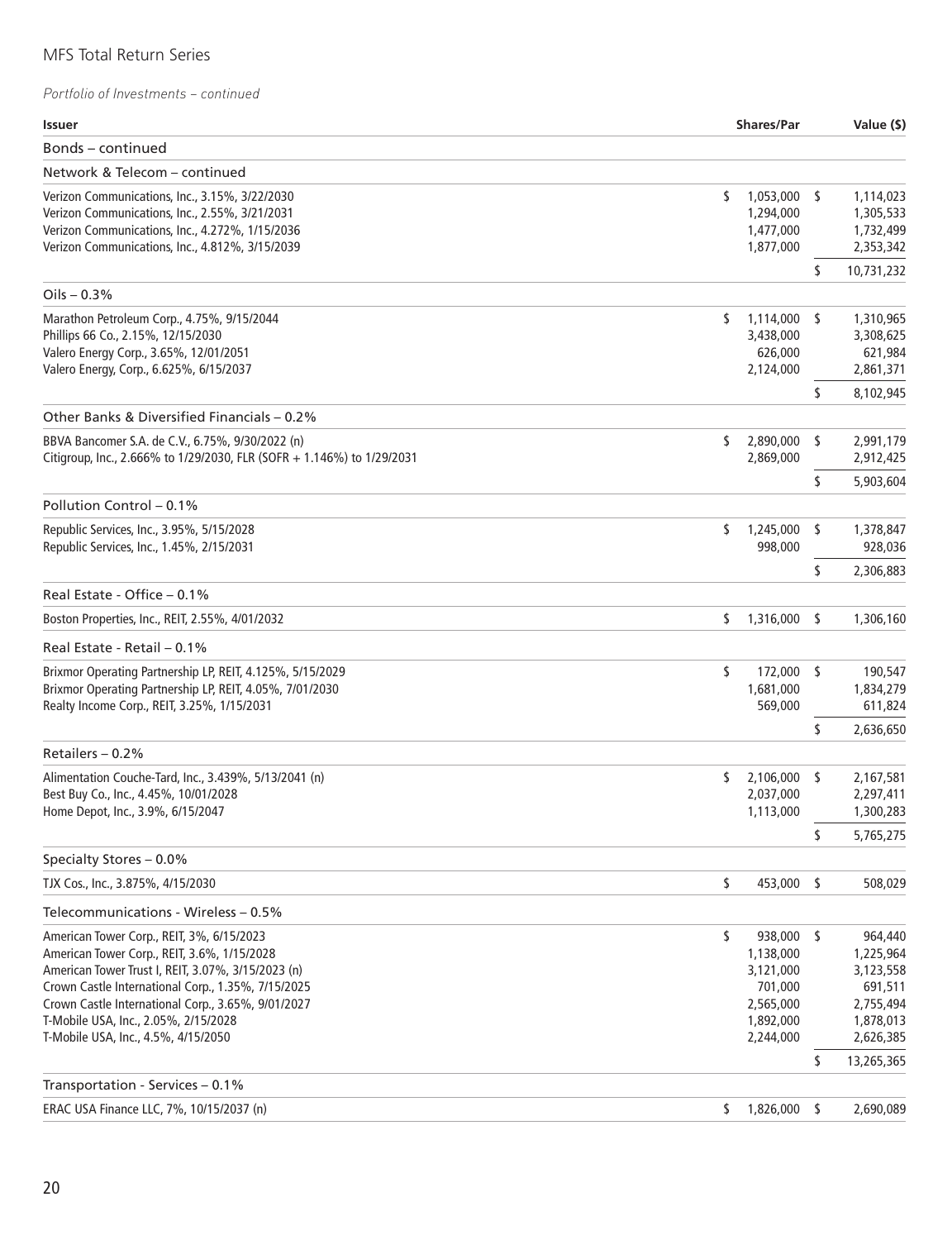*Portfolio of Investments – continued*

| Issuer | Shares/Par | Value ($) |
|---|---|---|
| **Bonds – continued** | | |
| **Network & Telecom – continued** | | |
| Verizon Communications, Inc., 3.15%, 3/22/2030 | $ 1,053,000 | $ 1,114,023 |
| Verizon Communications, Inc., 2.55%, 3/21/2031 | 1,294,000 | 1,305,533 |
| Verizon Communications, Inc., 4.272%, 1/15/2036 | 1,477,000 | 1,732,499 |
| Verizon Communications, Inc., 4.812%, 3/15/2039 | 1,877,000 | 2,353,342 |
| | | $ 10,731,232 |
| **Oils – 0.3%** | | |
| Marathon Petroleum Corp., 4.75%, 9/15/2044 | $ 1,114,000 | $ 1,310,965 |
| Phillips 66 Co., 2.15%, 12/15/2030 | 3,438,000 | 3,308,625 |
| Valero Energy Corp., 3.65%, 12/01/2051 | 626,000 | 621,984 |
| Valero Energy, Corp., 6.625%, 6/15/2037 | 2,124,000 | 2,861,371 |
| | | $ 8,102,945 |
| **Other Banks & Diversified Financials – 0.2%** | | |
| BBVA Bancomer S.A. de C.V., 6.75%, 9/30/2022 (n) | $ 2,890,000 | $ 2,991,179 |
| Citigroup, Inc., 2.666% to 1/29/2030, FLR (SOFR + 1.146%) to 1/29/2031 | 2,869,000 | 2,912,425 |
| | | $ 5,903,604 |
| **Pollution Control – 0.1%** | | |
| Republic Services, Inc., 3.95%, 5/15/2028 | $ 1,245,000 | $ 1,378,847 |
| Republic Services, Inc., 1.45%, 2/15/2031 | 998,000 | 928,036 |
| | | $ 2,306,883 |
| **Real Estate - Office – 0.1%** | | |
| Boston Properties, Inc., REIT, 2.55%, 4/01/2032 | $ 1,316,000 | $ 1,306,160 |
| **Real Estate - Retail – 0.1%** | | |
| Brixmor Operating Partnership LP, REIT, 4.125%, 5/15/2029 | $ 172,000 | $ 190,547 |
| Brixmor Operating Partnership LP, REIT, 4.05%, 7/01/2030 | 1,681,000 | 1,834,279 |
| Realty Income Corp., REIT, 3.25%, 1/15/2031 | 569,000 | 611,824 |
| | | $ 2,636,650 |
| **Retailers – 0.2%** | | |
| Alimentation Couche-Tard, Inc., 3.439%, 5/13/2041 (n) | $ 2,106,000 | $ 2,167,581 |
| Best Buy Co., Inc., 4.45%, 10/01/2028 | 2,037,000 | 2,297,411 |
| Home Depot, Inc., 3.9%, 6/15/2047 | 1,113,000 | 1,300,283 |
| | | $ 5,765,275 |
| **Specialty Stores – 0.0%** | | |
| TJX Cos., Inc., 3.875%, 4/15/2030 | $ 453,000 | $ 508,029 |
| **Telecommunications - Wireless – 0.5%** | | |
| American Tower Corp., REIT, 3%, 6/15/2023 | $ 938,000 | $ 964,440 |
| American Tower Corp., REIT, 3.6%, 1/15/2028 | 1,138,000 | 1,225,964 |
| American Tower Trust I, REIT, 3.07%, 3/15/2023 (n) | 3,121,000 | 3,123,558 |
| Crown Castle International Corp., 1.35%, 7/15/2025 | 701,000 | 691,511 |
| Crown Castle International Corp., 3.65%, 9/01/2027 | 2,565,000 | 2,755,494 |
| T-Mobile USA, Inc., 2.05%, 2/15/2028 | 1,892,000 | 1,878,013 |
| T-Mobile USA, Inc., 4.5%, 4/15/2050 | 2,244,000 | 2,626,385 |
| | | $ 13,265,365 |
| **Transportation - Services – 0.1%** | | |
| ERAC USA Finance LLC, 7%, 10/15/2037 (n) | $ 1,826,000 | $ 2,690,089 |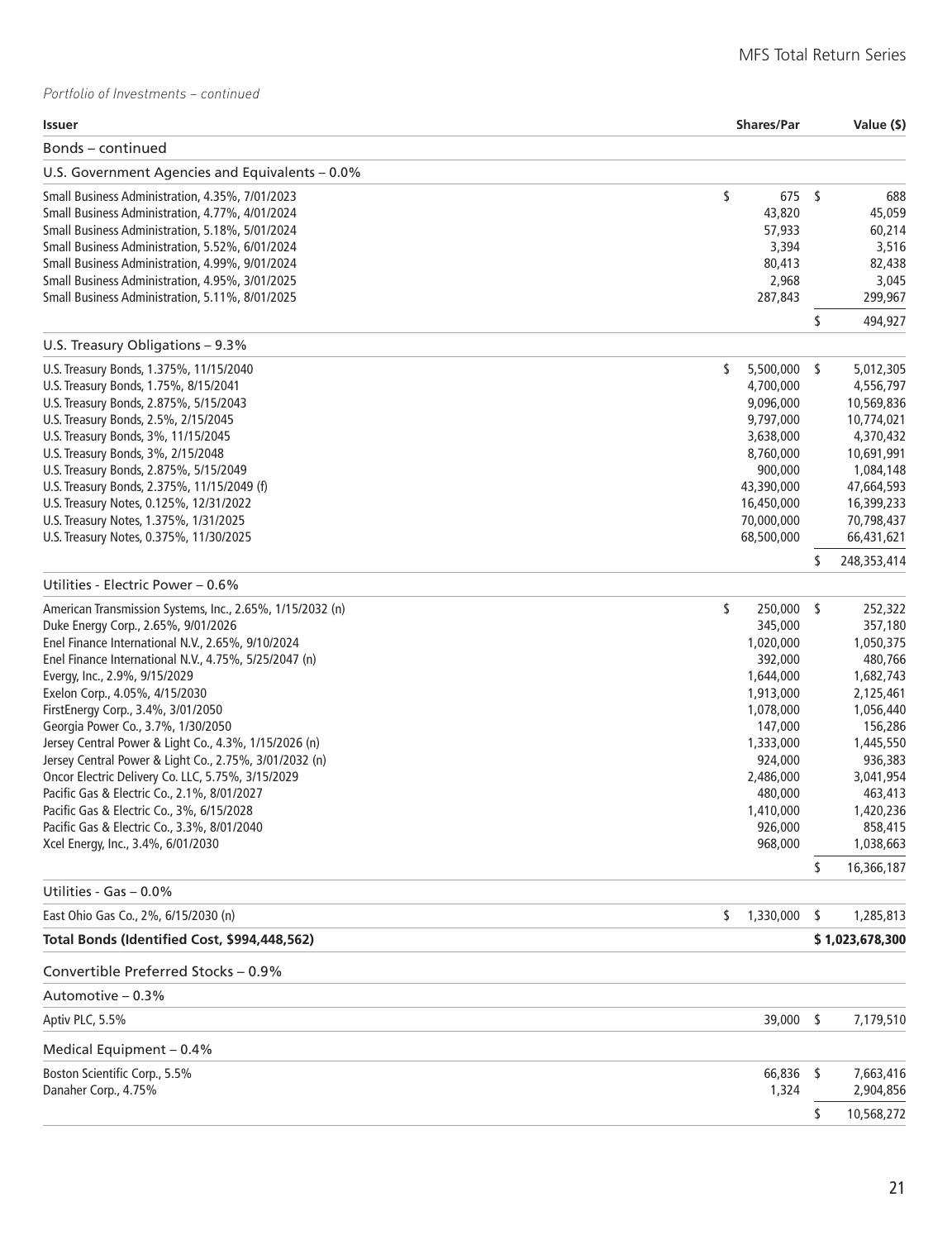*Portfolio of Investments – continued*

| Issuer | Shares/Par | Value ($) |
|---|---|---|
| **Bonds – continued** | | |
| **U.S. Government Agencies and Equivalents – 0.0%** | | |
| Small Business Administration, 4.35%, 7/01/2023 | $ 675 | $ 688 |
| Small Business Administration, 4.77%, 4/01/2024 | 43,820 | 45,059 |
| Small Business Administration, 5.18%, 5/01/2024 | 57,933 | 60,214 |
| Small Business Administration, 5.52%, 6/01/2024 | 3,394 | 3,516 |
| Small Business Administration, 4.99%, 9/01/2024 | 80,413 | 82,438 |
| Small Business Administration, 4.95%, 3/01/2025 | 2,968 | 3,045 |
| Small Business Administration, 5.11%, 8/01/2025 | 287,843 | 299,967 |
| | | $ 494,927 |
| **U.S. Treasury Obligations – 9.3%** | | |
| U.S. Treasury Bonds, 1.375%, 11/15/2040 | $ 5,500,000 | $ 5,012,305 |
| U.S. Treasury Bonds, 1.75%, 8/15/2041 | 4,700,000 | 4,556,797 |
| U.S. Treasury Bonds, 2.875%, 5/15/2043 | 9,096,000 | 10,569,836 |
| U.S. Treasury Bonds, 2.5%, 2/15/2045 | 9,797,000 | 10,774,021 |
| U.S. Treasury Bonds, 3%, 11/15/2045 | 3,638,000 | 4,370,432 |
| U.S. Treasury Bonds, 3%, 2/15/2048 | 8,760,000 | 10,691,991 |
| U.S. Treasury Bonds, 2.875%, 5/15/2049 | 900,000 | 1,084,148 |
| U.S. Treasury Bonds, 2.375%, 11/15/2049 (f) | 43,390,000 | 47,664,593 |
| U.S. Treasury Notes, 0.125%, 12/31/2022 | 16,450,000 | 16,399,233 |
| U.S. Treasury Notes, 1.375%, 1/31/2025 | 70,000,000 | 70,798,437 |
| U.S. Treasury Notes, 0.375%, 11/30/2025 | 68,500,000 | 66,431,621 |
| | | $ 248,353,414 |
| **Utilities - Electric Power – 0.6%** | | |
| American Transmission Systems, Inc., 2.65%, 1/15/2032 (n) | $ 250,000 | $ 252,322 |
| Duke Energy Corp., 2.65%, 9/01/2026 | 345,000 | 357,180 |
| Enel Finance International N.V., 2.65%, 9/10/2024 | 1,020,000 | 1,050,375 |
| Enel Finance International N.V., 4.75%, 5/25/2047 (n) | 392,000 | 480,766 |
| Evergy, Inc., 2.9%, 9/15/2029 | 1,644,000 | 1,682,743 |
| Exelon Corp., 4.05%, 4/15/2030 | 1,913,000 | 2,125,461 |
| FirstEnergy Corp., 3.4%, 3/01/2050 | 1,078,000 | 1,056,440 |
| Georgia Power Co., 3.7%, 1/30/2050 | 147,000 | 156,286 |
| Jersey Central Power & Light Co., 4.3%, 1/15/2026 (n) | 1,333,000 | 1,445,550 |
| Jersey Central Power & Light Co., 2.75%, 3/01/2032 (n) | 924,000 | 936,383 |
| Oncor Electric Delivery Co. LLC, 5.75%, 3/15/2029 | 2,486,000 | 3,041,954 |
| Pacific Gas & Electric Co., 2.1%, 8/01/2027 | 480,000 | 463,413 |
| Pacific Gas & Electric Co., 3%, 6/15/2028 | 1,410,000 | 1,420,236 |
| Pacific Gas & Electric Co., 3.3%, 8/01/2040 | 926,000 | 858,415 |
| Xcel Energy, Inc., 3.4%, 6/01/2030 | 968,000 | 1,038,663 |
| | | $ 16,366,187 |
| **Utilities - Gas – 0.0%** | | |
| East Ohio Gas Co., 2%, 6/15/2030 (n) | $ 1,330,000 | $ 1,285,813 |
| **Total Bonds (Identified Cost, $994,448,562)** | | **$ 1,023,678,300** |
| **Convertible Preferred Stocks – 0.9%** | | |
| **Automotive – 0.3%** | | |
| Aptiv PLC, 5.5% | 39,000 | $ 7,179,510 |
| **Medical Equipment – 0.4%** | | |
| Boston Scientific Corp., 5.5% | 66,836 | $ 7,663,416 |
| Danaher Corp., 4.75% | 1,324 | 2,904,856 |
| | | $ 10,568,272 |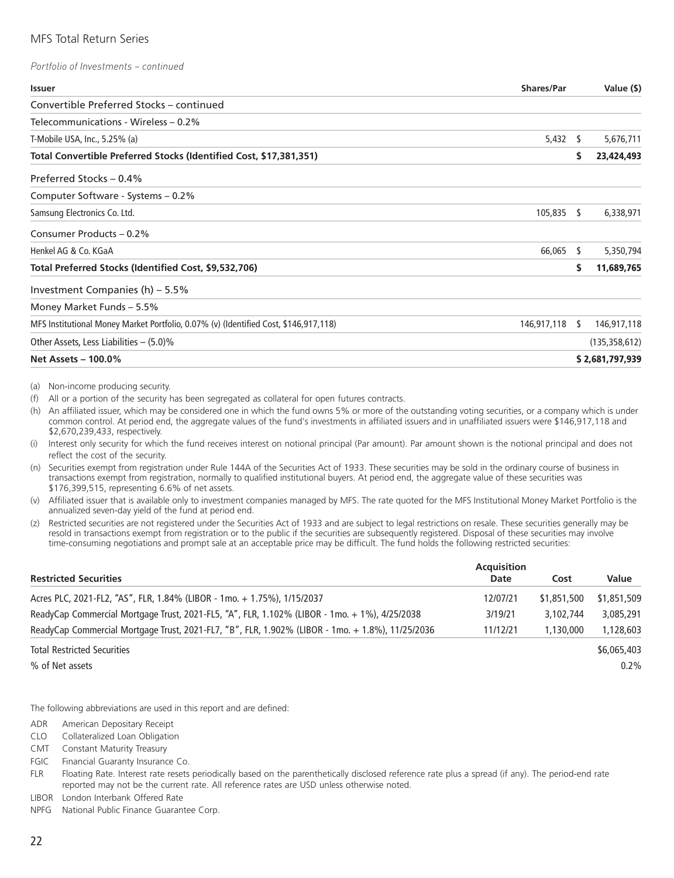*Portfolio of Investments – continued*

| Issuer | Shares/Par | Value ($) |
|---|---|---|
| **Convertible Preferred Stocks – continued** | | |
| **Telecommunications - Wireless – 0.2%** | | |
| T-Mobile USA, Inc., 5.25% (a) | 5,432 | $ 5,676,711 |
| **Total Convertible Preferred Stocks (Identified Cost, $17,381,351)** | | **$ 23,424,493** |
| **Preferred Stocks – 0.4%** | | |
| **Computer Software - Systems – 0.2%** | | |
| Samsung Electronics Co. Ltd. | 105,835 | $ 6,338,971 |
| **Consumer Products – 0.2%** | | |
| Henkel AG & Co. KGaA | 66,065 | $ 5,350,794 |
| **Total Preferred Stocks (Identified Cost, $9,532,706)** | | **$ 11,689,765** |
| **Investment Companies (h) – 5.5%** | | |
| **Money Market Funds – 5.5%** | | |
| MFS Institutional Money Market Portfolio, 0.07% (v) (Identified Cost, $146,917,118) | 146,917,118 | $ 146,917,118 |
| Other Assets, Less Liabilities – (5.0)% | | (135,358,612) |
| **Net Assets – 100.0%** | | **$ 2,681,797,939** |

(a) Non-income producing security.

(f) All or a portion of the security has been segregated as collateral for open futures contracts.

(h) An affiliated issuer, which may be considered one in which the fund owns 5% or more of the outstanding voting securities, or a company which is under common control. At period end, the aggregate values of the fund's investments in affiliated issuers and in unaffiliated issuers were $146,917,118 and $2,670,239,433, respectively.

(i) Interest only security for which the fund receives interest on notional principal (Par amount). Par amount shown is the notional principal and does not reflect the cost of the security.

(n) Securities exempt from registration under Rule 144A of the Securities Act of 1933. These securities may be sold in the ordinary course of business in transactions exempt from registration, normally to qualified institutional buyers. At period end, the aggregate value of these securities was $176,399,515, representing 6.6% of net assets.

(v) Affiliated issuer that is available only to investment companies managed by MFS. The rate quoted for the MFS Institutional Money Market Portfolio is the annualized seven-day yield of the fund at period end.

(z) Restricted securities are not registered under the Securities Act of 1933 and are subject to legal restrictions on resale. These securities generally may be resold in transactions exempt from registration or to the public if the securities are subsequently registered. Disposal of these securities may involve time-consuming negotiations and prompt sale at an acceptable price may be difficult. The fund holds the following restricted securities:

| Restricted Securities | Acquisition Date | Cost | Value |
|---|---|---|---|
| Acres PLC, 2021-FL2, "AS", FLR, 1.84% (LIBOR - 1mo. + 1.75%), 1/15/2037 | 12/07/21 | $1,851,500 | $1,851,509 |
| ReadyCap Commercial Mortgage Trust, 2021-FL5, "A", FLR, 1.102% (LIBOR - 1mo. + 1%), 4/25/2038 | 3/19/21 | 3,102,744 | 3,085,291 |
| ReadyCap Commercial Mortgage Trust, 2021-FL7, "B", FLR, 1.902% (LIBOR - 1mo. + 1.8%), 11/25/2036 | 11/12/21 | 1,130,000 | 1,128,603 |
| Total Restricted Securities | | | $6,065,403 |
| % of Net assets | | | 0.2% |

The following abbreviations are used in this report and are defined:

- ADR American Depositary Receipt
- CLO Collateralized Loan Obligation
- CMT Constant Maturity Treasury
- FGIC Financial Guaranty Insurance Co.
- FLR Floating Rate. Interest rate resets periodically based on the parenthetically disclosed reference rate plus a spread (if any). The period-end rate reported may not be the current rate. All reference rates are USD unless otherwise noted.
- LIBOR London Interbank Offered Rate
- NPFG National Public Finance Guarantee Corp.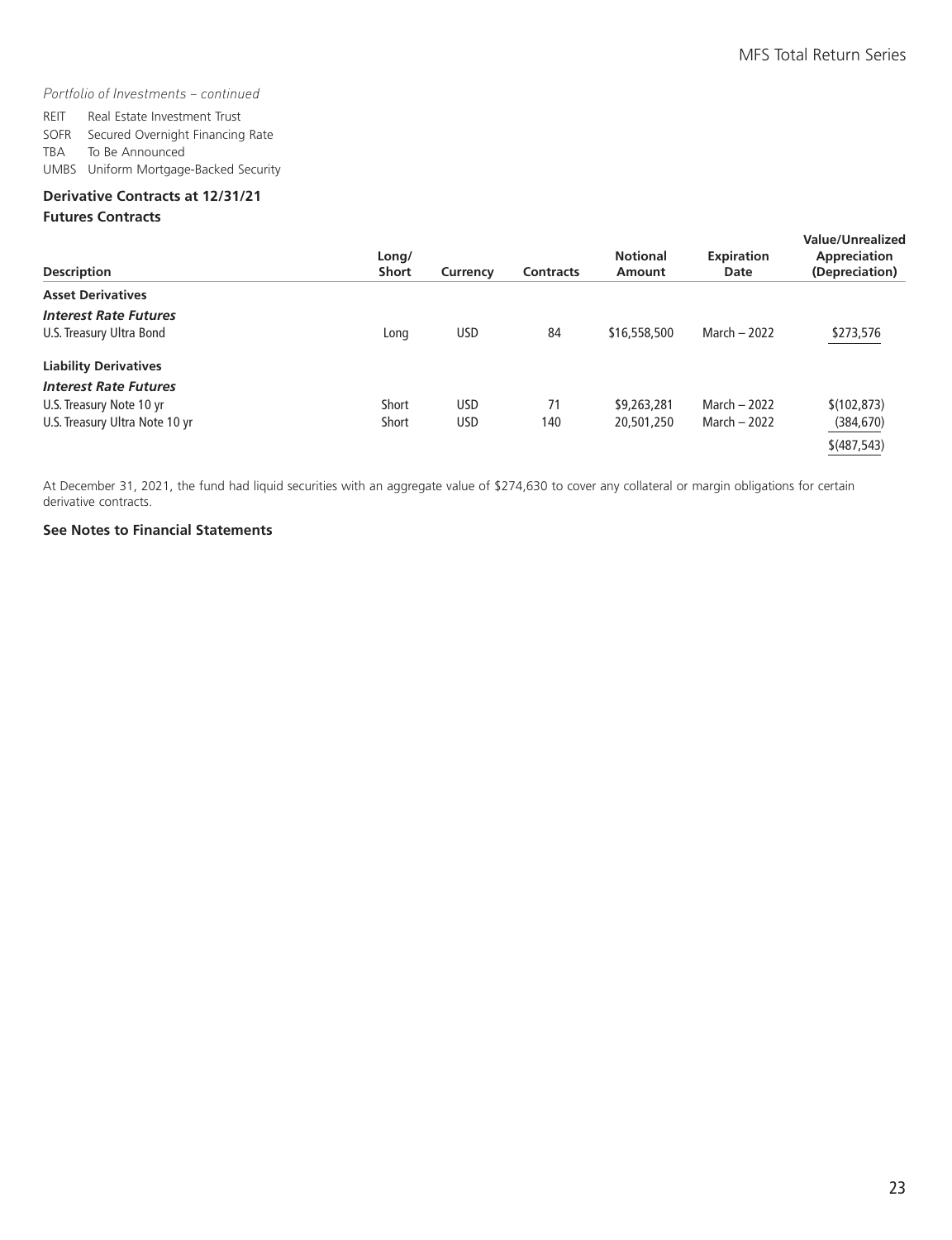*Portfolio of Investments – continued*

REIT Real Estate Investment Trust
SOFR Secured Overnight Financing Rate
TBA To Be Announced
UMBS Uniform Mortgage-Backed Security

**Derivative Contracts at 12/31/21**

**Futures Contracts**

| Description | Long/ Short | Currency | Contracts | Notional Amount | Expiration Date | Value/Unrealized Appreciation (Depreciation) |
|---|---|---|---|---|---|---|
| **Asset Derivatives** | | | | | | |
| ***Interest Rate Futures*** | | | | | | |
| U.S. Treasury Ultra Bond | Long | USD | 84 | $16,558,500 | March – 2022 | $273,576 |
| **Liability Derivatives** | | | | | | |
| ***Interest Rate Futures*** | | | | | | |
| U.S. Treasury Note 10 yr | Short | USD | 71 | $9,263,281 | March – 2022 | $(102,873) |
| U.S. Treasury Ultra Note 10 yr | Short | USD | 140 | 20,501,250 | March – 2022 | (384,670) |
| | | | | | | $(487,543) |

At December 31, 2021, the fund had liquid securities with an aggregate value of $274,630 to cover any collateral or margin obligations for certain derivative contracts.

**See Notes to Financial Statements**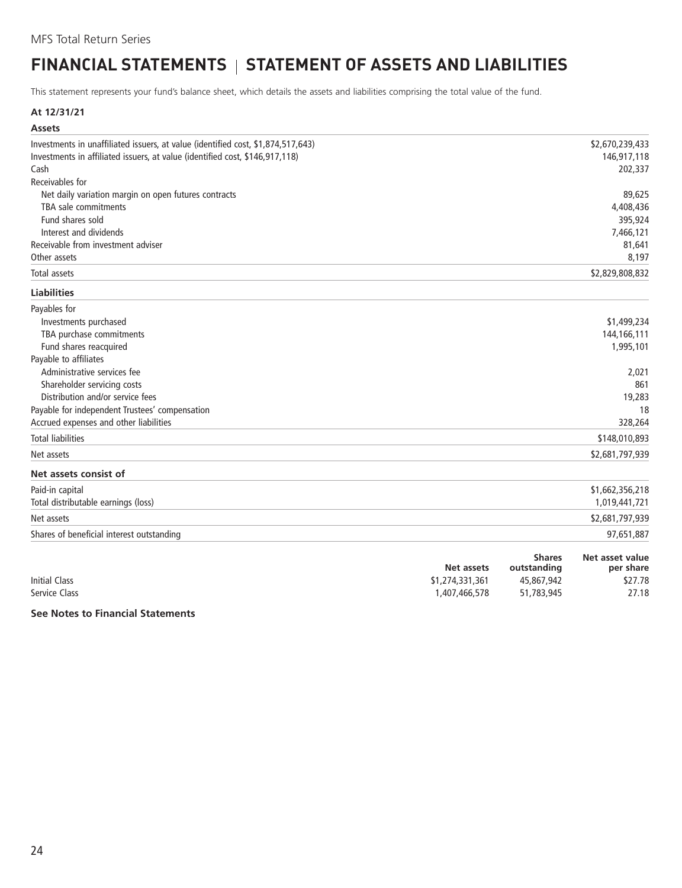MFS Total Return Series

# FINANCIAL STATEMENTS | STATEMENT OF ASSETS AND LIABILITIES

This statement represents your fund's balance sheet, which details the assets and liabilities comprising the total value of the fund.

**At 12/31/21**

| **Assets** | |
|---|---|
| Investments in unaffiliated issuers, at value (identified cost, $1,874,517,643) | $2,670,239,433 |
| Investments in affiliated issuers, at value (identified cost, $146,917,118) | 146,917,118 |
| Cash | 202,337 |
| Receivables for | |
| Net daily variation margin on open futures contracts | 89,625 |
| TBA sale commitments | 4,408,436 |
| Fund shares sold | 395,924 |
| Interest and dividends | 7,466,121 |
| Receivable from investment adviser | 81,641 |
| Other assets | 8,197 |
| Total assets | $2,829,808,832 |
| **Liabilities** | |
| Payables for | |
| Investments purchased | $1,499,234 |
| TBA purchase commitments | 144,166,111 |
| Fund shares reacquired | 1,995,101 |
| Payable to affiliates | |
| Administrative services fee | 2,021 |
| Shareholder servicing costs | 861 |
| Distribution and/or service fees | 19,283 |
| Payable for independent Trustees' compensation | 18 |
| Accrued expenses and other liabilities | 328,264 |
| Total liabilities | $148,010,893 |
| Net assets | $2,681,797,939 |
| **Net assets consist of** | |
| Paid-in capital | $1,662,356,218 |
| Total distributable earnings (loss) | 1,019,441,721 |
| Net assets | $2,681,797,939 |
| Shares of beneficial interest outstanding | 97,651,887 |

| | Net assets | Shares outstanding | Net asset value per share |
|---|---|---|---|
| Initial Class | $1,274,331,361 | 45,867,942 | $27.78 |
| Service Class | 1,407,466,578 | 51,783,945 | 27.18 |

**See Notes to Financial Statements**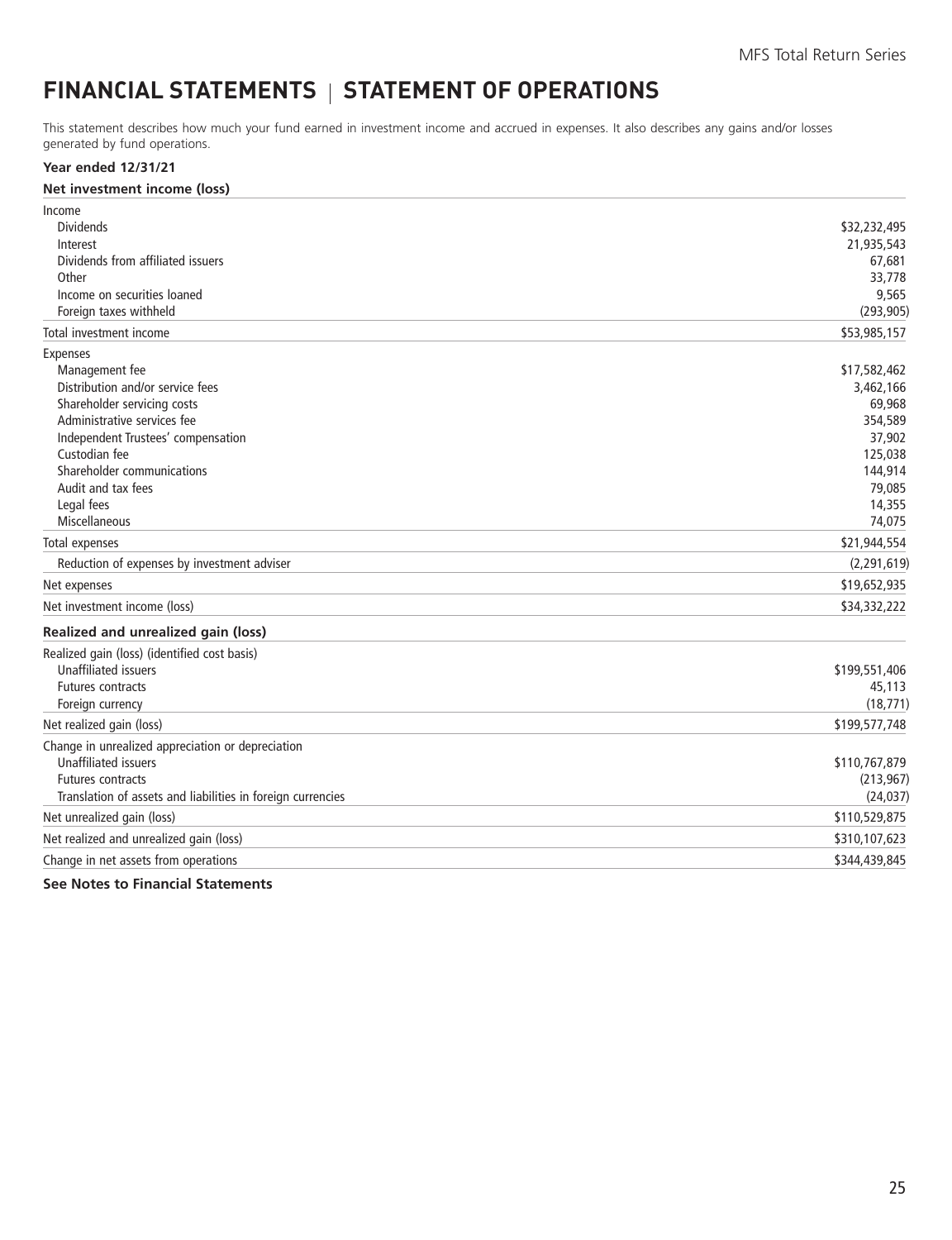# FINANCIAL STATEMENTS | STATEMENT OF OPERATIONS

This statement describes how much your fund earned in investment income and accrued in expenses. It also describes any gains and/or losses generated by fund operations.

**Year ended 12/31/21**

| **Net investment income (loss)** | |
|---|---|
| Income | |
| Dividends | $32,232,495 |
| Interest | 21,935,543 |
| Dividends from affiliated issuers | 67,681 |
| Other | 33,778 |
| Income on securities loaned | 9,565 |
| Foreign taxes withheld | (293,905) |
| Total investment income | $53,985,157 |
| Expenses | |
| Management fee | $17,582,462 |
| Distribution and/or service fees | 3,462,166 |
| Shareholder servicing costs | 69,968 |
| Administrative services fee | 354,589 |
| Independent Trustees' compensation | 37,902 |
| Custodian fee | 125,038 |
| Shareholder communications | 144,914 |
| Audit and tax fees | 79,085 |
| Legal fees | 14,355 |
| Miscellaneous | 74,075 |
| Total expenses | $21,944,554 |
| Reduction of expenses by investment adviser | (2,291,619) |
| Net expenses | $19,652,935 |
| Net investment income (loss) | $34,332,222 |
| **Realized and unrealized gain (loss)** | |
| Realized gain (loss) (identified cost basis) | |
| Unaffiliated issuers | $199,551,406 |
| Futures contracts | 45,113 |
| Foreign currency | (18,771) |
| Net realized gain (loss) | $199,577,748 |
| Change in unrealized appreciation or depreciation | |
| Unaffiliated issuers | $110,767,879 |
| Futures contracts | (213,967) |
| Translation of assets and liabilities in foreign currencies | (24,037) |
| Net unrealized gain (loss) | $110,529,875 |
| Net realized and unrealized gain (loss) | $310,107,623 |
| Change in net assets from operations | $344,439,845 |

**See Notes to Financial Statements**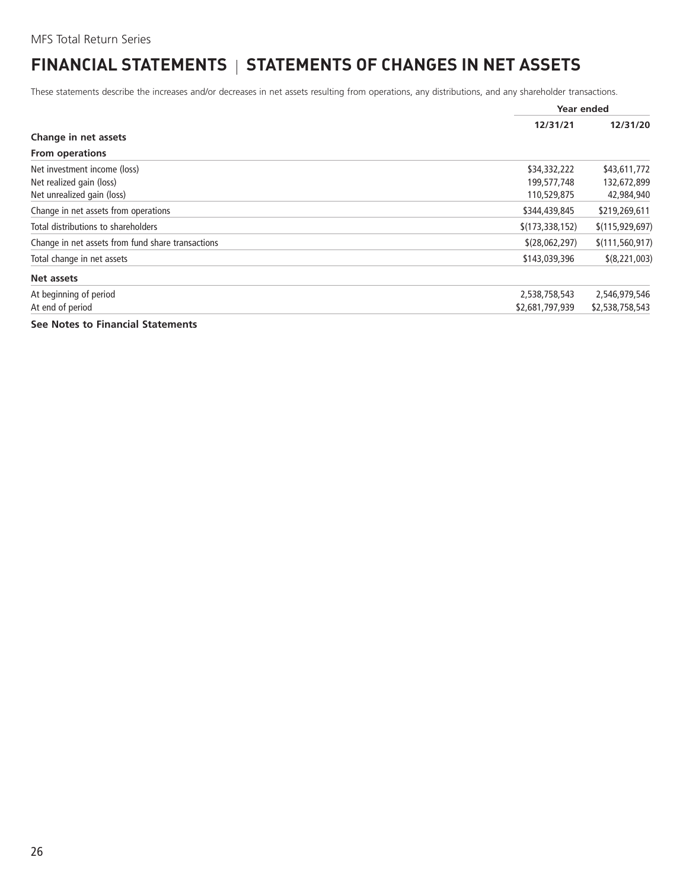# FINANCIAL STATEMENTS | STATEMENTS OF CHANGES IN NET ASSETS

These statements describe the increases and/or decreases in net assets resulting from operations, any distributions, and any shareholder transactions.

| | Year ended | |
|---|---|---|
| | **12/31/21** | **12/31/20** |
| **Change in net assets** | | |
| **From operations** | | |
| Net investment income (loss) | $34,332,222 | $43,611,772 |
| Net realized gain (loss) | 199,577,748 | 132,672,899 |
| Net unrealized gain (loss) | 110,529,875 | 42,984,940 |
| Change in net assets from operations | $344,439,845 | $219,269,611 |
| Total distributions to shareholders | $(173,338,152) | $(115,929,697) |
| Change in net assets from fund share transactions | $(28,062,297) | $(111,560,917) |
| Total change in net assets | $143,039,396 | $(8,221,003) |
| **Net assets** | | |
| At beginning of period | 2,538,758,543 | 2,546,979,546 |
| At end of period | $2,681,797,939 | $2,538,758,543 |

**See Notes to Financial Statements**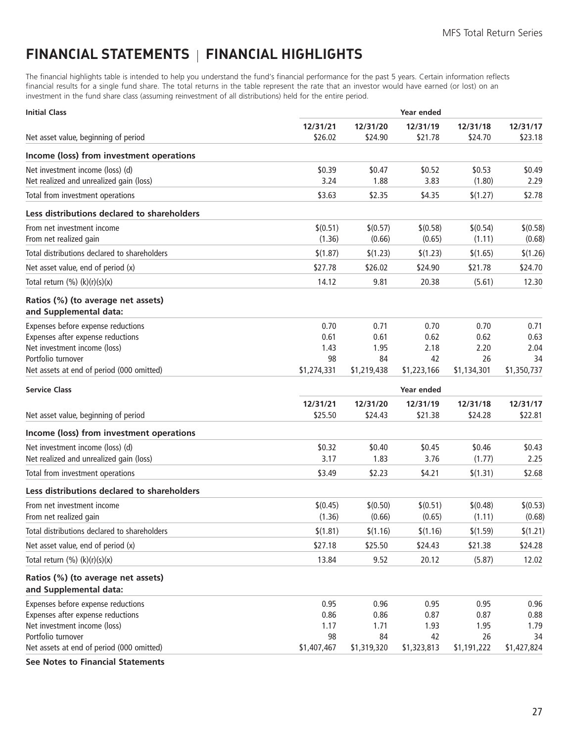# FINANCIAL STATEMENTS | FINANCIAL HIGHLIGHTS

The financial highlights table is intended to help you understand the fund's financial performance for the past 5 years. Certain information reflects financial results for a single fund share. The total returns in the table represent the rate that an investor would have earned (or lost) on an investment in the fund share class (assuming reinvestment of all distributions) held for the entire period.

| **Initial Class** | | | **Year ended** | | |
|---|---|---|---|---|---|
| | **12/31/21** | **12/31/20** | **12/31/19** | **12/31/18** | **12/31/17** |
| Net asset value, beginning of period | $26.02 | $24.90 | $21.78 | $24.70 | $23.18 |
| **Income (loss) from investment operations** | | | | | |
| Net investment income (loss) (d) | $0.39 | $0.47 | $0.52 | $0.53 | $0.49 |
| Net realized and unrealized gain (loss) | 3.24 | 1.88 | 3.83 | (1.80) | 2.29 |
| Total from investment operations | $3.63 | $2.35 | $4.35 | $(1.27) | $2.78 |
| **Less distributions declared to shareholders** | | | | | |
| From net investment income | $(0.51) | $(0.57) | $(0.58) | $(0.54) | $(0.58) |
| From net realized gain | (1.36) | (0.66) | (0.65) | (1.11) | (0.68) |
| Total distributions declared to shareholders | $(1.87) | $(1.23) | $(1.23) | $(1.65) | $(1.26) |
| Net asset value, end of period (x) | $27.78 | $26.02 | $24.90 | $21.78 | $24.70 |
| Total return (%) (k)(r)(s)(x) | 14.12 | 9.81 | 20.38 | (5.61) | 12.30 |
| **Ratios (%) (to average net assets) and Supplemental data:** | | | | | |
| Expenses before expense reductions | 0.70 | 0.71 | 0.70 | 0.70 | 0.71 |
| Expenses after expense reductions | 0.61 | 0.61 | 0.62 | 0.62 | 0.63 |
| Net investment income (loss) | 1.43 | 1.95 | 2.18 | 2.20 | 2.04 |
| Portfolio turnover | 98 | 84 | 42 | 26 | 34 |
| Net assets at end of period (000 omitted) | $1,274,331 | $1,219,438 | $1,223,166 | $1,134,301 | $1,350,737 |

| **Service Class** | | | **Year ended** | | |
|---|---|---|---|---|---|
| | **12/31/21** | **12/31/20** | **12/31/19** | **12/31/18** | **12/31/17** |
| Net asset value, beginning of period | $25.50 | $24.43 | $21.38 | $24.28 | $22.81 |
| **Income (loss) from investment operations** | | | | | |
| Net investment income (loss) (d) | $0.32 | $0.40 | $0.45 | $0.46 | $0.43 |
| Net realized and unrealized gain (loss) | 3.17 | 1.83 | 3.76 | (1.77) | 2.25 |
| Total from investment operations | $3.49 | $2.23 | $4.21 | $(1.31) | $2.68 |
| **Less distributions declared to shareholders** | | | | | |
| From net investment income | $(0.45) | $(0.50) | $(0.51) | $(0.48) | $(0.53) |
| From net realized gain | (1.36) | (0.66) | (0.65) | (1.11) | (0.68) |
| Total distributions declared to shareholders | $(1.81) | $(1.16) | $(1.16) | $(1.59) | $(1.21) |
| Net asset value, end of period (x) | $27.18 | $25.50 | $24.43 | $21.38 | $24.28 |
| Total return (%) (k)(r)(s)(x) | 13.84 | 9.52 | 20.12 | (5.87) | 12.02 |
| **Ratios (%) (to average net assets) and Supplemental data:** | | | | | |
| Expenses before expense reductions | 0.95 | 0.96 | 0.95 | 0.95 | 0.96 |
| Expenses after expense reductions | 0.86 | 0.86 | 0.87 | 0.87 | 0.88 |
| Net investment income (loss) | 1.17 | 1.71 | 1.93 | 1.95 | 1.79 |
| Portfolio turnover | 98 | 84 | 42 | 26 | 34 |
| Net assets at end of period (000 omitted) | $1,407,467 | $1,319,320 | $1,323,813 | $1,191,222 | $1,427,824 |

**See Notes to Financial Statements**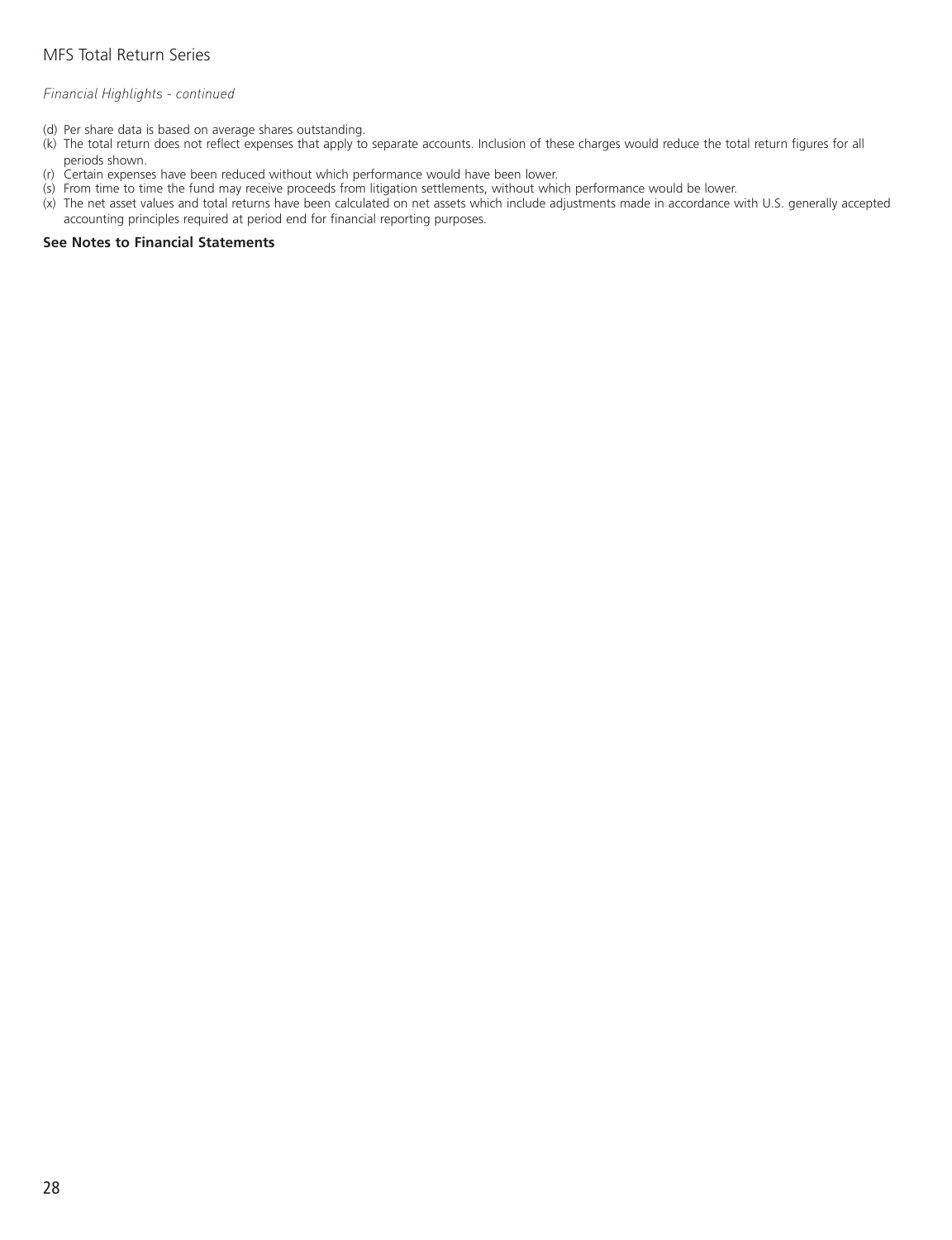*Financial Highlights - continued*

(d) Per share data is based on average shares outstanding.
(k) The total return does not reflect expenses that apply to separate accounts. Inclusion of these charges would reduce the total return figures for all periods shown.
(r) Certain expenses have been reduced without which performance would have been lower.
(s) From time to time the fund may receive proceeds from litigation settlements, without which performance would be lower.
(x) The net asset values and total returns have been calculated on net assets which include adjustments made in accordance with U.S. generally accepted accounting principles required at period end for financial reporting purposes.

**See Notes to Financial Statements**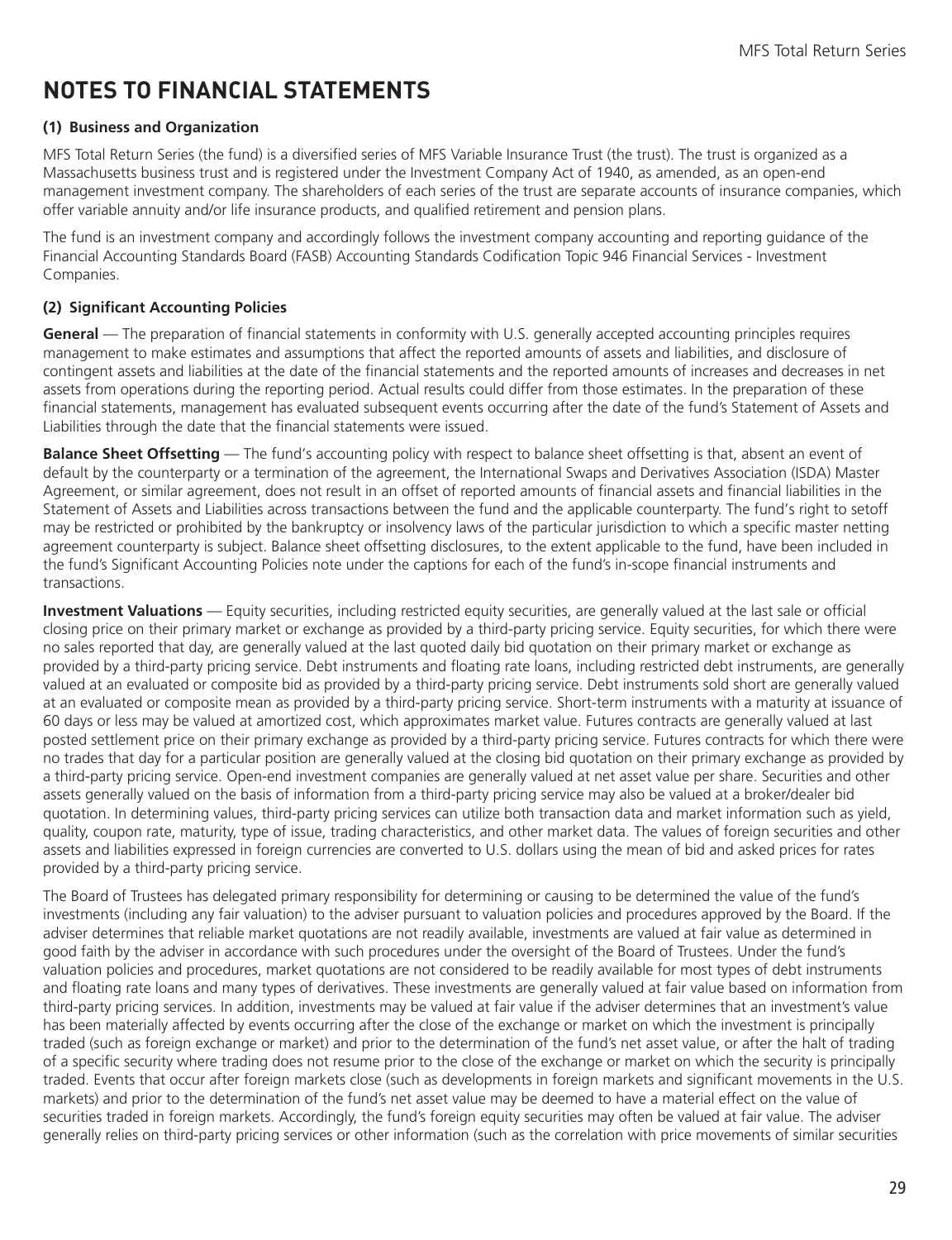# NOTES TO FINANCIAL STATEMENTS

### (1) Business and Organization

MFS Total Return Series (the fund) is a diversified series of MFS Variable Insurance Trust (the trust). The trust is organized as a Massachusetts business trust and is registered under the Investment Company Act of 1940, as amended, as an open-end management investment company. The shareholders of each series of the trust are separate accounts of insurance companies, which offer variable annuity and/or life insurance products, and qualified retirement and pension plans.

The fund is an investment company and accordingly follows the investment company accounting and reporting guidance of the Financial Accounting Standards Board (FASB) Accounting Standards Codification Topic 946 Financial Services - Investment Companies.

### (2) Significant Accounting Policies

**General** — The preparation of financial statements in conformity with U.S. generally accepted accounting principles requires management to make estimates and assumptions that affect the reported amounts of assets and liabilities, and disclosure of contingent assets and liabilities at the date of the financial statements and the reported amounts of increases and decreases in net assets from operations during the reporting period. Actual results could differ from those estimates. In the preparation of these financial statements, management has evaluated subsequent events occurring after the date of the fund's Statement of Assets and Liabilities through the date that the financial statements were issued.

**Balance Sheet Offsetting** — The fund's accounting policy with respect to balance sheet offsetting is that, absent an event of default by the counterparty or a termination of the agreement, the International Swaps and Derivatives Association (ISDA) Master Agreement, or similar agreement, does not result in an offset of reported amounts of financial assets and financial liabilities in the Statement of Assets and Liabilities across transactions between the fund and the applicable counterparty. The fund's right to setoff may be restricted or prohibited by the bankruptcy or insolvency laws of the particular jurisdiction to which a specific master netting agreement counterparty is subject. Balance sheet offsetting disclosures, to the extent applicable to the fund, have been included in the fund's Significant Accounting Policies note under the captions for each of the fund's in-scope financial instruments and transactions.

**Investment Valuations** — Equity securities, including restricted equity securities, are generally valued at the last sale or official closing price on their primary market or exchange as provided by a third-party pricing service. Equity securities, for which there were no sales reported that day, are generally valued at the last quoted daily bid quotation on their primary market or exchange as provided by a third-party pricing service. Debt instruments and floating rate loans, including restricted debt instruments, are generally valued at an evaluated or composite bid as provided by a third-party pricing service. Debt instruments sold short are generally valued at an evaluated or composite mean as provided by a third-party pricing service. Short-term instruments with a maturity at issuance of 60 days or less may be valued at amortized cost, which approximates market value. Futures contracts are generally valued at last posted settlement price on their primary exchange as provided by a third-party pricing service. Futures contracts for which there were no trades that day for a particular position are generally valued at the closing bid quotation on their primary exchange as provided by a third-party pricing service. Open-end investment companies are generally valued at net asset value per share. Securities and other assets generally valued on the basis of information from a third-party pricing service may also be valued at a broker/dealer bid quotation. In determining values, third-party pricing services can utilize both transaction data and market information such as yield, quality, coupon rate, maturity, type of issue, trading characteristics, and other market data. The values of foreign securities and other assets and liabilities expressed in foreign currencies are converted to U.S. dollars using the mean of bid and asked prices for rates provided by a third-party pricing service.

The Board of Trustees has delegated primary responsibility for determining or causing to be determined the value of the fund's investments (including any fair valuation) to the adviser pursuant to valuation policies and procedures approved by the Board. If the adviser determines that reliable market quotations are not readily available, investments are valued at fair value as determined in good faith by the adviser in accordance with such procedures under the oversight of the Board of Trustees. Under the fund's valuation policies and procedures, market quotations are not considered to be readily available for most types of debt instruments and floating rate loans and many types of derivatives. These investments are generally valued at fair value based on information from third-party pricing services. In addition, investments may be valued at fair value if the adviser determines that an investment's value has been materially affected by events occurring after the close of the exchange or market on which the investment is principally traded (such as foreign exchange or market) and prior to the determination of the fund's net asset value, or after the halt of trading of a specific security where trading does not resume prior to the close of the exchange or market on which the security is principally traded. Events that occur after foreign markets close (such as developments in foreign markets and significant movements in the U.S. markets) and prior to the determination of the fund's net asset value may be deemed to have a material effect on the value of securities traded in foreign markets. Accordingly, the fund's foreign equity securities may often be valued at fair value. The adviser generally relies on third-party pricing services or other information (such as the correlation with price movements of similar securities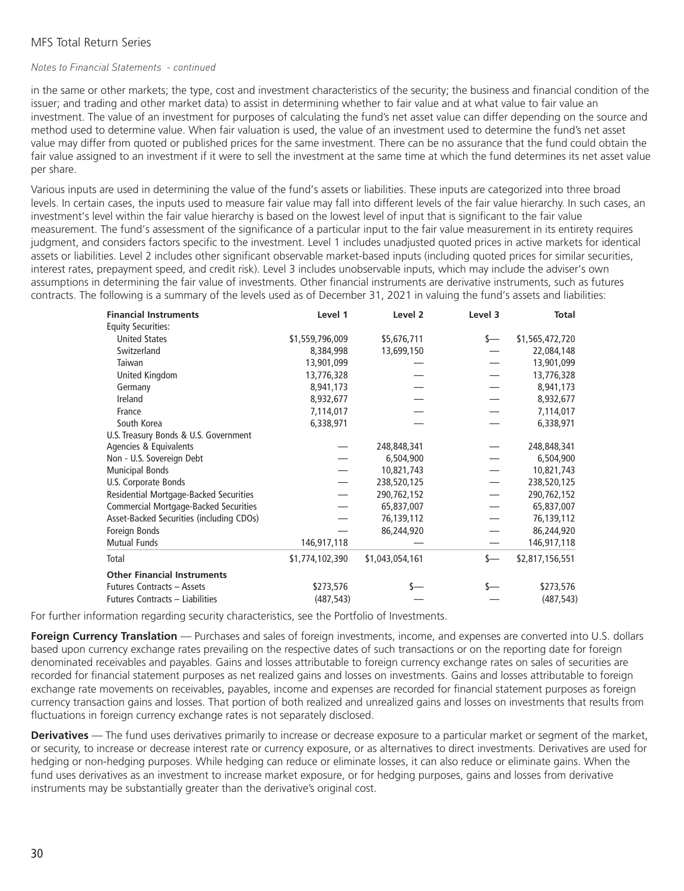*Notes to Financial Statements - continued*

in the same or other markets; the type, cost and investment characteristics of the security; the business and financial condition of the issuer; and trading and other market data) to assist in determining whether to fair value and at what value to fair value an investment. The value of an investment for purposes of calculating the fund's net asset value can differ depending on the source and method used to determine value. When fair valuation is used, the value of an investment used to determine the fund's net asset value may differ from quoted or published prices for the same investment. There can be no assurance that the fund could obtain the fair value assigned to an investment if it were to sell the investment at the same time at which the fund determines its net asset value per share.

Various inputs are used in determining the value of the fund's assets or liabilities. These inputs are categorized into three broad levels. In certain cases, the inputs used to measure fair value may fall into different levels of the fair value hierarchy. In such cases, an investment's level within the fair value hierarchy is based on the lowest level of input that is significant to the fair value measurement. The fund's assessment of the significance of a particular input to the fair value measurement in its entirety requires judgment, and considers factors specific to the investment. Level 1 includes unadjusted quoted prices in active markets for identical assets or liabilities. Level 2 includes other significant observable market-based inputs (including quoted prices for similar securities, interest rates, prepayment speed, and credit risk). Level 3 includes unobservable inputs, which may include the adviser's own assumptions in determining the fair value of investments. Other financial instruments are derivative instruments, such as futures contracts. The following is a summary of the levels used as of December 31, 2021 in valuing the fund's assets and liabilities:

| Financial Instruments | Level 1 | Level 2 | Level 3 | Total |
|---|---|---|---|---|
| Equity Securities: | | | | |
| United States | $1,559,796,009 | $5,676,711 | $— | $1,565,472,720 |
| Switzerland | 8,384,998 | 13,699,150 | — | 22,084,148 |
| Taiwan | 13,901,099 | — | — | 13,901,099 |
| United Kingdom | 13,776,328 | — | — | 13,776,328 |
| Germany | 8,941,173 | — | — | 8,941,173 |
| Ireland | 8,932,677 | — | — | 8,932,677 |
| France | 7,114,017 | — | — | 7,114,017 |
| South Korea | 6,338,971 | — | — | 6,338,971 |
| U.S. Treasury Bonds & U.S. Government Agencies & Equivalents | — | 248,848,341 | — | 248,848,341 |
| Non - U.S. Sovereign Debt | — | 6,504,900 | — | 6,504,900 |
| Municipal Bonds | — | 10,821,743 | — | 10,821,743 |
| U.S. Corporate Bonds | — | 238,520,125 | — | 238,520,125 |
| Residential Mortgage-Backed Securities | — | 290,762,152 | — | 290,762,152 |
| Commercial Mortgage-Backed Securities | — | 65,837,007 | — | 65,837,007 |
| Asset-Backed Securities (including CDOs) | — | 76,139,112 | — | 76,139,112 |
| Foreign Bonds | — | 86,244,920 | — | 86,244,920 |
| Mutual Funds | 146,917,118 | — | — | 146,917,118 |
| Total | $1,774,102,390 | $1,043,054,161 | $— | $2,817,156,551 |
| **Other Financial Instruments** | | | | |
| Futures Contracts – Assets | $273,576 | $— | $— | $273,576 |
| Futures Contracts – Liabilities | (487,543) | — | — | (487,543) |

For further information regarding security characteristics, see the Portfolio of Investments.

**Foreign Currency Translation** — Purchases and sales of foreign investments, income, and expenses are converted into U.S. dollars based upon currency exchange rates prevailing on the respective dates of such transactions or on the reporting date for foreign denominated receivables and payables. Gains and losses attributable to foreign currency exchange rates on sales of securities are recorded for financial statement purposes as net realized gains and losses on investments. Gains and losses attributable to foreign exchange rate movements on receivables, payables, income and expenses are recorded for financial statement purposes as foreign currency transaction gains and losses. That portion of both realized and unrealized gains and losses on investments that results from fluctuations in foreign currency exchange rates is not separately disclosed.

**Derivatives** — The fund uses derivatives primarily to increase or decrease exposure to a particular market or segment of the market, or security, to increase or decrease interest rate or currency exposure, or as alternatives to direct investments. Derivatives are used for hedging or non-hedging purposes. While hedging can reduce or eliminate losses, it can also reduce or eliminate gains. When the fund uses derivatives as an investment to increase market exposure, or for hedging purposes, gains and losses from derivative instruments may be substantially greater than the derivative's original cost.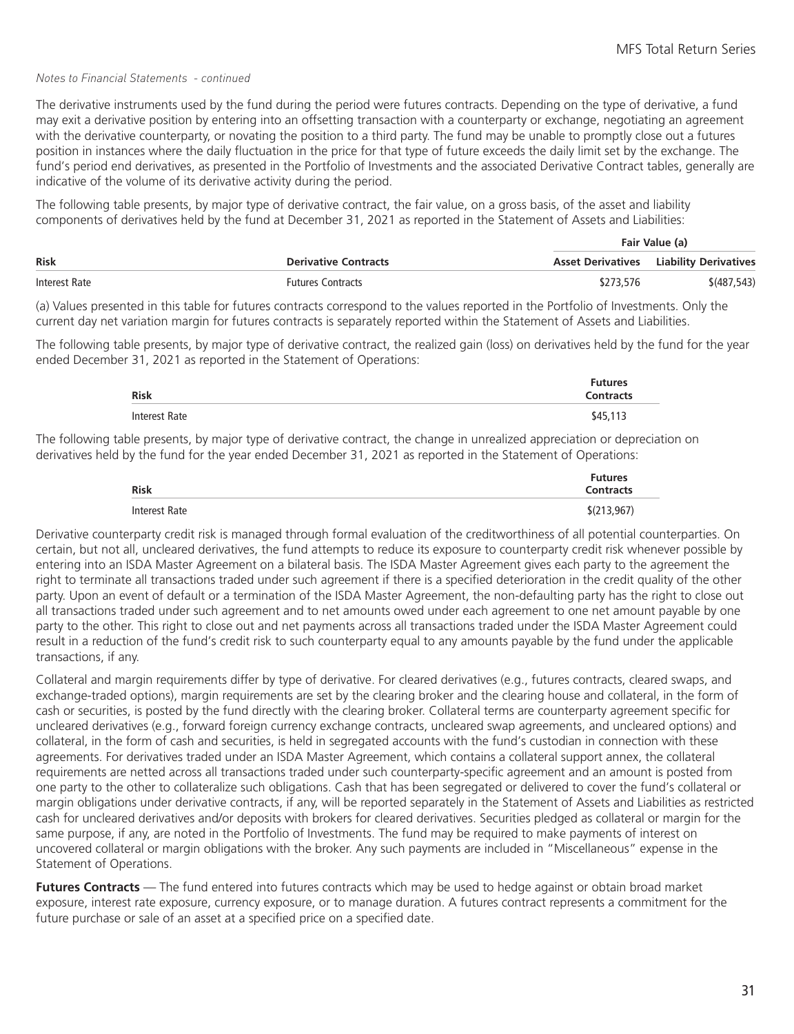*Notes to Financial Statements - continued*

The derivative instruments used by the fund during the period were futures contracts. Depending on the type of derivative, a fund may exit a derivative position by entering into an offsetting transaction with a counterparty or exchange, negotiating an agreement with the derivative counterparty, or novating the position to a third party. The fund may be unable to promptly close out a futures position in instances where the daily fluctuation in the price for that type of future exceeds the daily limit set by the exchange. The fund's period end derivatives, as presented in the Portfolio of Investments and the associated Derivative Contract tables, generally are indicative of the volume of its derivative activity during the period.

The following table presents, by major type of derivative contract, the fair value, on a gross basis, of the asset and liability components of derivatives held by the fund at December 31, 2021 as reported in the Statement of Assets and Liabilities:

| | | Fair Value (a) | |
|---|---|---|---|
| **Risk** | **Derivative Contracts** | **Asset Derivatives** | **Liability Derivatives** |
| Interest Rate | Futures Contracts | $273,576 | $(487,543) |

(a) Values presented in this table for futures contracts correspond to the values reported in the Portfolio of Investments. Only the current day net variation margin for futures contracts is separately reported within the Statement of Assets and Liabilities.

The following table presents, by major type of derivative contract, the realized gain (loss) on derivatives held by the fund for the year ended December 31, 2021 as reported in the Statement of Operations:

| **Risk** | **Futures Contracts** |
|---|---|
| Interest Rate | $45,113 |

The following table presents, by major type of derivative contract, the change in unrealized appreciation or depreciation on derivatives held by the fund for the year ended December 31, 2021 as reported in the Statement of Operations:

| **Risk** | **Futures Contracts** |
|---|---|
| Interest Rate | $(213,967) |

Derivative counterparty credit risk is managed through formal evaluation of the creditworthiness of all potential counterparties. On certain, but not all, uncleared derivatives, the fund attempts to reduce its exposure to counterparty credit risk whenever possible by entering into an ISDA Master Agreement on a bilateral basis. The ISDA Master Agreement gives each party to the agreement the right to terminate all transactions traded under such agreement if there is a specified deterioration in the credit quality of the other party. Upon an event of default or a termination of the ISDA Master Agreement, the non-defaulting party has the right to close out all transactions traded under such agreement and to net amounts owed under each agreement to one net amount payable by one party to the other. This right to close out and net payments across all transactions traded under the ISDA Master Agreement could result in a reduction of the fund's credit risk to such counterparty equal to any amounts payable by the fund under the applicable transactions, if any.

Collateral and margin requirements differ by type of derivative. For cleared derivatives (e.g., futures contracts, cleared swaps, and exchange-traded options), margin requirements are set by the clearing broker and the clearing house and collateral, in the form of cash or securities, is posted by the fund directly with the clearing broker. Collateral terms are counterparty agreement specific for uncleared derivatives (e.g., forward foreign currency exchange contracts, uncleared swap agreements, and uncleared options) and collateral, in the form of cash and securities, is held in segregated accounts with the fund's custodian in connection with these agreements. For derivatives traded under an ISDA Master Agreement, which contains a collateral support annex, the collateral requirements are netted across all transactions traded under such counterparty-specific agreement and an amount is posted from one party to the other to collateralize such obligations. Cash that has been segregated or delivered to cover the fund's collateral or margin obligations under derivative contracts, if any, will be reported separately in the Statement of Assets and Liabilities as restricted cash for uncleared derivatives and/or deposits with brokers for cleared derivatives. Securities pledged as collateral or margin for the same purpose, if any, are noted in the Portfolio of Investments. The fund may be required to make payments of interest on uncovered collateral or margin obligations with the broker. Any such payments are included in "Miscellaneous" expense in the Statement of Operations.

**Futures Contracts** — The fund entered into futures contracts which may be used to hedge against or obtain broad market exposure, interest rate exposure, currency exposure, or to manage duration. A futures contract represents a commitment for the future purchase or sale of an asset at a specified price on a specified date.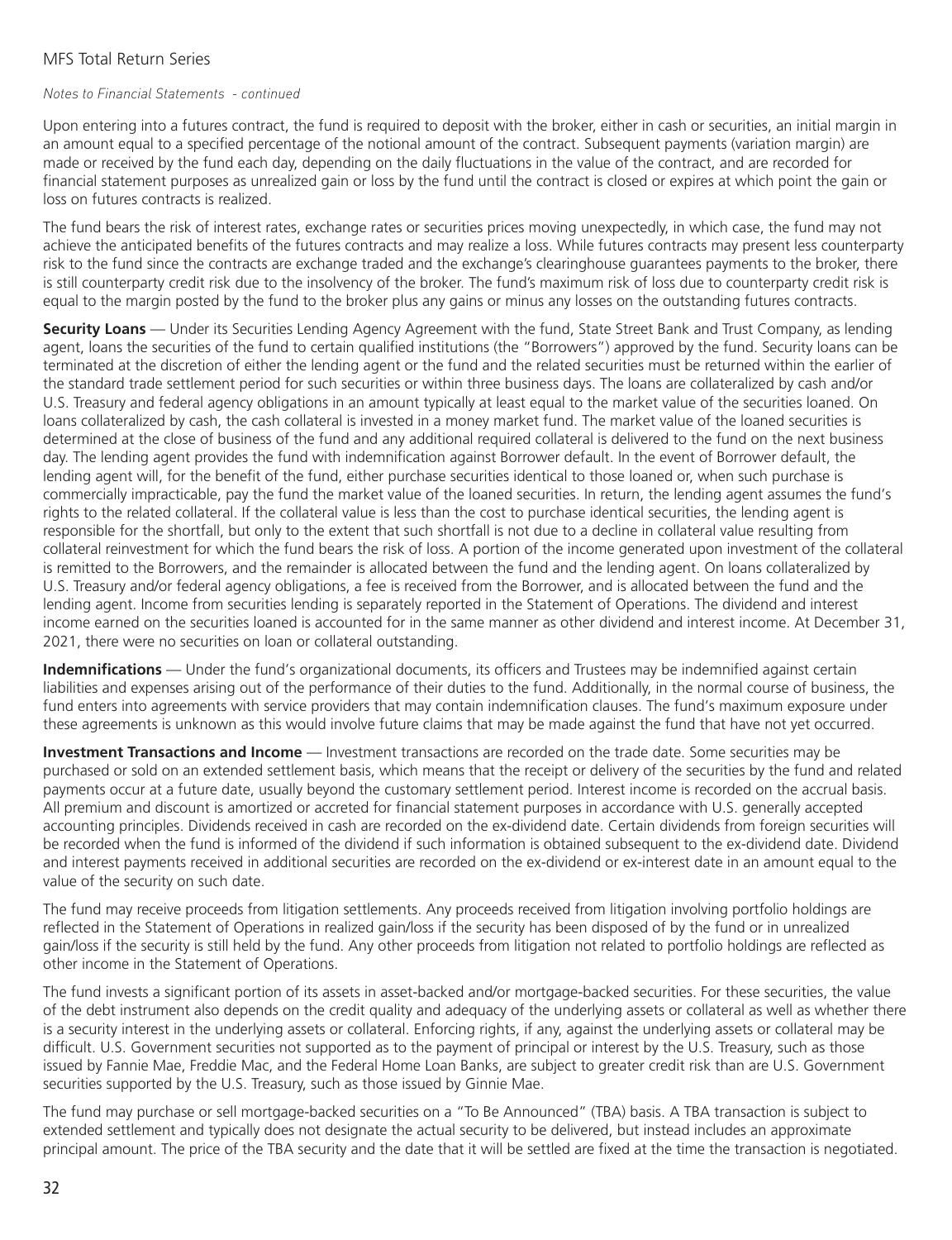Upon entering into a futures contract, the fund is required to deposit with the broker, either in cash or securities, an initial margin in an amount equal to a specified percentage of the notional amount of the contract. Subsequent payments (variation margin) are made or received by the fund each day, depending on the daily fluctuations in the value of the contract, and are recorded for financial statement purposes as unrealized gain or loss by the fund until the contract is closed or expires at which point the gain or loss on futures contracts is realized.

The fund bears the risk of interest rates, exchange rates or securities prices moving unexpectedly, in which case, the fund may not achieve the anticipated benefits of the futures contracts and may realize a loss. While futures contracts may present less counterparty risk to the fund since the contracts are exchange traded and the exchange's clearinghouse guarantees payments to the broker, there is still counterparty credit risk due to the insolvency of the broker. The fund's maximum risk of loss due to counterparty credit risk is equal to the margin posted by the fund to the broker plus any gains or minus any losses on the outstanding futures contracts.

**Security Loans** — Under its Securities Lending Agency Agreement with the fund, State Street Bank and Trust Company, as lending agent, loans the securities of the fund to certain qualified institutions (the "Borrowers") approved by the fund. Security loans can be terminated at the discretion of either the lending agent or the fund and the related securities must be returned within the earlier of the standard trade settlement period for such securities or within three business days. The loans are collateralized by cash and/or U.S. Treasury and federal agency obligations in an amount typically at least equal to the market value of the securities loaned. On loans collateralized by cash, the cash collateral is invested in a money market fund. The market value of the loaned securities is determined at the close of business of the fund and any additional required collateral is delivered to the fund on the next business day. The lending agent provides the fund with indemnification against Borrower default. In the event of Borrower default, the lending agent will, for the benefit of the fund, either purchase securities identical to those loaned or, when such purchase is commercially impracticable, pay the fund the market value of the loaned securities. In return, the lending agent assumes the fund's rights to the related collateral. If the collateral value is less than the cost to purchase identical securities, the lending agent is responsible for the shortfall, but only to the extent that such shortfall is not due to a decline in collateral value resulting from collateral reinvestment for which the fund bears the risk of loss. A portion of the income generated upon investment of the collateral is remitted to the Borrowers, and the remainder is allocated between the fund and the lending agent. On loans collateralized by U.S. Treasury and/or federal agency obligations, a fee is received from the Borrower, and is allocated between the fund and the lending agent. Income from securities lending is separately reported in the Statement of Operations. The dividend and interest income earned on the securities loaned is accounted for in the same manner as other dividend and interest income. At December 31, 2021, there were no securities on loan or collateral outstanding.

**Indemnifications** — Under the fund's organizational documents, its officers and Trustees may be indemnified against certain liabilities and expenses arising out of the performance of their duties to the fund. Additionally, in the normal course of business, the fund enters into agreements with service providers that may contain indemnification clauses. The fund's maximum exposure under these agreements is unknown as this would involve future claims that may be made against the fund that have not yet occurred.

**Investment Transactions and Income** — Investment transactions are recorded on the trade date. Some securities may be purchased or sold on an extended settlement basis, which means that the receipt or delivery of the securities by the fund and related payments occur at a future date, usually beyond the customary settlement period. Interest income is recorded on the accrual basis. All premium and discount is amortized or accreted for financial statement purposes in accordance with U.S. generally accepted accounting principles. Dividends received in cash are recorded on the ex-dividend date. Certain dividends from foreign securities will be recorded when the fund is informed of the dividend if such information is obtained subsequent to the ex-dividend date. Dividend and interest payments received in additional securities are recorded on the ex-dividend or ex-interest date in an amount equal to the value of the security on such date.

The fund may receive proceeds from litigation settlements. Any proceeds received from litigation involving portfolio holdings are reflected in the Statement of Operations in realized gain/loss if the security has been disposed of by the fund or in unrealized gain/loss if the security is still held by the fund. Any other proceeds from litigation not related to portfolio holdings are reflected as other income in the Statement of Operations.

The fund invests a significant portion of its assets in asset-backed and/or mortgage-backed securities. For these securities, the value of the debt instrument also depends on the credit quality and adequacy of the underlying assets or collateral as well as whether there is a security interest in the underlying assets or collateral. Enforcing rights, if any, against the underlying assets or collateral may be difficult. U.S. Government securities not supported as to the payment of principal or interest by the U.S. Treasury, such as those issued by Fannie Mae, Freddie Mac, and the Federal Home Loan Banks, are subject to greater credit risk than are U.S. Government securities supported by the U.S. Treasury, such as those issued by Ginnie Mae.

The fund may purchase or sell mortgage-backed securities on a "To Be Announced" (TBA) basis. A TBA transaction is subject to extended settlement and typically does not designate the actual security to be delivered, but instead includes an approximate principal amount. The price of the TBA security and the date that it will be settled are fixed at the time the transaction is negotiated.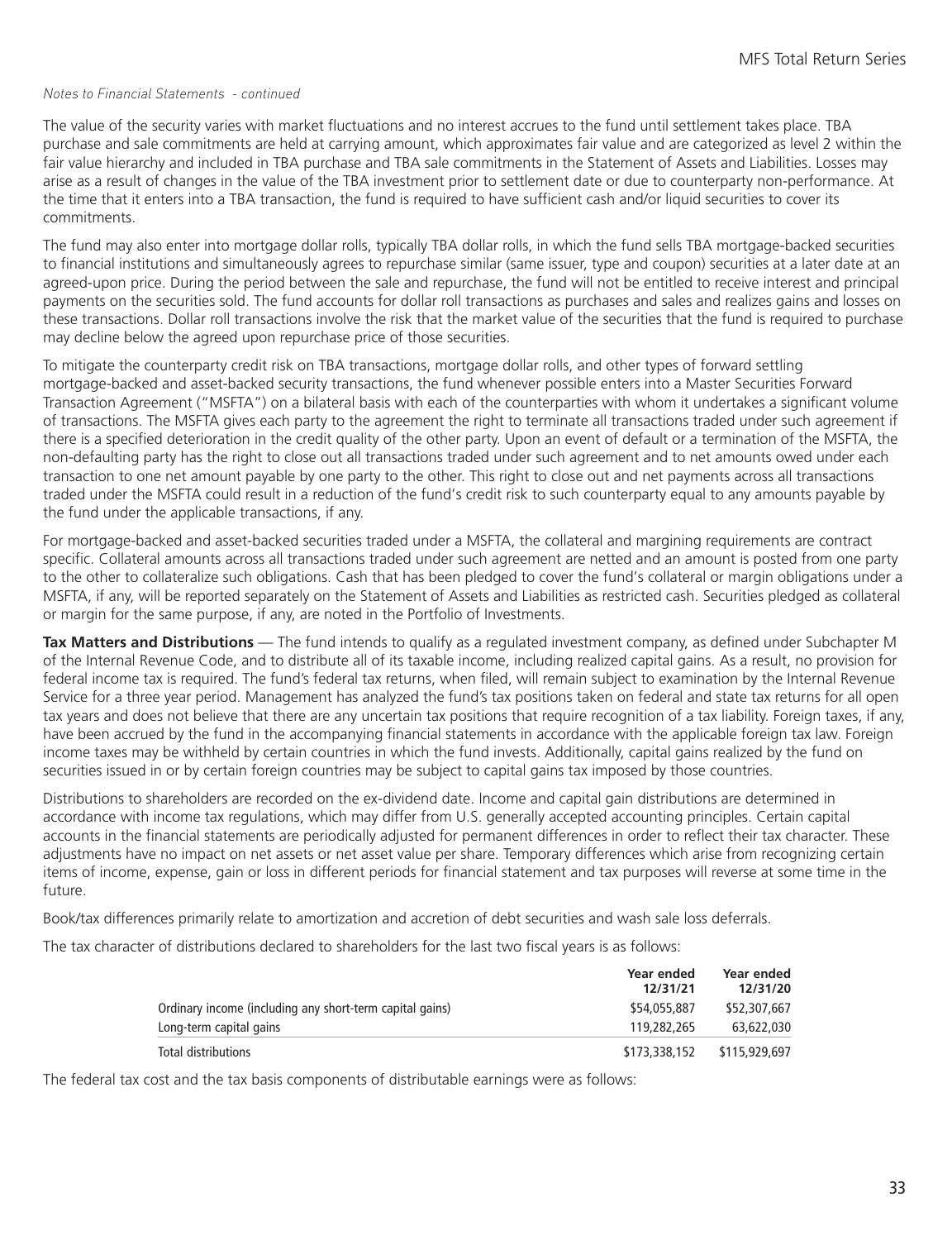*Notes to Financial Statements - continued*

The value of the security varies with market fluctuations and no interest accrues to the fund until settlement takes place. TBA purchase and sale commitments are held at carrying amount, which approximates fair value and are categorized as level 2 within the fair value hierarchy and included in TBA purchase and TBA sale commitments in the Statement of Assets and Liabilities. Losses may arise as a result of changes in the value of the TBA investment prior to settlement date or due to counterparty non-performance. At the time that it enters into a TBA transaction, the fund is required to have sufficient cash and/or liquid securities to cover its commitments.

The fund may also enter into mortgage dollar rolls, typically TBA dollar rolls, in which the fund sells TBA mortgage-backed securities to financial institutions and simultaneously agrees to repurchase similar (same issuer, type and coupon) securities at a later date at an agreed-upon price. During the period between the sale and repurchase, the fund will not be entitled to receive interest and principal payments on the securities sold. The fund accounts for dollar roll transactions as purchases and sales and realizes gains and losses on these transactions. Dollar roll transactions involve the risk that the market value of the securities that the fund is required to purchase may decline below the agreed upon repurchase price of those securities.

To mitigate the counterparty credit risk on TBA transactions, mortgage dollar rolls, and other types of forward settling mortgage-backed and asset-backed security transactions, the fund whenever possible enters into a Master Securities Forward Transaction Agreement ("MSFTA") on a bilateral basis with each of the counterparties with whom it undertakes a significant volume of transactions. The MSFTA gives each party to the agreement the right to terminate all transactions traded under such agreement if there is a specified deterioration in the credit quality of the other party. Upon an event of default or a termination of the MSFTA, the non-defaulting party has the right to close out all transactions traded under such agreement and to net amounts owed under each transaction to one net amount payable by one party to the other. This right to close out and net payments across all transactions traded under the MSFTA could result in a reduction of the fund's credit risk to such counterparty equal to any amounts payable by the fund under the applicable transactions, if any.

For mortgage-backed and asset-backed securities traded under a MSFTA, the collateral and margining requirements are contract specific. Collateral amounts across all transactions traded under such agreement are netted and an amount is posted from one party to the other to collateralize such obligations. Cash that has been pledged to cover the fund's collateral or margin obligations under a MSFTA, if any, will be reported separately on the Statement of Assets and Liabilities as restricted cash. Securities pledged as collateral or margin for the same purpose, if any, are noted in the Portfolio of Investments.

**Tax Matters and Distributions** — The fund intends to qualify as a regulated investment company, as defined under Subchapter M of the Internal Revenue Code, and to distribute all of its taxable income, including realized capital gains. As a result, no provision for federal income tax is required. The fund's federal tax returns, when filed, will remain subject to examination by the Internal Revenue Service for a three year period. Management has analyzed the fund's tax positions taken on federal and state tax returns for all open tax years and does not believe that there are any uncertain tax positions that require recognition of a tax liability. Foreign taxes, if any, have been accrued by the fund in the accompanying financial statements in accordance with the applicable foreign tax law. Foreign income taxes may be withheld by certain countries in which the fund invests. Additionally, capital gains realized by the fund on securities issued in or by certain foreign countries may be subject to capital gains tax imposed by those countries.

Distributions to shareholders are recorded on the ex-dividend date. Income and capital gain distributions are determined in accordance with income tax regulations, which may differ from U.S. generally accepted accounting principles. Certain capital accounts in the financial statements are periodically adjusted for permanent differences in order to reflect their tax character. These adjustments have no impact on net assets or net asset value per share. Temporary differences which arise from recognizing certain items of income, expense, gain or loss in different periods for financial statement and tax purposes will reverse at some time in the future.

Book/tax differences primarily relate to amortization and accretion of debt securities and wash sale loss deferrals.

The tax character of distributions declared to shareholders for the last two fiscal years is as follows:

| | Year ended 12/31/21 | Year ended 12/31/20 |
|---|---|---|
| Ordinary income (including any short-term capital gains) | $54,055,887 | $52,307,667 |
| Long-term capital gains | 119,282,265 | 63,622,030 |
| Total distributions | $173,338,152 | $115,929,697 |

The federal tax cost and the tax basis components of distributable earnings were as follows: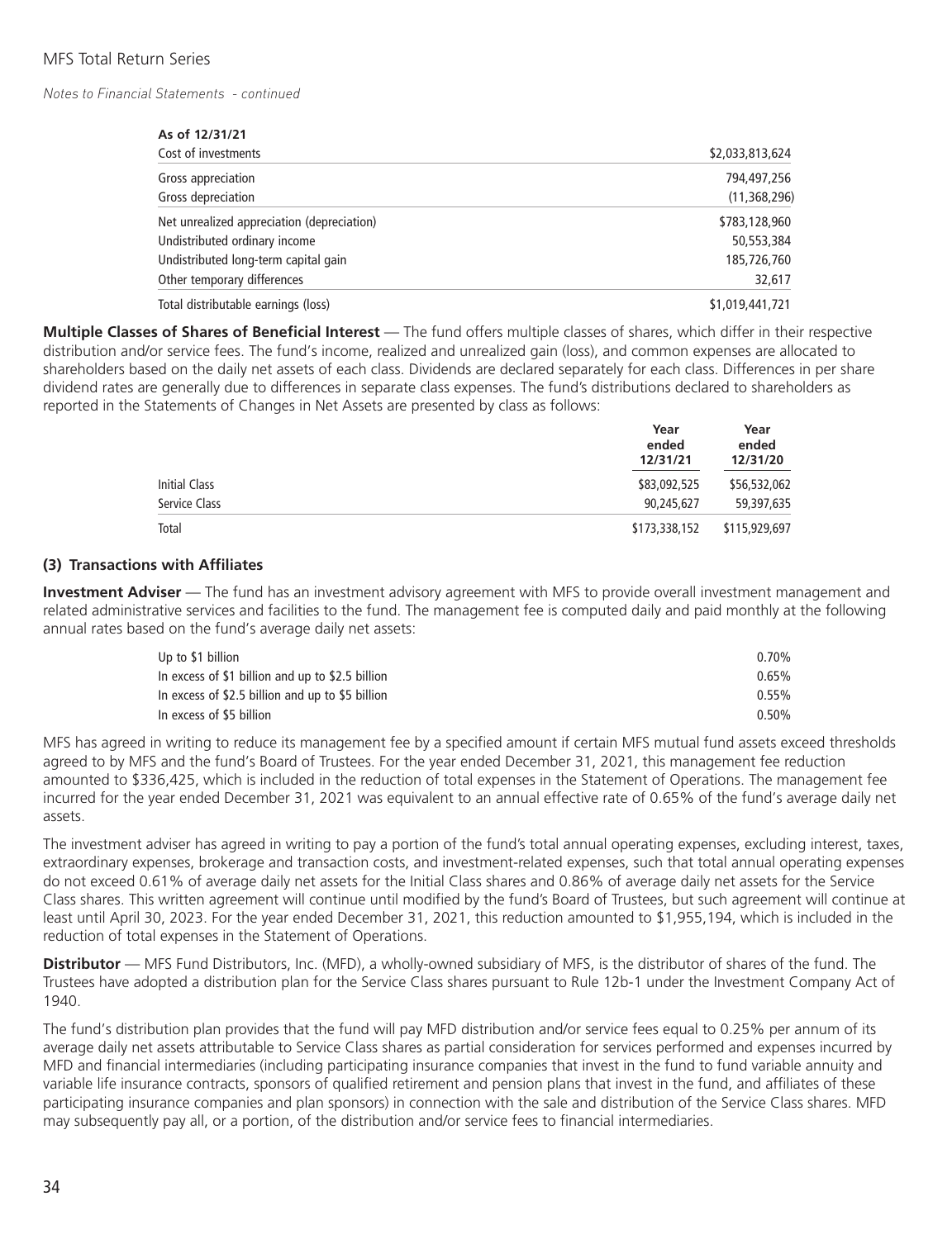*Notes to Financial Statements - continued*

| As of 12/31/21 | |
|---|---|
| Cost of investments | $2,033,813,624 |
| Gross appreciation | 794,497,256 |
| Gross depreciation | (11,368,296) |
| Net unrealized appreciation (depreciation) | $783,128,960 |
| Undistributed ordinary income | 50,553,384 |
| Undistributed long-term capital gain | 185,726,760 |
| Other temporary differences | 32,617 |
| Total distributable earnings (loss) | $1,019,441,721 |

**Multiple Classes of Shares of Beneficial Interest** — The fund offers multiple classes of shares, which differ in their respective distribution and/or service fees. The fund's income, realized and unrealized gain (loss), and common expenses are allocated to shareholders based on the daily net assets of each class. Dividends are declared separately for each class. Differences in per share dividend rates are generally due to differences in separate class expenses. The fund's distributions declared to shareholders as reported in the Statements of Changes in Net Assets are presented by class as follows:

| | Year ended 12/31/21 | Year ended 12/31/20 |
|---|---|---|
| Initial Class | $83,092,525 | $56,532,062 |
| Service Class | 90,245,627 | 59,397,635 |
| Total | $173,338,152 | $115,929,697 |

### (3) Transactions with Affiliates

**Investment Adviser** — The fund has an investment advisory agreement with MFS to provide overall investment management and related administrative services and facilities to the fund. The management fee is computed daily and paid monthly at the following annual rates based on the fund's average daily net assets:

| | |
|---|---|
| Up to $1 billion | 0.70% |
| In excess of $1 billion and up to $2.5 billion | 0.65% |
| In excess of $2.5 billion and up to $5 billion | 0.55% |
| In excess of $5 billion | 0.50% |

MFS has agreed in writing to reduce its management fee by a specified amount if certain MFS mutual fund assets exceed thresholds agreed to by MFS and the fund's Board of Trustees. For the year ended December 31, 2021, this management fee reduction amounted to $336,425, which is included in the reduction of total expenses in the Statement of Operations. The management fee incurred for the year ended December 31, 2021 was equivalent to an annual effective rate of 0.65% of the fund's average daily net assets.

The investment adviser has agreed in writing to pay a portion of the fund's total annual operating expenses, excluding interest, taxes, extraordinary expenses, brokerage and transaction costs, and investment-related expenses, such that total annual operating expenses do not exceed 0.61% of average daily net assets for the Initial Class shares and 0.86% of average daily net assets for the Service Class shares. This written agreement will continue until modified by the fund's Board of Trustees, but such agreement will continue at least until April 30, 2023. For the year ended December 31, 2021, this reduction amounted to $1,955,194, which is included in the reduction of total expenses in the Statement of Operations.

**Distributor** — MFS Fund Distributors, Inc. (MFD), a wholly-owned subsidiary of MFS, is the distributor of shares of the fund. The Trustees have adopted a distribution plan for the Service Class shares pursuant to Rule 12b-1 under the Investment Company Act of 1940.

The fund's distribution plan provides that the fund will pay MFD distribution and/or service fees equal to 0.25% per annum of its average daily net assets attributable to Service Class shares as partial consideration for services performed and expenses incurred by MFD and financial intermediaries (including participating insurance companies that invest in the fund to fund variable annuity and variable life insurance contracts, sponsors of qualified retirement and pension plans that invest in the fund, and affiliates of these participating insurance companies and plan sponsors) in connection with the sale and distribution of the Service Class shares. MFD may subsequently pay all, or a portion, of the distribution and/or service fees to financial intermediaries.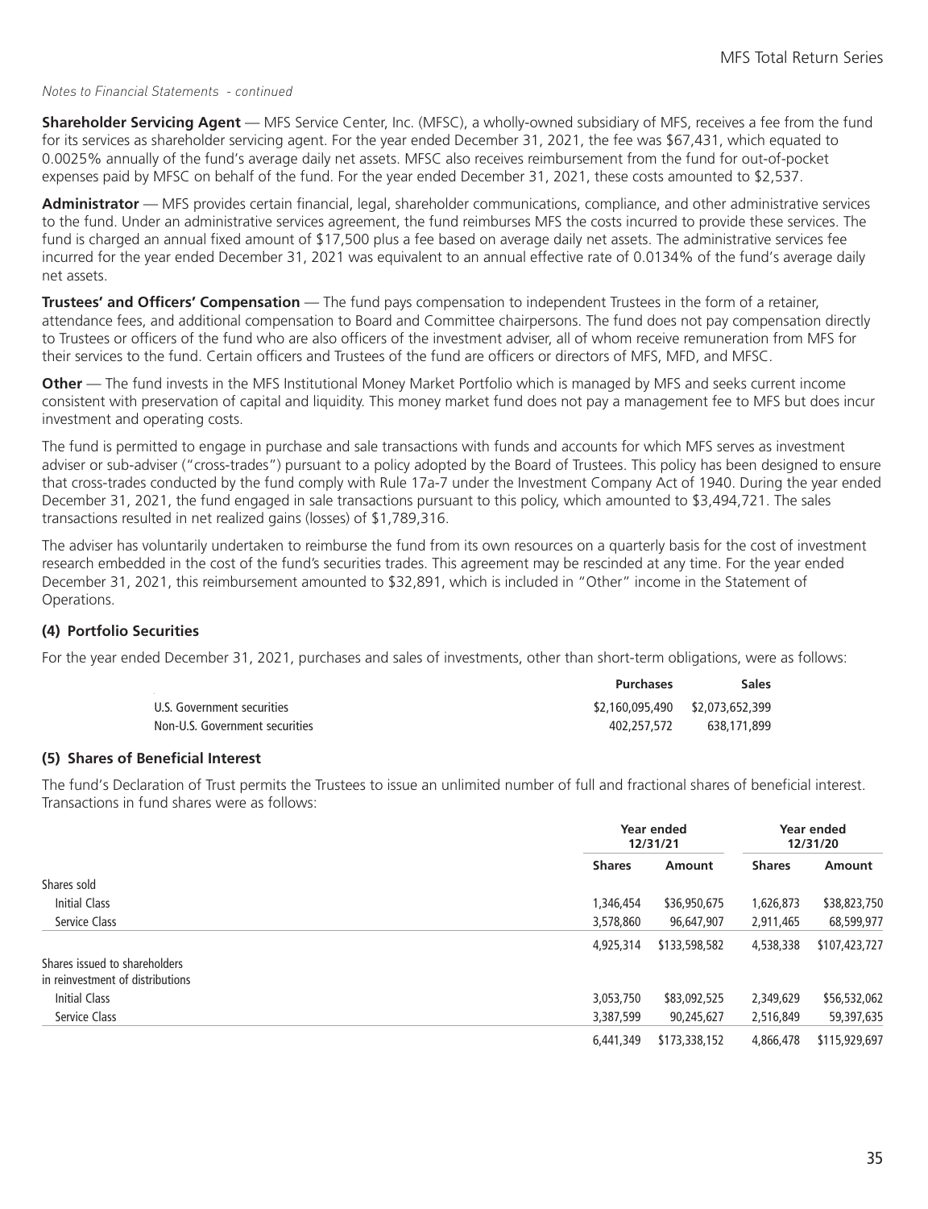*Notes to Financial Statements - continued*

**Shareholder Servicing Agent** — MFS Service Center, Inc. (MFSC), a wholly-owned subsidiary of MFS, receives a fee from the fund for its services as shareholder servicing agent. For the year ended December 31, 2021, the fee was $67,431, which equated to 0.0025% annually of the fund's average daily net assets. MFSC also receives reimbursement from the fund for out-of-pocket expenses paid by MFSC on behalf of the fund. For the year ended December 31, 2021, these costs amounted to $2,537.

**Administrator** — MFS provides certain financial, legal, shareholder communications, compliance, and other administrative services to the fund. Under an administrative services agreement, the fund reimburses MFS the costs incurred to provide these services. The fund is charged an annual fixed amount of $17,500 plus a fee based on average daily net assets. The administrative services fee incurred for the year ended December 31, 2021 was equivalent to an annual effective rate of 0.0134% of the fund's average daily net assets.

**Trustees' and Officers' Compensation** — The fund pays compensation to independent Trustees in the form of a retainer, attendance fees, and additional compensation to Board and Committee chairpersons. The fund does not pay compensation directly to Trustees or officers of the fund who are also officers of the investment adviser, all of whom receive remuneration from MFS for their services to the fund. Certain officers and Trustees of the fund are officers or directors of MFS, MFD, and MFSC.

**Other** — The fund invests in the MFS Institutional Money Market Portfolio which is managed by MFS and seeks current income consistent with preservation of capital and liquidity. This money market fund does not pay a management fee to MFS but does incur investment and operating costs.

The fund is permitted to engage in purchase and sale transactions with funds and accounts for which MFS serves as investment adviser or sub-adviser ("cross-trades") pursuant to a policy adopted by the Board of Trustees. This policy has been designed to ensure that cross-trades conducted by the fund comply with Rule 17a-7 under the Investment Company Act of 1940. During the year ended December 31, 2021, the fund engaged in sale transactions pursuant to this policy, which amounted to $3,494,721. The sales transactions resulted in net realized gains (losses) of $1,789,316.

The adviser has voluntarily undertaken to reimburse the fund from its own resources on a quarterly basis for the cost of investment research embedded in the cost of the fund's securities trades. This agreement may be rescinded at any time. For the year ended December 31, 2021, this reimbursement amounted to $32,891, which is included in "Other" income in the Statement of Operations.

### (4) Portfolio Securities

For the year ended December 31, 2021, purchases and sales of investments, other than short-term obligations, were as follows:

| | Purchases | Sales |
|---|---|---|
| U.S. Government securities | $2,160,095,490 | $2,073,652,399 |
| Non-U.S. Government securities | 402,257,572 | 638,171,899 |

### (5) Shares of Beneficial Interest

The fund's Declaration of Trust permits the Trustees to issue an unlimited number of full and fractional shares of beneficial interest. Transactions in fund shares were as follows:

| | Year ended 12/31/21 | | Year ended 12/31/20 | |
|---|---|---|---|---|
| | Shares | Amount | Shares | Amount |
| Shares sold | | | | |
| Initial Class | 1,346,454 | $36,950,675 | 1,626,873 | $38,823,750 |
| Service Class | 3,578,860 | 96,647,907 | 2,911,465 | 68,599,977 |
| | 4,925,314 | $133,598,582 | 4,538,338 | $107,423,727 |
| Shares issued to shareholders in reinvestment of distributions | | | | |
| Initial Class | 3,053,750 | $83,092,525 | 2,349,629 | $56,532,062 |
| Service Class | 3,387,599 | 90,245,627 | 2,516,849 | 59,397,635 |
| | 6,441,349 | $173,338,152 | 4,866,478 | $115,929,697 |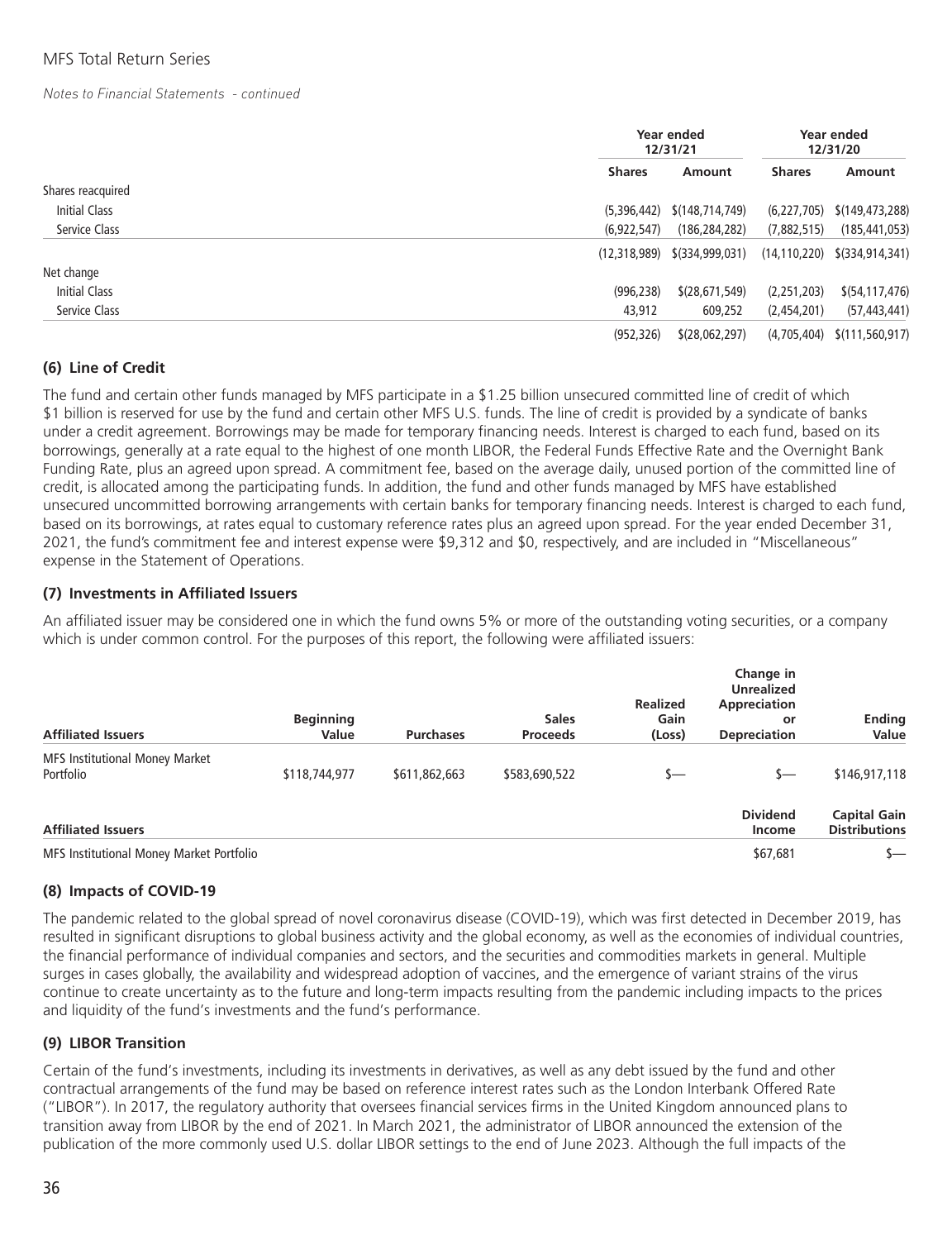*Notes to Financial Statements - continued*

| | Year ended 12/31/21 | | Year ended 12/31/20 | |
|---|---|---|---|---|
| | Shares | Amount | Shares | Amount |
| Shares reacquired | | | | |
| Initial Class | (5,396,442) | $(148,714,749) | (6,227,705) | $(149,473,288) |
| Service Class | (6,922,547) | (186,284,282) | (7,882,515) | (185,441,053) |
| | (12,318,989) | $(334,999,031) | (14,110,220) | $(334,914,341) |
| Net change | | | | |
| Initial Class | (996,238) | $(28,671,549) | (2,251,203) | $(54,117,476) |
| Service Class | 43,912 | 609,252 | (2,454,201) | (57,443,441) |
| | (952,326) | $(28,062,297) | (4,705,404) | $(111,560,917) |

### (6) Line of Credit

The fund and certain other funds managed by MFS participate in a $1.25 billion unsecured committed line of credit of which $1 billion is reserved for use by the fund and certain other MFS U.S. funds. The line of credit is provided by a syndicate of banks under a credit agreement. Borrowings may be made for temporary financing needs. Interest is charged to each fund, based on its borrowings, generally at a rate equal to the highest of one month LIBOR, the Federal Funds Effective Rate and the Overnight Bank Funding Rate, plus an agreed upon spread. A commitment fee, based on the average daily, unused portion of the committed line of credit, is allocated among the participating funds. In addition, the fund and other funds managed by MFS have established unsecured uncommitted borrowing arrangements with certain banks for temporary financing needs. Interest is charged to each fund, based on its borrowings, at rates equal to customary reference rates plus an agreed upon spread. For the year ended December 31, 2021, the fund's commitment fee and interest expense were $9,312 and $0, respectively, and are included in "Miscellaneous" expense in the Statement of Operations.

### (7) Investments in Affiliated Issuers

An affiliated issuer may be considered one in which the fund owns 5% or more of the outstanding voting securities, or a company which is under common control. For the purposes of this report, the following were affiliated issuers:

| Affiliated Issuers | Beginning Value | Purchases | Sales Proceeds | Realized Gain (Loss) | Change in Unrealized Appreciation or Depreciation | Ending Value |
|---|---|---|---|---|---|---|
| MFS Institutional Money Market Portfolio | $118,744,977 | $611,862,663 | $583,690,522 | $— | $— | $146,917,118 |

| Affiliated Issuers | Dividend Income | Capital Gain Distributions |
|---|---|---|
| MFS Institutional Money Market Portfolio | $67,681 | $— |

### (8) Impacts of COVID-19

The pandemic related to the global spread of novel coronavirus disease (COVID-19), which was first detected in December 2019, has resulted in significant disruptions to global business activity and the global economy, as well as the economies of individual countries, the financial performance of individual companies and sectors, and the securities and commodities markets in general. Multiple surges in cases globally, the availability and widespread adoption of vaccines, and the emergence of variant strains of the virus continue to create uncertainty as to the future and long-term impacts resulting from the pandemic including impacts to the prices and liquidity of the fund's investments and the fund's performance.

### (9) LIBOR Transition

Certain of the fund's investments, including its investments in derivatives, as well as any debt issued by the fund and other contractual arrangements of the fund may be based on reference interest rates such as the London Interbank Offered Rate ("LIBOR"). In 2017, the regulatory authority that oversees financial services firms in the United Kingdom announced plans to transition away from LIBOR by the end of 2021. In March 2021, the administrator of LIBOR announced the extension of the publication of the more commonly used U.S. dollar LIBOR settings to the end of June 2023. Although the full impacts of the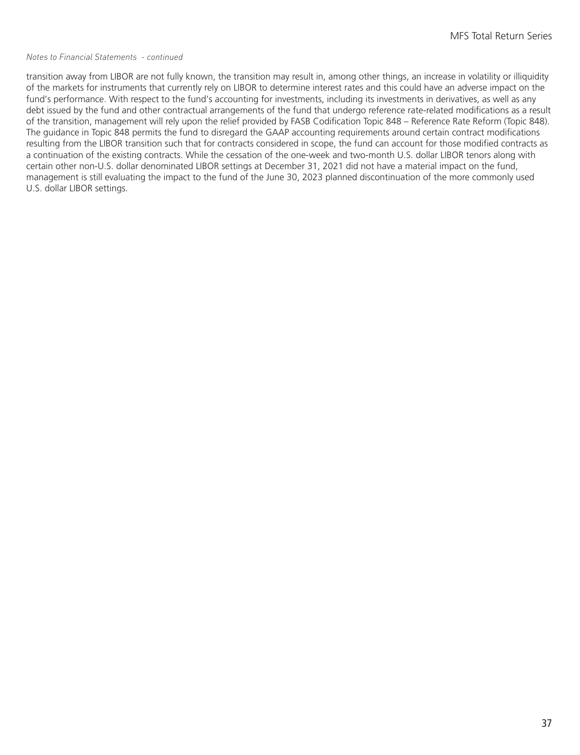transition away from LIBOR are not fully known, the transition may result in, among other things, an increase in volatility or illiquidity of the markets for instruments that currently rely on LIBOR to determine interest rates and this could have an adverse impact on the fund's performance. With respect to the fund's accounting for investments, including its investments in derivatives, as well as any debt issued by the fund and other contractual arrangements of the fund that undergo reference rate-related modifications as a result of the transition, management will rely upon the relief provided by FASB Codification Topic 848 – Reference Rate Reform (Topic 848). The guidance in Topic 848 permits the fund to disregard the GAAP accounting requirements around certain contract modifications resulting from the LIBOR transition such that for contracts considered in scope, the fund can account for those modified contracts as a continuation of the existing contracts. While the cessation of the one-week and two-month U.S. dollar LIBOR tenors along with certain other non-U.S. dollar denominated LIBOR settings at December 31, 2021 did not have a material impact on the fund, management is still evaluating the impact to the fund of the June 30, 2023 planned discontinuation of the more commonly used U.S. dollar LIBOR settings.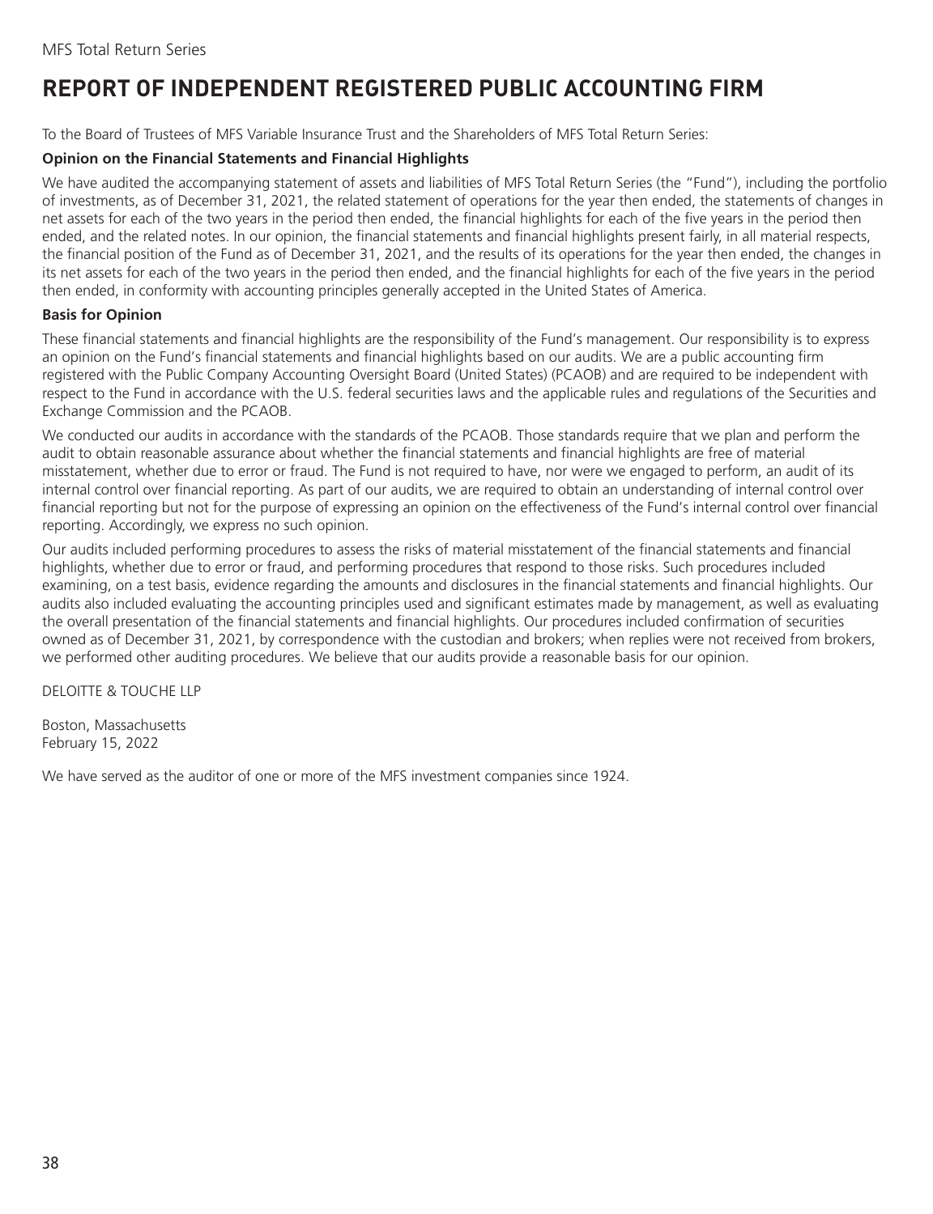# REPORT OF INDEPENDENT REGISTERED PUBLIC ACCOUNTING FIRM

To the Board of Trustees of MFS Variable Insurance Trust and the Shareholders of MFS Total Return Series:

### Opinion on the Financial Statements and Financial Highlights

We have audited the accompanying statement of assets and liabilities of MFS Total Return Series (the "Fund"), including the portfolio of investments, as of December 31, 2021, the related statement of operations for the year then ended, the statements of changes in net assets for each of the two years in the period then ended, the financial highlights for each of the five years in the period then ended, and the related notes. In our opinion, the financial statements and financial highlights present fairly, in all material respects, the financial position of the Fund as of December 31, 2021, and the results of its operations for the year then ended, the changes in its net assets for each of the two years in the period then ended, and the financial highlights for each of the five years in the period then ended, in conformity with accounting principles generally accepted in the United States of America.

### Basis for Opinion

These financial statements and financial highlights are the responsibility of the Fund's management. Our responsibility is to express an opinion on the Fund's financial statements and financial highlights based on our audits. We are a public accounting firm registered with the Public Company Accounting Oversight Board (United States) (PCAOB) and are required to be independent with respect to the Fund in accordance with the U.S. federal securities laws and the applicable rules and regulations of the Securities and Exchange Commission and the PCAOB.

We conducted our audits in accordance with the standards of the PCAOB. Those standards require that we plan and perform the audit to obtain reasonable assurance about whether the financial statements and financial highlights are free of material misstatement, whether due to error or fraud. The Fund is not required to have, nor were we engaged to perform, an audit of its internal control over financial reporting. As part of our audits, we are required to obtain an understanding of internal control over financial reporting but not for the purpose of expressing an opinion on the effectiveness of the Fund's internal control over financial reporting. Accordingly, we express no such opinion.

Our audits included performing procedures to assess the risks of material misstatement of the financial statements and financial highlights, whether due to error or fraud, and performing procedures that respond to those risks. Such procedures included examining, on a test basis, evidence regarding the amounts and disclosures in the financial statements and financial highlights. Our audits also included evaluating the accounting principles used and significant estimates made by management, as well as evaluating the overall presentation of the financial statements and financial highlights. Our procedures included confirmation of securities owned as of December 31, 2021, by correspondence with the custodian and brokers; when replies were not received from brokers, we performed other auditing procedures. We believe that our audits provide a reasonable basis for our opinion.

DELOITTE & TOUCHE LLP

Boston, Massachusetts
February 15, 2022

We have served as the auditor of one or more of the MFS investment companies since 1924.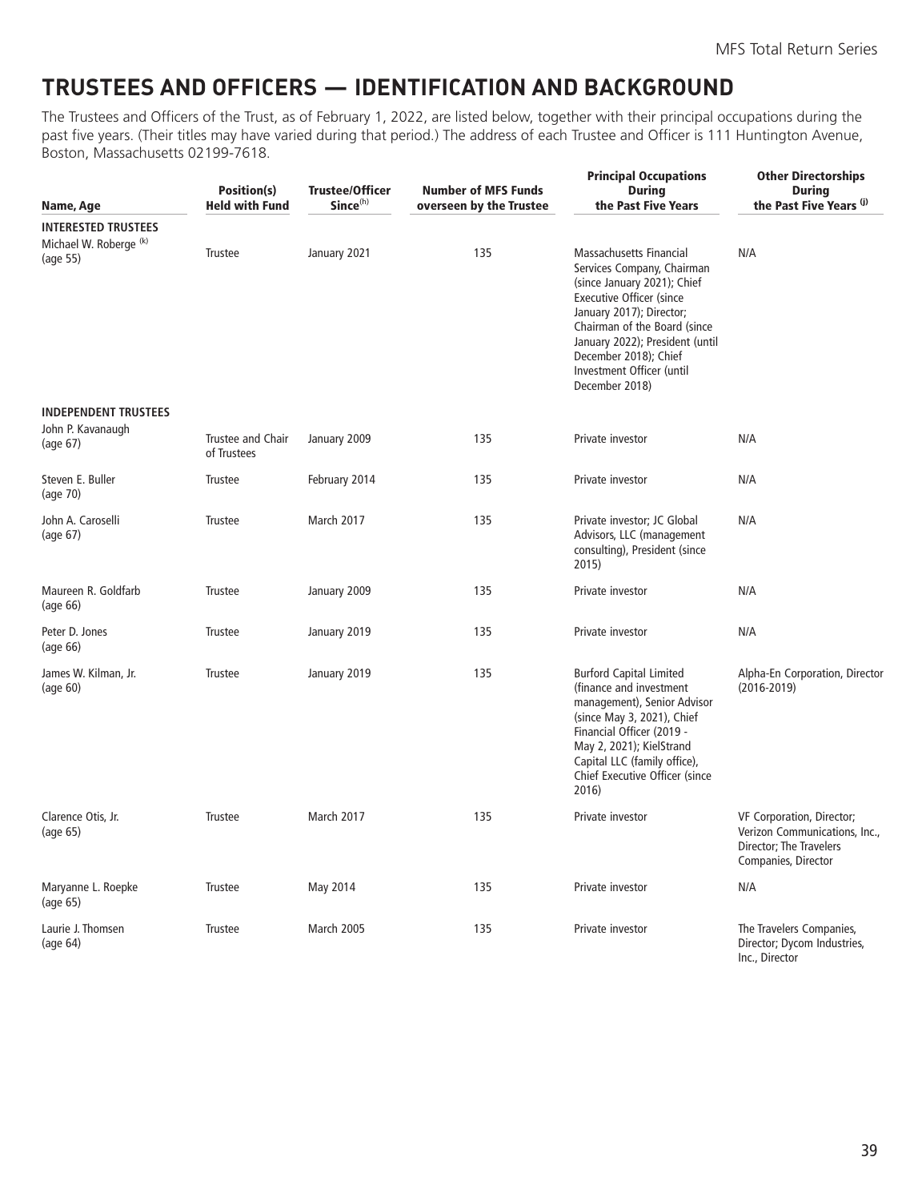# TRUSTEES AND OFFICERS — IDENTIFICATION AND BACKGROUND

The Trustees and Officers of the Trust, as of February 1, 2022, are listed below, together with their principal occupations during the past five years. (Their titles may have varied during that period.) The address of each Trustee and Officer is 111 Huntington Avenue, Boston, Massachusetts 02199-7618.

| Name, Age | Position(s) Held with Fund | Trustee/Officer Since[h] | Number of MFS Funds overseen by the Trustee | Principal Occupations During the Past Five Years | Other Directorships During the Past Five Years [j] |
|---|---|---|---|---|---|
| **INTERESTED TRUSTEES** | | | | | |
| Michael W. Roberge [k] (age 55) | Trustee | January 2021 | 135 | Massachusetts Financial Services Company, Chairman (since January 2021); Chief Executive Officer (since January 2017); Director; Chairman of the Board (since January 2022); President (until December 2018); Chief Investment Officer (until December 2018) | N/A |
| **INDEPENDENT TRUSTEES** | | | | | |
| John P. Kavanaugh (age 67) | Trustee and Chair of Trustees | January 2009 | 135 | Private investor | N/A |
| Steven E. Buller (age 70) | Trustee | February 2014 | 135 | Private investor | N/A |
| John A. Caroselli (age 67) | Trustee | March 2017 | 135 | Private investor; JC Global Advisors, LLC (management consulting), President (since 2015) | N/A |
| Maureen R. Goldfarb (age 66) | Trustee | January 2009 | 135 | Private investor | N/A |
| Peter D. Jones (age 66) | Trustee | January 2019 | 135 | Private investor | N/A |
| James W. Kilman, Jr. (age 60) | Trustee | January 2019 | 135 | Burford Capital Limited (finance and investment management), Senior Advisor (since May 3, 2021), Chief Financial Officer (2019 - May 2, 2021); KielStrand Capital LLC (family office), Chief Executive Officer (since 2016) | Alpha-En Corporation, Director (2016-2019) |
| Clarence Otis, Jr. (age 65) | Trustee | March 2017 | 135 | Private investor | VF Corporation, Director; Verizon Communications, Inc., Director; The Travelers Companies, Director |
| Maryanne L. Roepke (age 65) | Trustee | May 2014 | 135 | Private investor | N/A |
| Laurie J. Thomsen (age 64) | Trustee | March 2005 | 135 | Private investor | The Travelers Companies, Director; Dycom Industries, Inc., Director |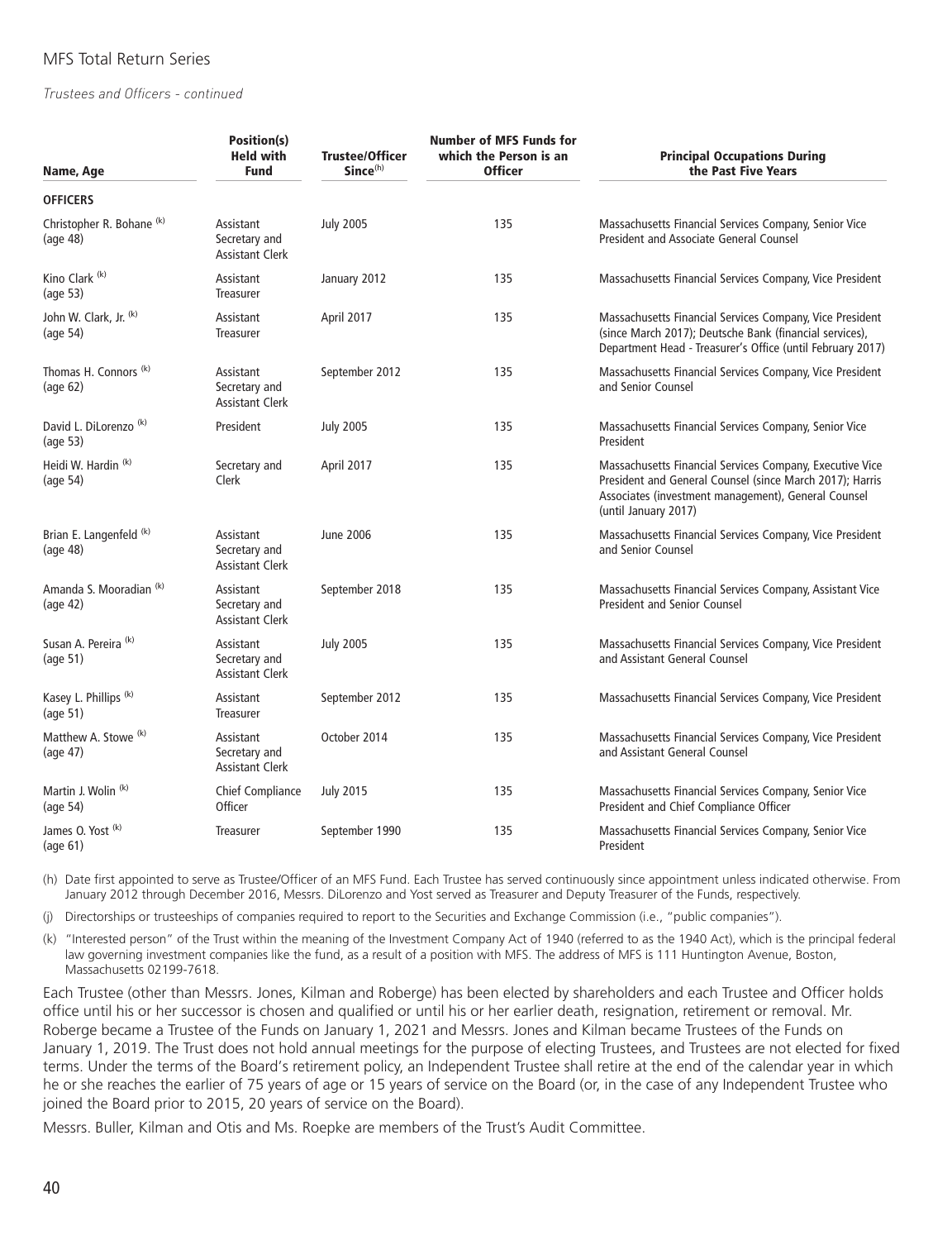*Trustees and Officers - continued*

| Name, Age | Position(s) Held with Fund | Trustee/Officer Since[(h)] | Number of MFS Funds for which the Person is an Officer | Principal Occupations During the Past Five Years |
|---|---|---|---|---|
| **OFFICERS** | | | | |
| Christopher R. Bohane [(k)] (age 48) | Assistant Secretary and Assistant Clerk | July 2005 | 135 | Massachusetts Financial Services Company, Senior Vice President and Associate General Counsel |
| Kino Clark [(k)] (age 53) | Assistant Treasurer | January 2012 | 135 | Massachusetts Financial Services Company, Vice President |
| John W. Clark, Jr. [(k)] (age 54) | Assistant Treasurer | April 2017 | 135 | Massachusetts Financial Services Company, Vice President (since March 2017); Deutsche Bank (financial services), Department Head - Treasurer's Office (until February 2017) |
| Thomas H. Connors [(k)] (age 62) | Assistant Secretary and Assistant Clerk | September 2012 | 135 | Massachusetts Financial Services Company, Vice President and Senior Counsel |
| David L. DiLorenzo [(k)] (age 53) | President | July 2005 | 135 | Massachusetts Financial Services Company, Senior Vice President |
| Heidi W. Hardin [(k)] (age 54) | Secretary and Clerk | April 2017 | 135 | Massachusetts Financial Services Company, Executive Vice President and General Counsel (since March 2017); Harris Associates (investment management), General Counsel (until January 2017) |
| Brian E. Langenfeld [(k)] (age 48) | Assistant Secretary and Assistant Clerk | June 2006 | 135 | Massachusetts Financial Services Company, Vice President and Senior Counsel |
| Amanda S. Mooradian [(k)] (age 42) | Assistant Secretary and Assistant Clerk | September 2018 | 135 | Massachusetts Financial Services Company, Assistant Vice President and Senior Counsel |
| Susan A. Pereira [(k)] (age 51) | Assistant Secretary and Assistant Clerk | July 2005 | 135 | Massachusetts Financial Services Company, Vice President and Assistant General Counsel |
| Kasey L. Phillips [(k)] (age 51) | Assistant Treasurer | September 2012 | 135 | Massachusetts Financial Services Company, Vice President |
| Matthew A. Stowe [(k)] (age 47) | Assistant Secretary and Assistant Clerk | October 2014 | 135 | Massachusetts Financial Services Company, Vice President and Assistant General Counsel |
| Martin J. Wolin [(k)] (age 54) | Chief Compliance Officer | July 2015 | 135 | Massachusetts Financial Services Company, Senior Vice President and Chief Compliance Officer |
| James O. Yost [(k)] (age 61) | Treasurer | September 1990 | 135 | Massachusetts Financial Services Company, Senior Vice President |

(h) Date first appointed to serve as Trustee/Officer of an MFS Fund. Each Trustee has served continuously since appointment unless indicated otherwise. From January 2012 through December 2016, Messrs. DiLorenzo and Yost served as Treasurer and Deputy Treasurer of the Funds, respectively.

(j) Directorships or trusteeships of companies required to report to the Securities and Exchange Commission (i.e., "public companies").

(k) "Interested person" of the Trust within the meaning of the Investment Company Act of 1940 (referred to as the 1940 Act), which is the principal federal law governing investment companies like the fund, as a result of a position with MFS. The address of MFS is 111 Huntington Avenue, Boston, Massachusetts 02199-7618.

Each Trustee (other than Messrs. Jones, Kilman and Roberge) has been elected by shareholders and each Trustee and Officer holds office until his or her successor is chosen and qualified or until his or her earlier death, resignation, retirement or removal. Mr. Roberge became a Trustee of the Funds on January 1, 2021 and Messrs. Jones and Kilman became Trustees of the Funds on January 1, 2019. The Trust does not hold annual meetings for the purpose of electing Trustees, and Trustees are not elected for fixed terms. Under the terms of the Board's retirement policy, an Independent Trustee shall retire at the end of the calendar year in which he or she reaches the earlier of 75 years of age or 15 years of service on the Board (or, in the case of any Independent Trustee who joined the Board prior to 2015, 20 years of service on the Board).

Messrs. Buller, Kilman and Otis and Ms. Roepke are members of the Trust's Audit Committee.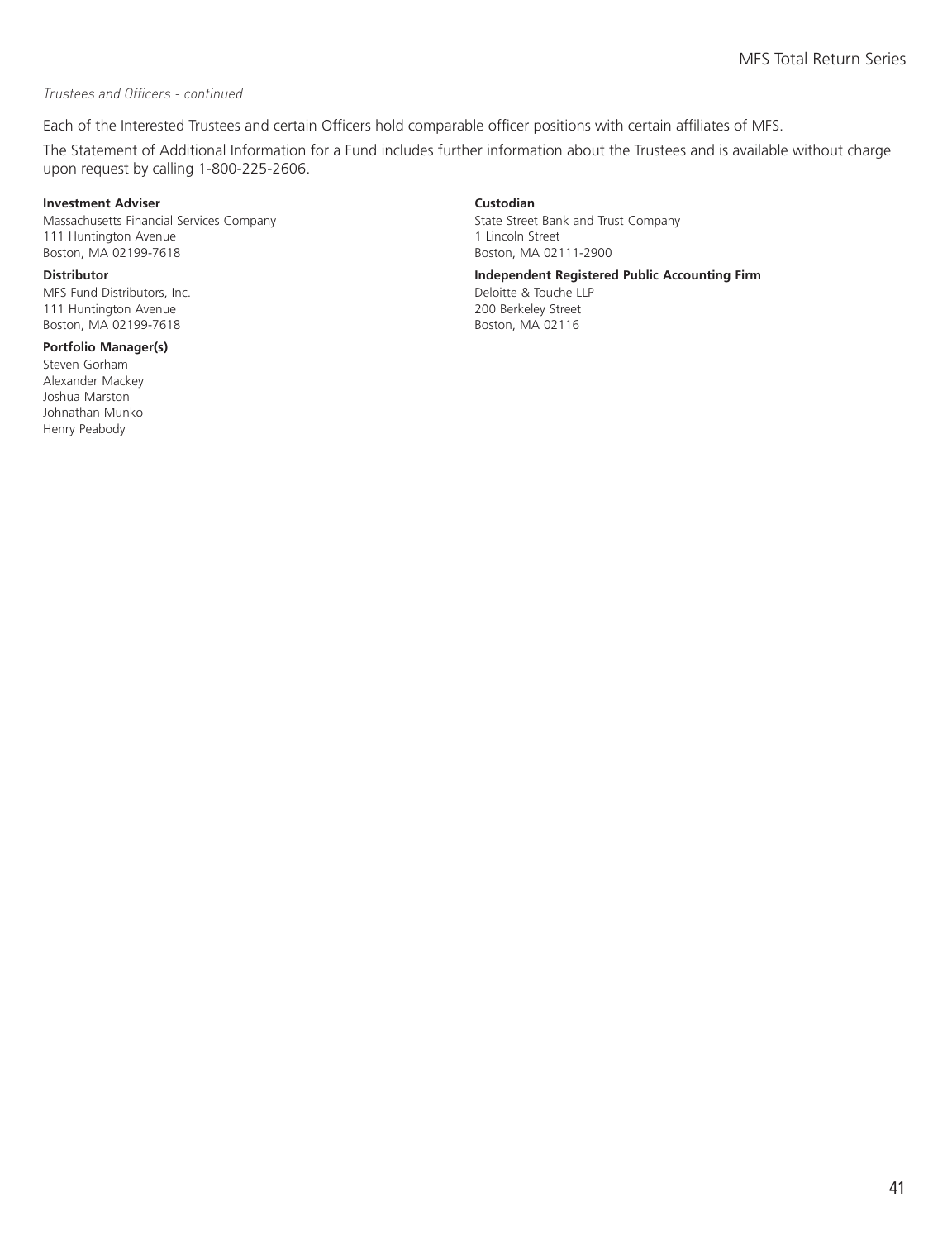*Trustees and Officers - continued*

Each of the Interested Trustees and certain Officers hold comparable officer positions with certain affiliates of MFS.

The Statement of Additional Information for a Fund includes further information about the Trustees and is available without charge upon request by calling 1-800-225-2606.

**Investment Adviser**
Massachusetts Financial Services Company
111 Huntington Avenue
Boston, MA 02199-7618

**Distributor**
MFS Fund Distributors, Inc.
111 Huntington Avenue
Boston, MA 02199-7618

**Portfolio Manager(s)**
Steven Gorham
Alexander Mackey
Joshua Marston
Johnathan Munko
Henry Peabody

**Custodian**
State Street Bank and Trust Company
1 Lincoln Street
Boston, MA 02111-2900

**Independent Registered Public Accounting Firm**
Deloitte & Touche LLP
200 Berkeley Street
Boston, MA 02116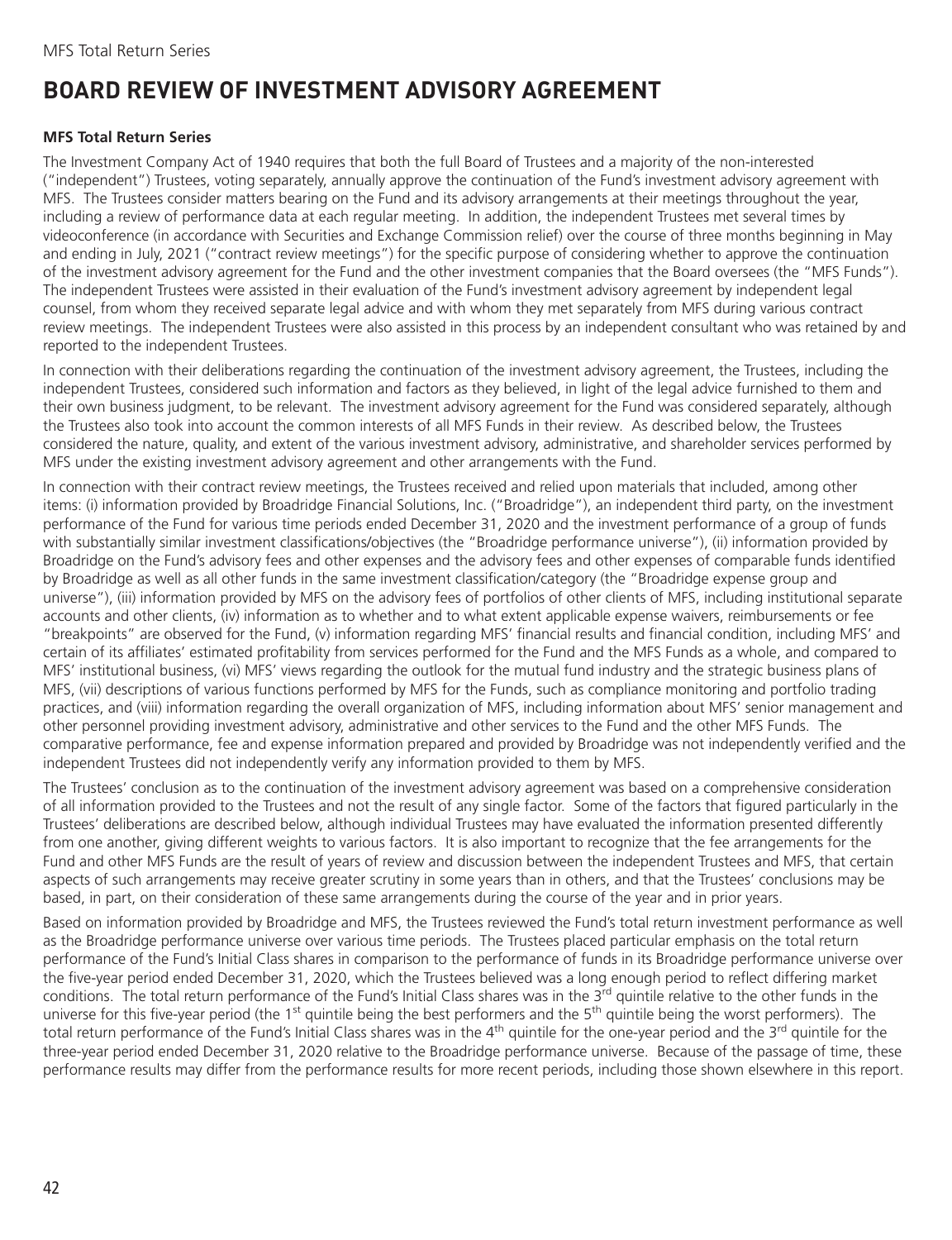# BOARD REVIEW OF INVESTMENT ADVISORY AGREEMENT

**MFS Total Return Series**

The Investment Company Act of 1940 requires that both the full Board of Trustees and a majority of the non-interested ("independent") Trustees, voting separately, annually approve the continuation of the Fund's investment advisory agreement with MFS. The Trustees consider matters bearing on the Fund and its advisory arrangements at their meetings throughout the year, including a review of performance data at each regular meeting. In addition, the independent Trustees met several times by videoconference (in accordance with Securities and Exchange Commission relief) over the course of three months beginning in May and ending in July, 2021 ("contract review meetings") for the specific purpose of considering whether to approve the continuation of the investment advisory agreement for the Fund and the other investment companies that the Board oversees (the "MFS Funds"). The independent Trustees were assisted in their evaluation of the Fund's investment advisory agreement by independent legal counsel, from whom they received separate legal advice and with whom they met separately from MFS during various contract review meetings. The independent Trustees were also assisted in this process by an independent consultant who was retained by and reported to the independent Trustees.

In connection with their deliberations regarding the continuation of the investment advisory agreement, the Trustees, including the independent Trustees, considered such information and factors as they believed, in light of the legal advice furnished to them and their own business judgment, to be relevant. The investment advisory agreement for the Fund was considered separately, although the Trustees also took into account the common interests of all MFS Funds in their review. As described below, the Trustees considered the nature, quality, and extent of the various investment advisory, administrative, and shareholder services performed by MFS under the existing investment advisory agreement and other arrangements with the Fund.

In connection with their contract review meetings, the Trustees received and relied upon materials that included, among other items: (i) information provided by Broadridge Financial Solutions, Inc. ("Broadridge"), an independent third party, on the investment performance of the Fund for various time periods ended December 31, 2020 and the investment performance of a group of funds with substantially similar investment classifications/objectives (the "Broadridge performance universe"), (ii) information provided by Broadridge on the Fund's advisory fees and other expenses and the advisory fees and other expenses of comparable funds identified by Broadridge as well as all other funds in the same investment classification/category (the "Broadridge expense group and universe"), (iii) information provided by MFS on the advisory fees of portfolios of other clients of MFS, including institutional separate accounts and other clients, (iv) information as to whether and to what extent applicable expense waivers, reimbursements or fee "breakpoints" are observed for the Fund, (v) information regarding MFS' financial results and financial condition, including MFS' and certain of its affiliates' estimated profitability from services performed for the Fund and the MFS Funds as a whole, and compared to MFS' institutional business, (vi) MFS' views regarding the outlook for the mutual fund industry and the strategic business plans of MFS, (vii) descriptions of various functions performed by MFS for the Funds, such as compliance monitoring and portfolio trading practices, and (viii) information regarding the overall organization of MFS, including information about MFS' senior management and other personnel providing investment advisory, administrative and other services to the Fund and the other MFS Funds. The comparative performance, fee and expense information prepared and provided by Broadridge was not independently verified and the independent Trustees did not independently verify any information provided to them by MFS.

The Trustees' conclusion as to the continuation of the investment advisory agreement was based on a comprehensive consideration of all information provided to the Trustees and not the result of any single factor. Some of the factors that figured particularly in the Trustees' deliberations are described below, although individual Trustees may have evaluated the information presented differently from one another, giving different weights to various factors. It is also important to recognize that the fee arrangements for the Fund and other MFS Funds are the result of years of review and discussion between the independent Trustees and MFS, that certain aspects of such arrangements may receive greater scrutiny in some years than in others, and that the Trustees' conclusions may be based, in part, on their consideration of these same arrangements during the course of the year and in prior years.

Based on information provided by Broadridge and MFS, the Trustees reviewed the Fund's total return investment performance as well as the Broadridge performance universe over various time periods. The Trustees placed particular emphasis on the total return performance of the Fund's Initial Class shares in comparison to the performance of funds in its Broadridge performance universe over the five-year period ended December 31, 2020, which the Trustees believed was a long enough period to reflect differing market conditions. The total return performance of the Fund's Initial Class shares was in the 3rd quintile relative to the other funds in the universe for this five-year period (the 1st quintile being the best performers and the 5th quintile being the worst performers). The total return performance of the Fund's Initial Class shares was in the 4th quintile for the one-year period and the 3rd quintile for the three-year period ended December 31, 2020 relative to the Broadridge performance universe. Because of the passage of time, these performance results may differ from the performance results for more recent periods, including those shown elsewhere in this report.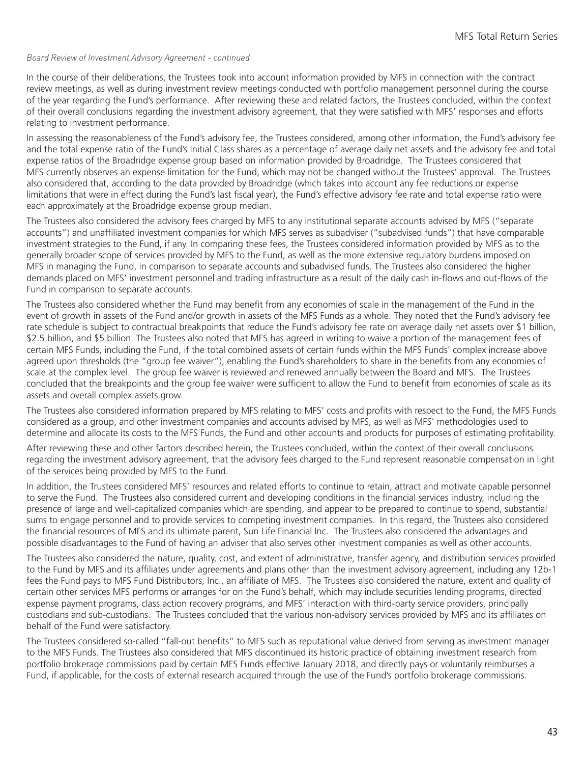*Board Review of Investment Advisory Agreement - continued*

In the course of their deliberations, the Trustees took into account information provided by MFS in connection with the contract review meetings, as well as during investment review meetings conducted with portfolio management personnel during the course of the year regarding the Fund's performance. After reviewing these and related factors, the Trustees concluded, within the context of their overall conclusions regarding the investment advisory agreement, that they were satisfied with MFS' responses and efforts relating to investment performance.

In assessing the reasonableness of the Fund's advisory fee, the Trustees considered, among other information, the Fund's advisory fee and the total expense ratio of the Fund's Initial Class shares as a percentage of average daily net assets and the advisory fee and total expense ratios of the Broadridge expense group based on information provided by Broadridge. The Trustees considered that MFS currently observes an expense limitation for the Fund, which may not be changed without the Trustees' approval. The Trustees also considered that, according to the data provided by Broadridge (which takes into account any fee reductions or expense limitations that were in effect during the Fund's last fiscal year), the Fund's effective advisory fee rate and total expense ratio were each approximately at the Broadridge expense group median.

The Trustees also considered the advisory fees charged by MFS to any institutional separate accounts advised by MFS ("separate accounts") and unaffiliated investment companies for which MFS serves as subadviser ("subadvised funds") that have comparable investment strategies to the Fund, if any. In comparing these fees, the Trustees considered information provided by MFS as to the generally broader scope of services provided by MFS to the Fund, as well as the more extensive regulatory burdens imposed on MFS in managing the Fund, in comparison to separate accounts and subadvised funds. The Trustees also considered the higher demands placed on MFS' investment personnel and trading infrastructure as a result of the daily cash in-flows and out-flows of the Fund in comparison to separate accounts.

The Trustees also considered whether the Fund may benefit from any economies of scale in the management of the Fund in the event of growth in assets of the Fund and/or growth in assets of the MFS Funds as a whole. They noted that the Fund's advisory fee rate schedule is subject to contractual breakpoints that reduce the Fund's advisory fee rate on average daily net assets over $1 billion, $2.5 billion, and $5 billion. The Trustees also noted that MFS has agreed in writing to waive a portion of the management fees of certain MFS Funds, including the Fund, if the total combined assets of certain funds within the MFS Funds' complex increase above agreed upon thresholds (the "group fee waiver"), enabling the Fund's shareholders to share in the benefits from any economies of scale at the complex level. The group fee waiver is reviewed and renewed annually between the Board and MFS. The Trustees concluded that the breakpoints and the group fee waiver were sufficient to allow the Fund to benefit from economies of scale as its assets and overall complex assets grow.

The Trustees also considered information prepared by MFS relating to MFS' costs and profits with respect to the Fund, the MFS Funds considered as a group, and other investment companies and accounts advised by MFS, as well as MFS' methodologies used to determine and allocate its costs to the MFS Funds, the Fund and other accounts and products for purposes of estimating profitability.

After reviewing these and other factors described herein, the Trustees concluded, within the context of their overall conclusions regarding the investment advisory agreement, that the advisory fees charged to the Fund represent reasonable compensation in light of the services being provided by MFS to the Fund.

In addition, the Trustees considered MFS' resources and related efforts to continue to retain, attract and motivate capable personnel to serve the Fund. The Trustees also considered current and developing conditions in the financial services industry, including the presence of large and well-capitalized companies which are spending, and appear to be prepared to continue to spend, substantial sums to engage personnel and to provide services to competing investment companies. In this regard, the Trustees also considered the financial resources of MFS and its ultimate parent, Sun Life Financial Inc. The Trustees also considered the advantages and possible disadvantages to the Fund of having an adviser that also serves other investment companies as well as other accounts.

The Trustees also considered the nature, quality, cost, and extent of administrative, transfer agency, and distribution services provided to the Fund by MFS and its affiliates under agreements and plans other than the investment advisory agreement, including any 12b-1 fees the Fund pays to MFS Fund Distributors, Inc., an affiliate of MFS. The Trustees also considered the nature, extent and quality of certain other services MFS performs or arranges for on the Fund's behalf, which may include securities lending programs, directed expense payment programs, class action recovery programs, and MFS' interaction with third-party service providers, principally custodians and sub-custodians. The Trustees concluded that the various non-advisory services provided by MFS and its affiliates on behalf of the Fund were satisfactory.

The Trustees considered so-called "fall-out benefits" to MFS such as reputational value derived from serving as investment manager to the MFS Funds. The Trustees also considered that MFS discontinued its historic practice of obtaining investment research from portfolio brokerage commissions paid by certain MFS Funds effective January 2018, and directly pays or voluntarily reimburses a Fund, if applicable, for the costs of external research acquired through the use of the Fund's portfolio brokerage commissions.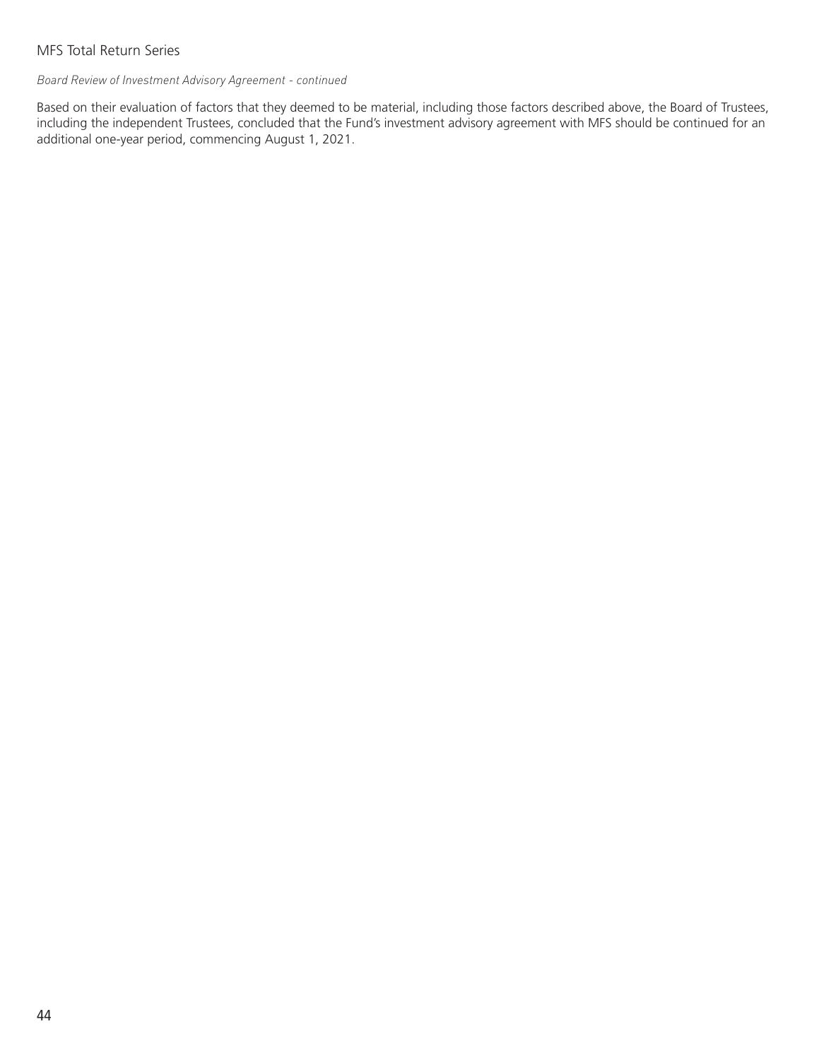*Board Review of Investment Advisory Agreement - continued*

Based on their evaluation of factors that they deemed to be material, including those factors described above, the Board of Trustees, including the independent Trustees, concluded that the Fund's investment advisory agreement with MFS should be continued for an additional one-year period, commencing August 1, 2021.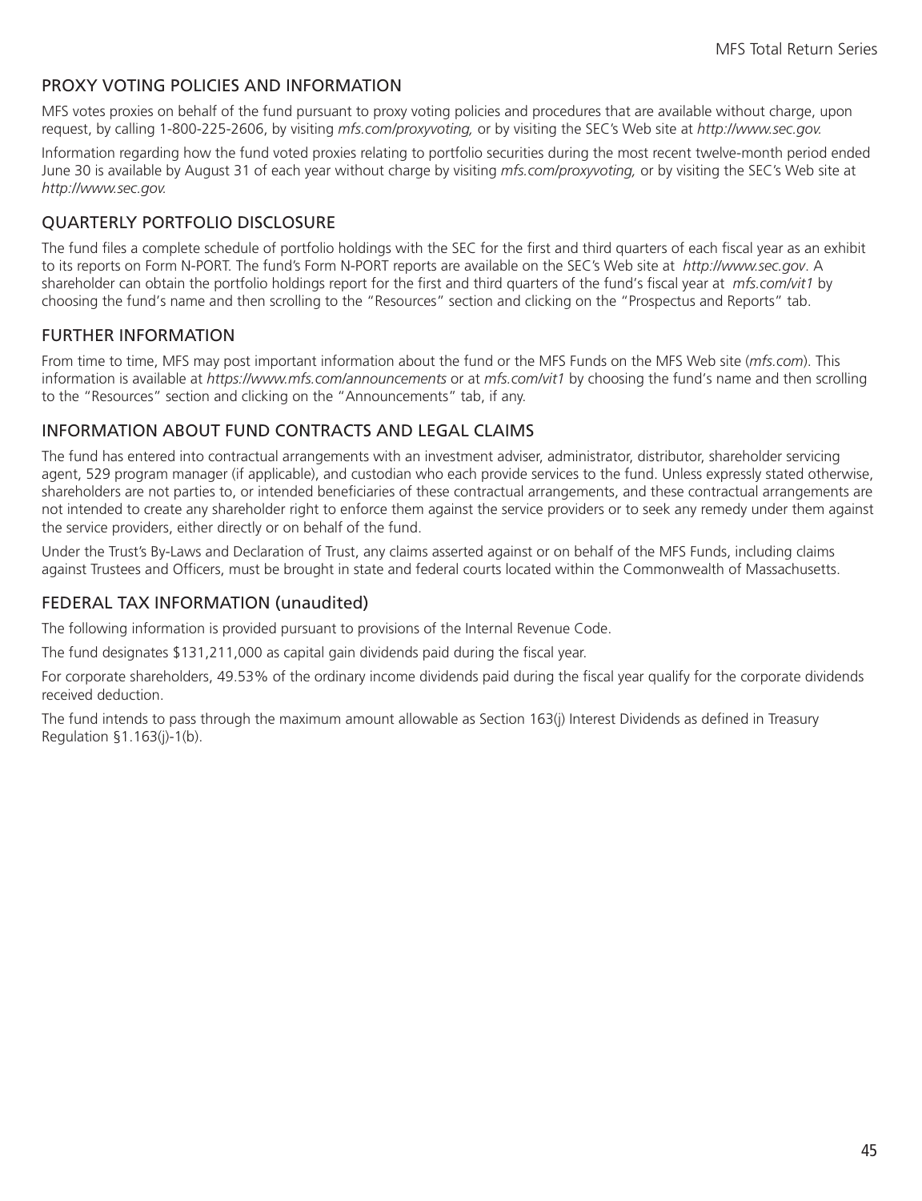## PROXY VOTING POLICIES AND INFORMATION

MFS votes proxies on behalf of the fund pursuant to proxy voting policies and procedures that are available without charge, upon request, by calling 1-800-225-2606, by visiting *mfs.com/proxyvoting,* or by visiting the SEC's Web site at *http://www.sec.gov.*

Information regarding how the fund voted proxies relating to portfolio securities during the most recent twelve-month period ended June 30 is available by August 31 of each year without charge by visiting *mfs.com/proxyvoting,* or by visiting the SEC's Web site at *http://www.sec.gov.*

## QUARTERLY PORTFOLIO DISCLOSURE

The fund files a complete schedule of portfolio holdings with the SEC for the first and third quarters of each fiscal year as an exhibit to its reports on Form N-PORT. The fund's Form N-PORT reports are available on the SEC's Web site at *http://www.sec.gov*. A shareholder can obtain the portfolio holdings report for the first and third quarters of the fund's fiscal year at *mfs.com/vit1* by choosing the fund's name and then scrolling to the "Resources" section and clicking on the "Prospectus and Reports" tab.

## FURTHER INFORMATION

From time to time, MFS may post important information about the fund or the MFS Funds on the MFS Web site (*mfs.com*). This information is available at *https://www.mfs.com/announcements* or at *mfs.com/vit1* by choosing the fund's name and then scrolling to the "Resources" section and clicking on the "Announcements" tab, if any.

## INFORMATION ABOUT FUND CONTRACTS AND LEGAL CLAIMS

The fund has entered into contractual arrangements with an investment adviser, administrator, distributor, shareholder servicing agent, 529 program manager (if applicable), and custodian who each provide services to the fund. Unless expressly stated otherwise, shareholders are not parties to, or intended beneficiaries of these contractual arrangements, and these contractual arrangements are not intended to create any shareholder right to enforce them against the service providers or to seek any remedy under them against the service providers, either directly or on behalf of the fund.

Under the Trust's By-Laws and Declaration of Trust, any claims asserted against or on behalf of the MFS Funds, including claims against Trustees and Officers, must be brought in state and federal courts located within the Commonwealth of Massachusetts.

## FEDERAL TAX INFORMATION (unaudited)

The following information is provided pursuant to provisions of the Internal Revenue Code.

The fund designates $131,211,000 as capital gain dividends paid during the fiscal year.

For corporate shareholders, 49.53% of the ordinary income dividends paid during the fiscal year qualify for the corporate dividends received deduction.

The fund intends to pass through the maximum amount allowable as Section 163(j) Interest Dividends as defined in Treasury Regulation §1.163(j)-1(b).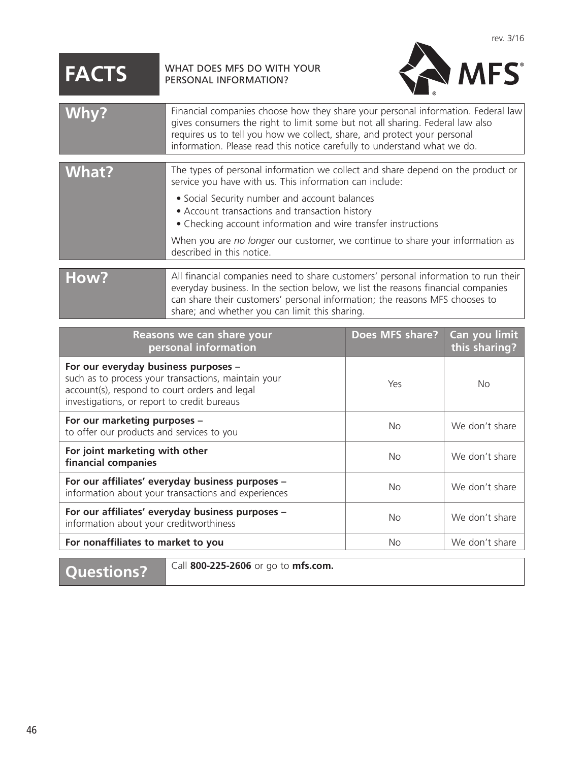rev. 3/16

# FACTS

WHAT DOES MFS DO WITH YOUR PERSONAL INFORMATION?

MFS®

## Why?

Financial companies choose how they share your personal information. Federal law gives consumers the right to limit some but not all sharing. Federal law also requires us to tell you how we collect, share, and protect your personal information. Please read this notice carefully to understand what we do.

## What?

The types of personal information we collect and share depend on the product or service you have with us. This information can include:

- Social Security number and account balances
- Account transactions and transaction history
- Checking account information and wire transfer instructions

When you are *no longer* our customer, we continue to share your information as described in this notice.

## How?

All financial companies need to share customers' personal information to run their everyday business. In the section below, we list the reasons financial companies can share their customers' personal information; the reasons MFS chooses to share; and whether you can limit this sharing.

| Reasons we can share your personal information | Does MFS share? | Can you limit this sharing? |
|---|---|---|
| **For our everyday business purposes –** such as to process your transactions, maintain your account(s), respond to court orders and legal investigations, or report to credit bureaus | Yes | No |
| **For our marketing purposes –** to offer our products and services to you | No | We don't share |
| **For joint marketing with other financial companies** | No | We don't share |
| **For our affiliates' everyday business purposes –** information about your transactions and experiences | No | We don't share |
| **For our affiliates' everyday business purposes –** information about your creditworthiness | No | We don't share |
| **For nonaffiliates to market to you** | No | We don't share |

## Questions?

Call **800-225-2606** or go to **mfs.com.**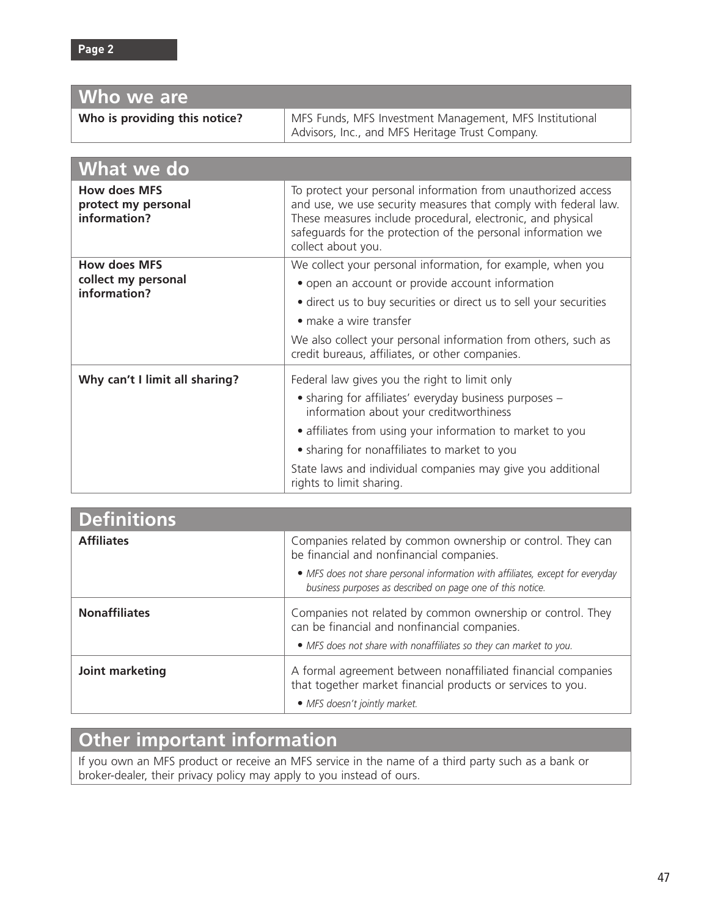## Who we are

| | |
|---|---|
| **Who is providing this notice?** | MFS Funds, MFS Investment Management, MFS Institutional Advisors, Inc., and MFS Heritage Trust Company. |

## What we do

| | |
|---|---|
| **How does MFS protect my personal information?** | To protect your personal information from unauthorized access and use, we use security measures that comply with federal law. These measures include procedural, electronic, and physical safeguards for the protection of the personal information we collect about you. |
| **How does MFS collect my personal information?** | We collect your personal information, for example, when you <br>• open an account or provide account information <br>• direct us to buy securities or direct us to sell your securities <br>• make a wire transfer <br>We also collect your personal information from others, such as credit bureaus, affiliates, or other companies. |
| **Why can't I limit all sharing?** | Federal law gives you the right to limit only <br>• sharing for affiliates' everyday business purposes – information about your creditworthiness <br>• affiliates from using your information to market to you <br>• sharing for nonaffiliates to market to you <br>State laws and individual companies may give you additional rights to limit sharing. |

## Definitions

| | |
|---|---|
| **Affiliates** | Companies related by common ownership or control. They can be financial and nonfinancial companies. <br>• *MFS does not share personal information with affiliates, except for everyday business purposes as described on page one of this notice.* |
| **Nonaffiliates** | Companies not related by common ownership or control. They can be financial and nonfinancial companies. <br>• *MFS does not share with nonaffiliates so they can market to you.* |
| **Joint marketing** | A formal agreement between nonaffiliated financial companies that together market financial products or services to you. <br>• *MFS doesn't jointly market.* |

## Other important information

If you own an MFS product or receive an MFS service in the name of a third party such as a bank or broker-dealer, their privacy policy may apply to you instead of ours.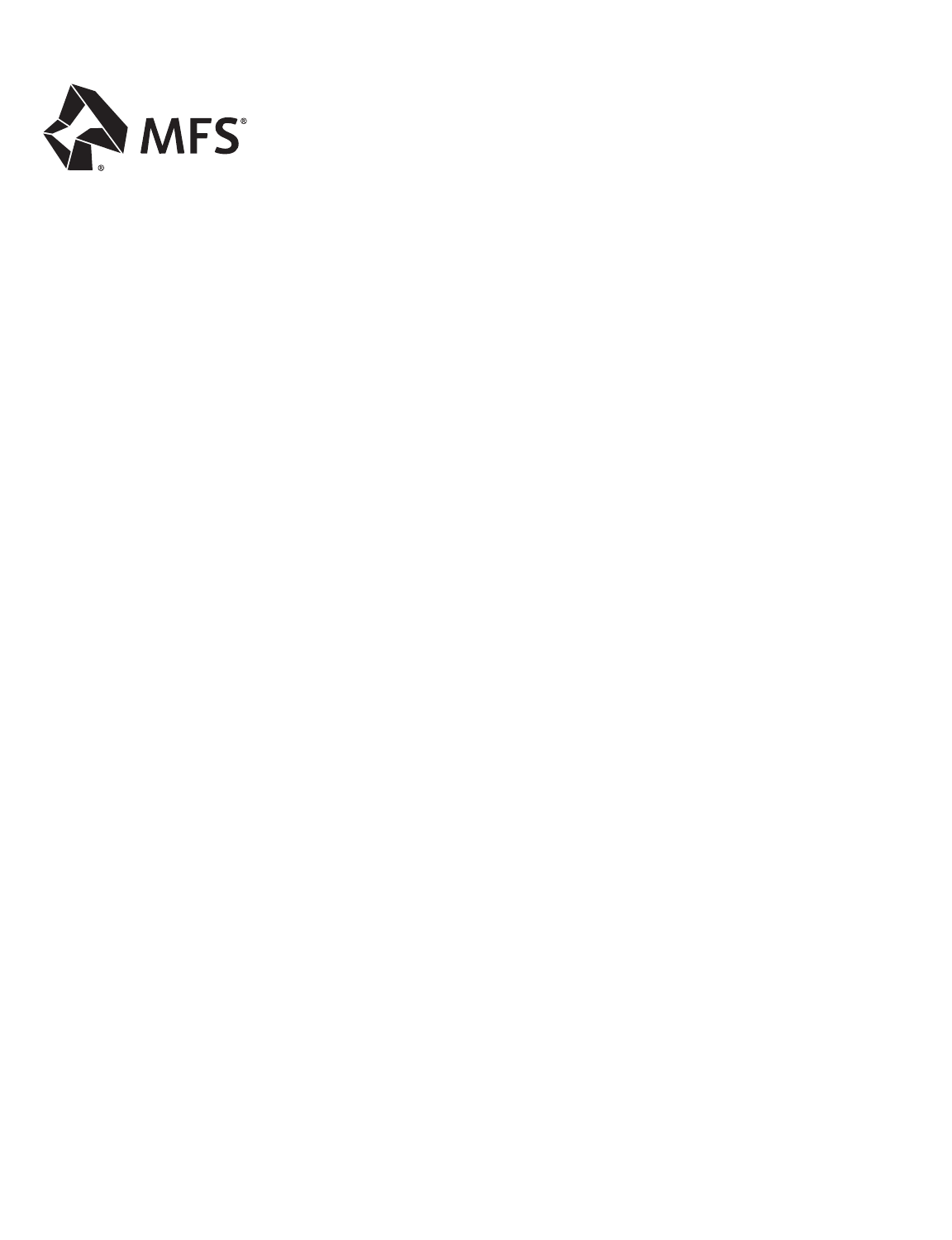MFS®